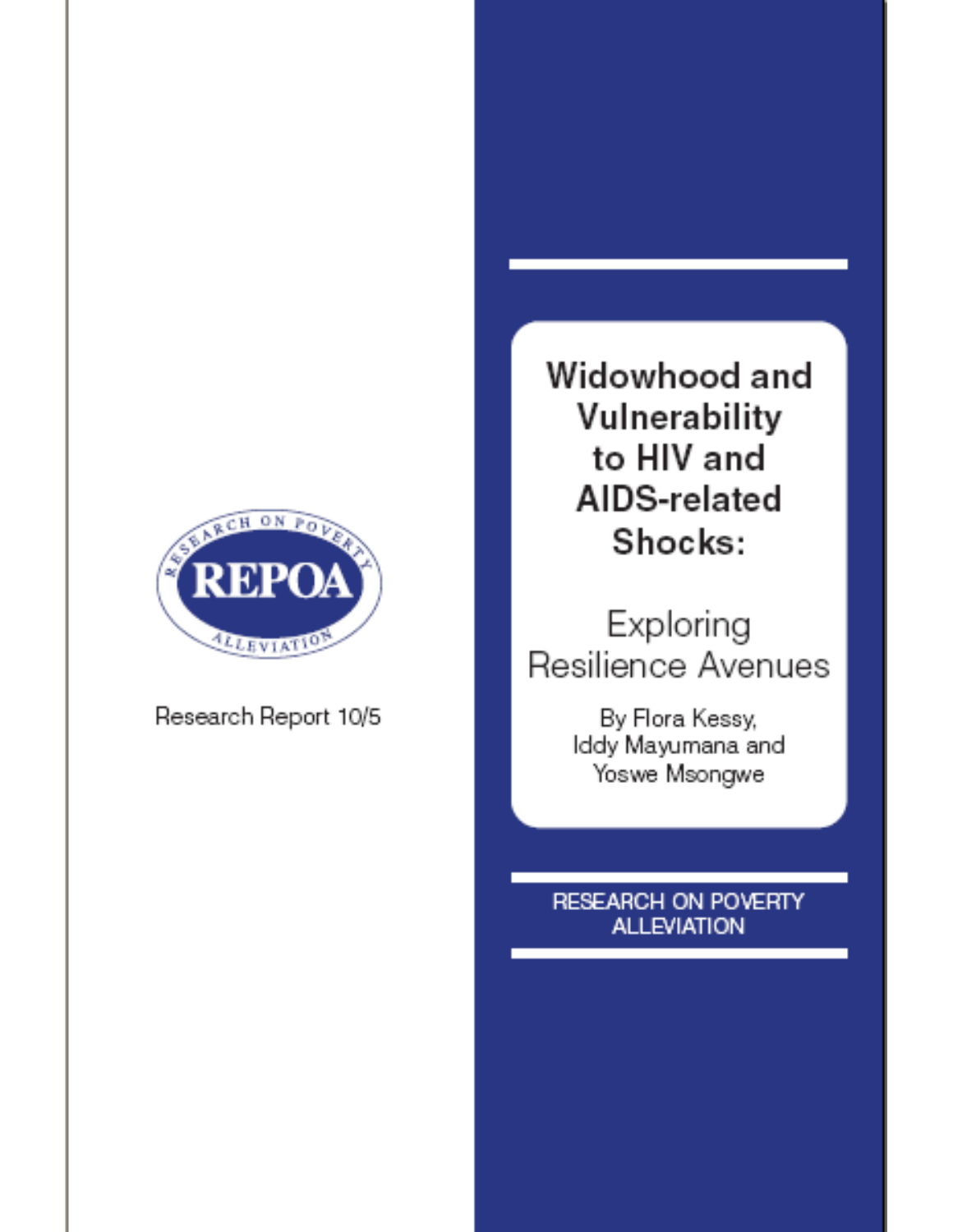RESEARCH ON POVERTY
REPOA
ALLEVIATION

Research Report 10/5

# Widowhood and Vulnerability to HIV and AIDS-related Shocks:

## Exploring Resilience Avenues

By Flora Kessy, Iddy Mayumana and Yoswe Msongwe

RESEARCH ON POVERTY ALLEVIATION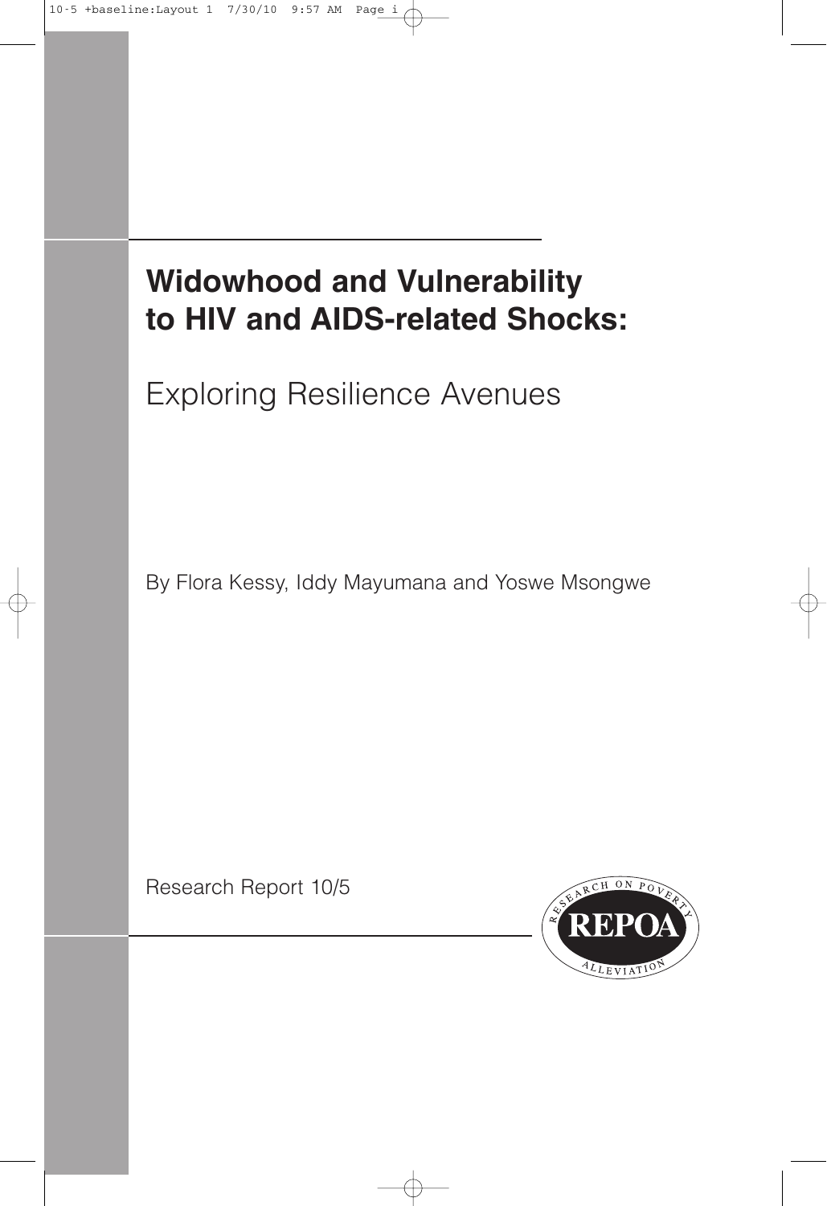# Widowhood and Vulnerability to HIV and AIDS-related Shocks:

## Exploring Resilience Avenues

By Flora Kessy, Iddy Mayumana and Yoswe Msongwe

Research Report 10/5

RESEARCH ON POVERTY ALLEVIATION

REPOA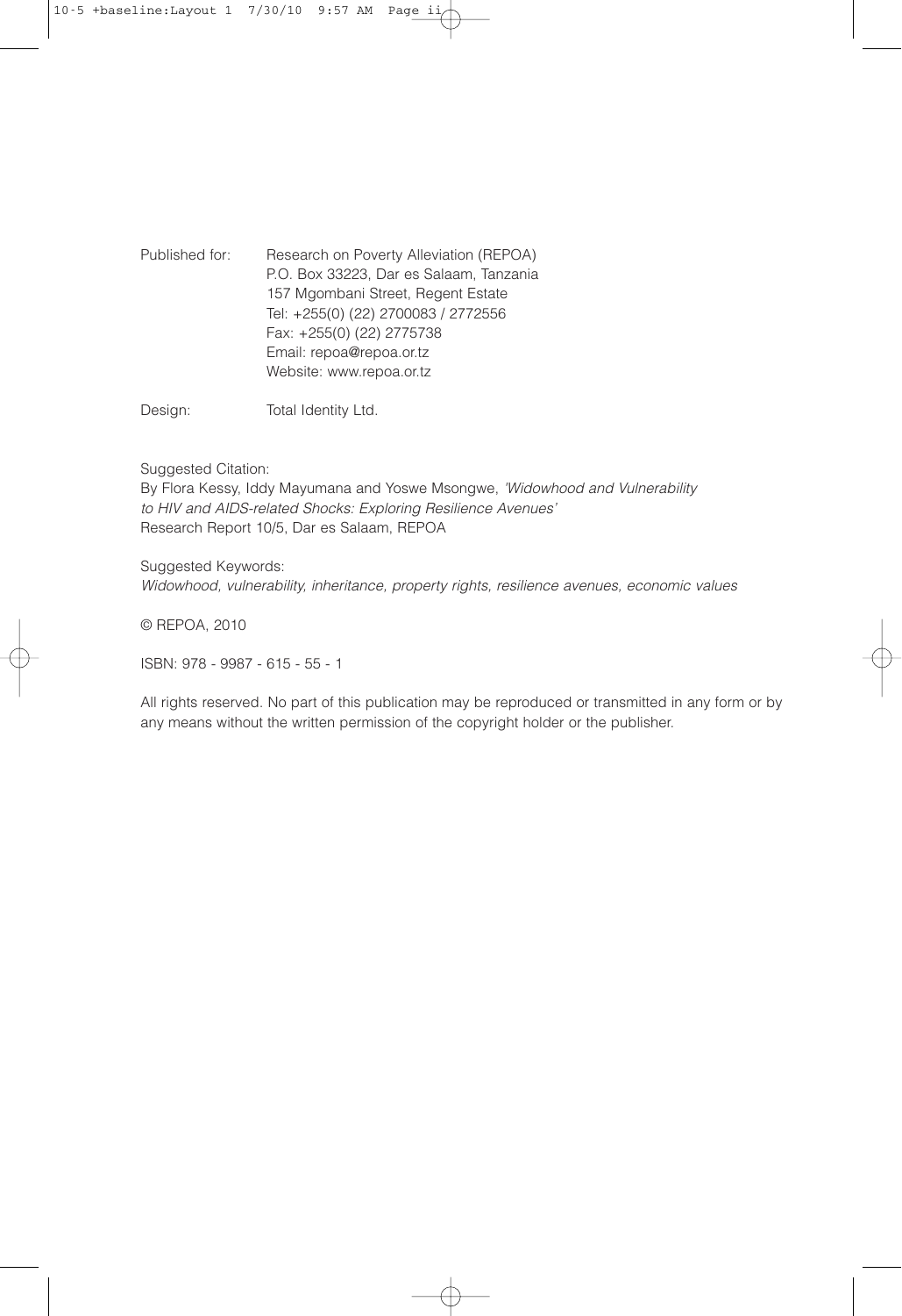Published for: Research on Poverty Alleviation (REPOA)
P.O. Box 33223, Dar es Salaam, Tanzania
157 Mgombani Street, Regent Estate
Tel: +255(0) (22) 2700083 / 2772556
Fax: +255(0) (22) 2775738
Email: repoa@repoa.or.tz
Website: www.repoa.or.tz

Design: Total Identity Ltd.

Suggested Citation:
By Flora Kessy, Iddy Mayumana and Yoswe Msongwe, *'Widowhood and Vulnerability to HIV and AIDS-related Shocks: Exploring Resilience Avenues'*
Research Report 10/5, Dar es Salaam, REPOA

Suggested Keywords:
*Widowhood, vulnerability, inheritance, property rights, resilience avenues, economic values*

© REPOA, 2010

ISBN: 978 - 9987 - 615 - 55 - 1

All rights reserved. No part of this publication may be reproduced or transmitted in any form or by any means without the written permission of the copyright holder or the publisher.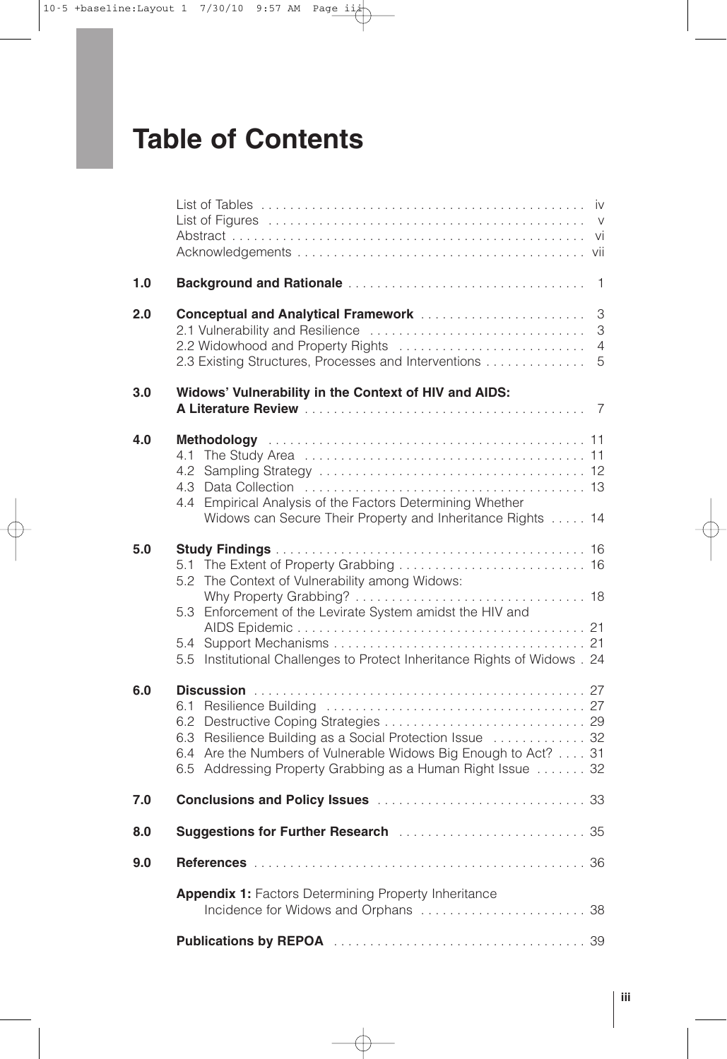# Table of Contents

| | | |
|---|---|---|
| | List of Tables | iv |
| | List of Figures | v |
| | Abstract | vi |
| | Acknowledgements | vii |
| **1.0** | **Background and Rationale** | 1 |
| **2.0** | **Conceptual and Analytical Framework** | 3 |
| | 2.1 Vulnerability and Resilience | 3 |
| | 2.2 Widowhood and Property Rights | 4 |
| | 2.3 Existing Structures, Processes and Interventions | 5 |
| **3.0** | **Widows' Vulnerability in the Context of HIV and AIDS: A Literature Review** | 7 |
| **4.0** | **Methodology** | 11 |
| | 4.1 The Study Area | 11 |
| | 4.2 Sampling Strategy | 12 |
| | 4.3 Data Collection | 13 |
| | 4.4 Empirical Analysis of the Factors Determining Whether Widows can Secure Their Property and Inheritance Rights | 14 |
| **5.0** | **Study Findings** | 16 |
| | 5.1 The Extent of Property Grabbing | 16 |
| | 5.2 The Context of Vulnerability among Widows: Why Property Grabbing? | 18 |
| | 5.3 Enforcement of the Levirate System amidst the HIV and AIDS Epidemic | 21 |
| | 5.4 Support Mechanisms | 21 |
| | 5.5 Institutional Challenges to Protect Inheritance Rights of Widows | 24 |
| **6.0** | **Discussion** | 27 |
| | 6.1 Resilience Building | 27 |
| | 6.2 Destructive Coping Strategies | 29 |
| | 6.3 Resilience Building as a Social Protection Issue | 32 |
| | 6.4 Are the Numbers of Vulnerable Widows Big Enough to Act? | 31 |
| | 6.5 Addressing Property Grabbing as a Human Right Issue | 32 |
| **7.0** | **Conclusions and Policy Issues** | 33 |
| **8.0** | **Suggestions for Further Research** | 35 |
| **9.0** | **References** | 36 |
| | **Appendix 1:** Factors Determining Property Inheritance Incidence for Widows and Orphans | 38 |
| | **Publications by REPOA** | 39 |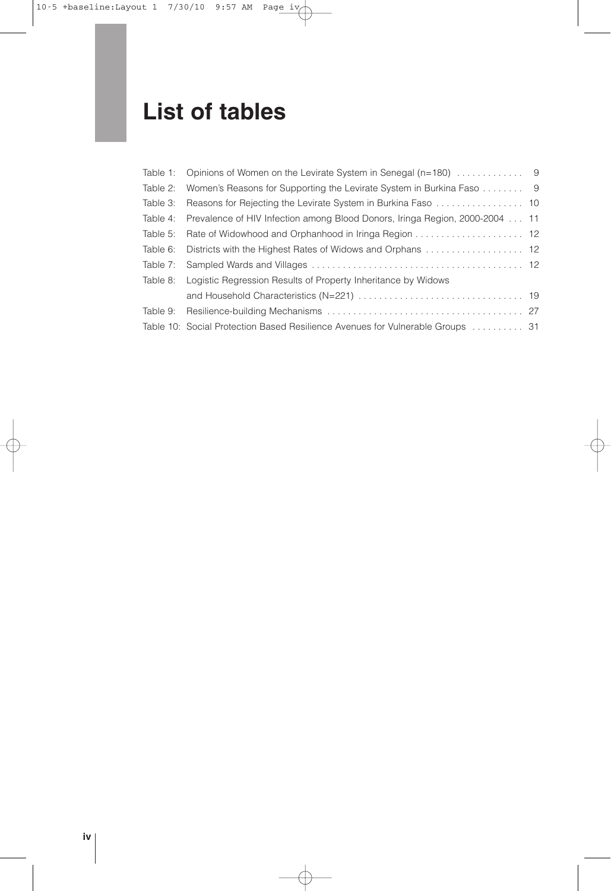# List of tables

Table 1: Opinions of Women on the Levirate System in Senegal (n=180) . . . . . . . . . . . . . 9

Table 2: Women's Reasons for Supporting the Levirate System in Burkina Faso . . . . . . . . 9

Table 3: Reasons for Rejecting the Levirate System in Burkina Faso . . . . . . . . . . . . . . . . . 10

Table 4: Prevalence of HIV Infection among Blood Donors, Iringa Region, 2000-2004 . . . 11

Table 5: Rate of Widowhood and Orphanhood in Iringa Region . . . . . . . . . . . . . . . . . . . . . 12

Table 6: Districts with the Highest Rates of Widows and Orphans . . . . . . . . . . . . . . . . . . . 12

Table 7: Sampled Wards and Villages . . . . . . . . . . . . . . . . . . . . . . . . . . . . . . . . . . . . . . . . 12

Table 8: Logistic Regression Results of Property Inheritance by Widows and Household Characteristics (N=221) . . . . . . . . . . . . . . . . . . . . . . . . . . . . . . . . 19

Table 9: Resilience-building Mechanisms . . . . . . . . . . . . . . . . . . . . . . . . . . . . . . . . . . . . . 27

Table 10: Social Protection Based Resilience Avenues for Vulnerable Groups . . . . . . . . . . 31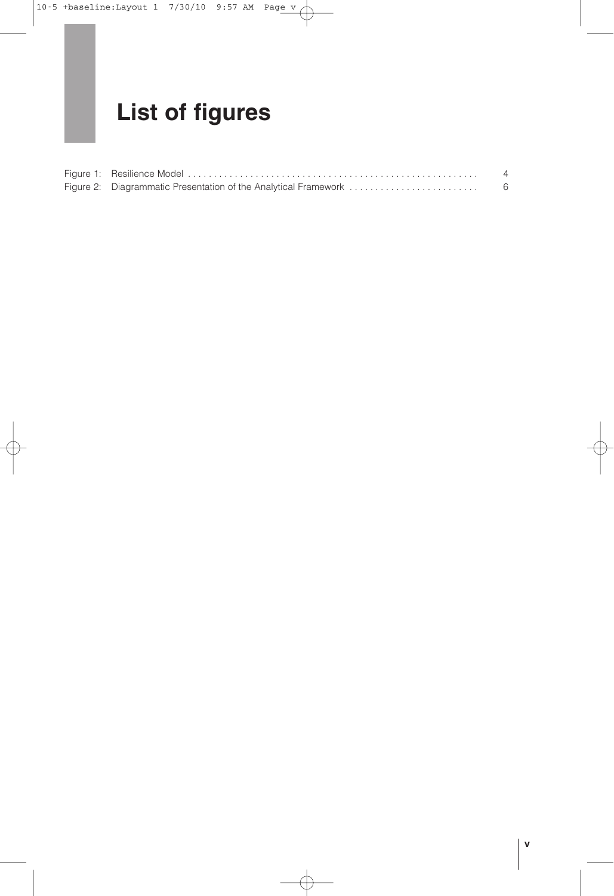# List of figures

| | | |
|---|---|---|
| Figure 1: | Resilience Model | 4 |
| Figure 2: | Diagrammatic Presentation of the Analytical Framework | 6 |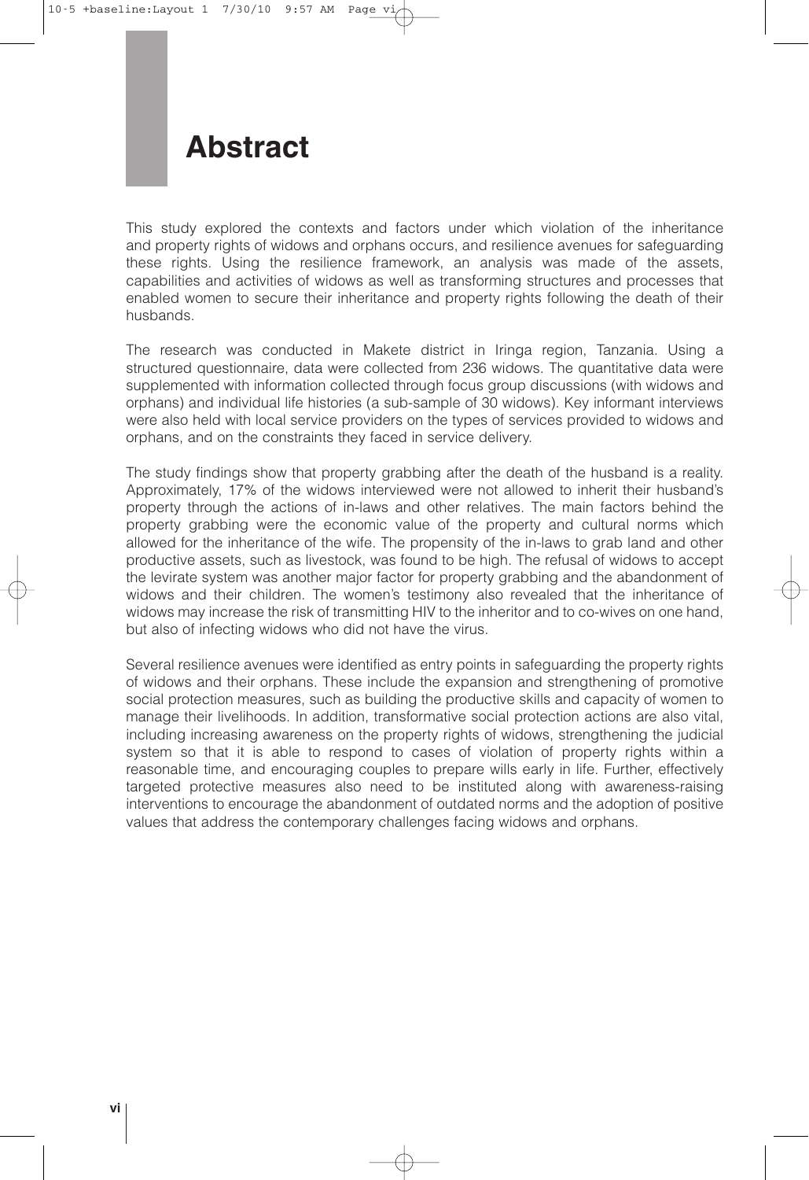# Abstract

This study explored the contexts and factors under which violation of the inheritance and property rights of widows and orphans occurs, and resilience avenues for safeguarding these rights. Using the resilience framework, an analysis was made of the assets, capabilities and activities of widows as well as transforming structures and processes that enabled women to secure their inheritance and property rights following the death of their husbands.

The research was conducted in Makete district in Iringa region, Tanzania. Using a structured questionnaire, data were collected from 236 widows. The quantitative data were supplemented with information collected through focus group discussions (with widows and orphans) and individual life histories (a sub-sample of 30 widows). Key informant interviews were also held with local service providers on the types of services provided to widows and orphans, and on the constraints they faced in service delivery.

The study findings show that property grabbing after the death of the husband is a reality. Approximately, 17% of the widows interviewed were not allowed to inherit their husband's property through the actions of in-laws and other relatives. The main factors behind the property grabbing were the economic value of the property and cultural norms which allowed for the inheritance of the wife. The propensity of the in-laws to grab land and other productive assets, such as livestock, was found to be high. The refusal of widows to accept the levirate system was another major factor for property grabbing and the abandonment of widows and their children. The women's testimony also revealed that the inheritance of widows may increase the risk of transmitting HIV to the inheritor and to co-wives on one hand, but also of infecting widows who did not have the virus.

Several resilience avenues were identified as entry points in safeguarding the property rights of widows and their orphans. These include the expansion and strengthening of promotive social protection measures, such as building the productive skills and capacity of women to manage their livelihoods. In addition, transformative social protection actions are also vital, including increasing awareness on the property rights of widows, strengthening the judicial system so that it is able to respond to cases of violation of property rights within a reasonable time, and encouraging couples to prepare wills early in life. Further, effectively targeted protective measures also need to be instituted along with awareness-raising interventions to encourage the abandonment of outdated norms and the adoption of positive values that address the contemporary challenges facing widows and orphans.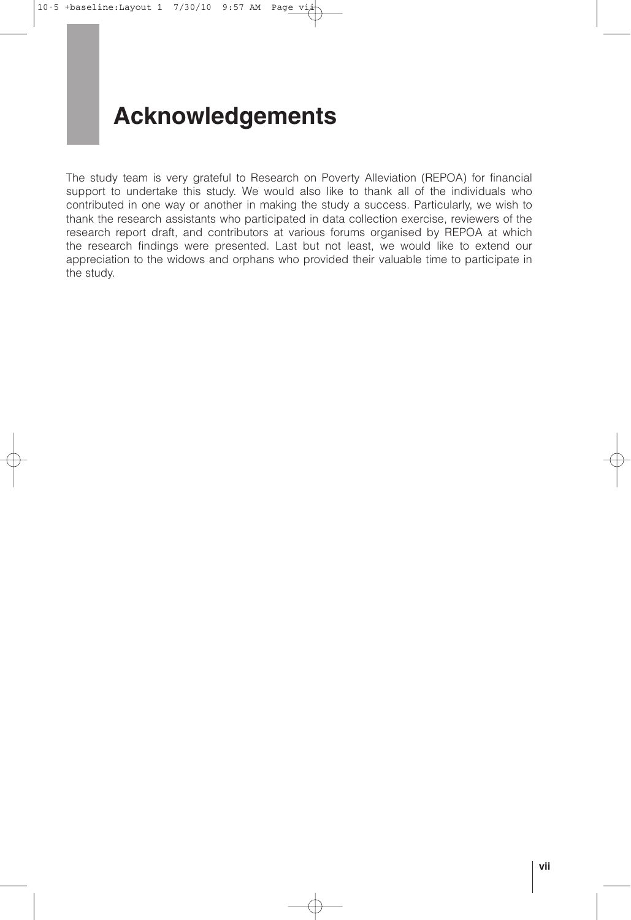# Acknowledgements

The study team is very grateful to Research on Poverty Alleviation (REPOA) for financial support to undertake this study. We would also like to thank all of the individuals who contributed in one way or another in making the study a success. Particularly, we wish to thank the research assistants who participated in data collection exercise, reviewers of the research report draft, and contributors at various forums organised by REPOA at which the research findings were presented. Last but not least, we would like to extend our appreciation to the widows and orphans who provided their valuable time to participate in the study.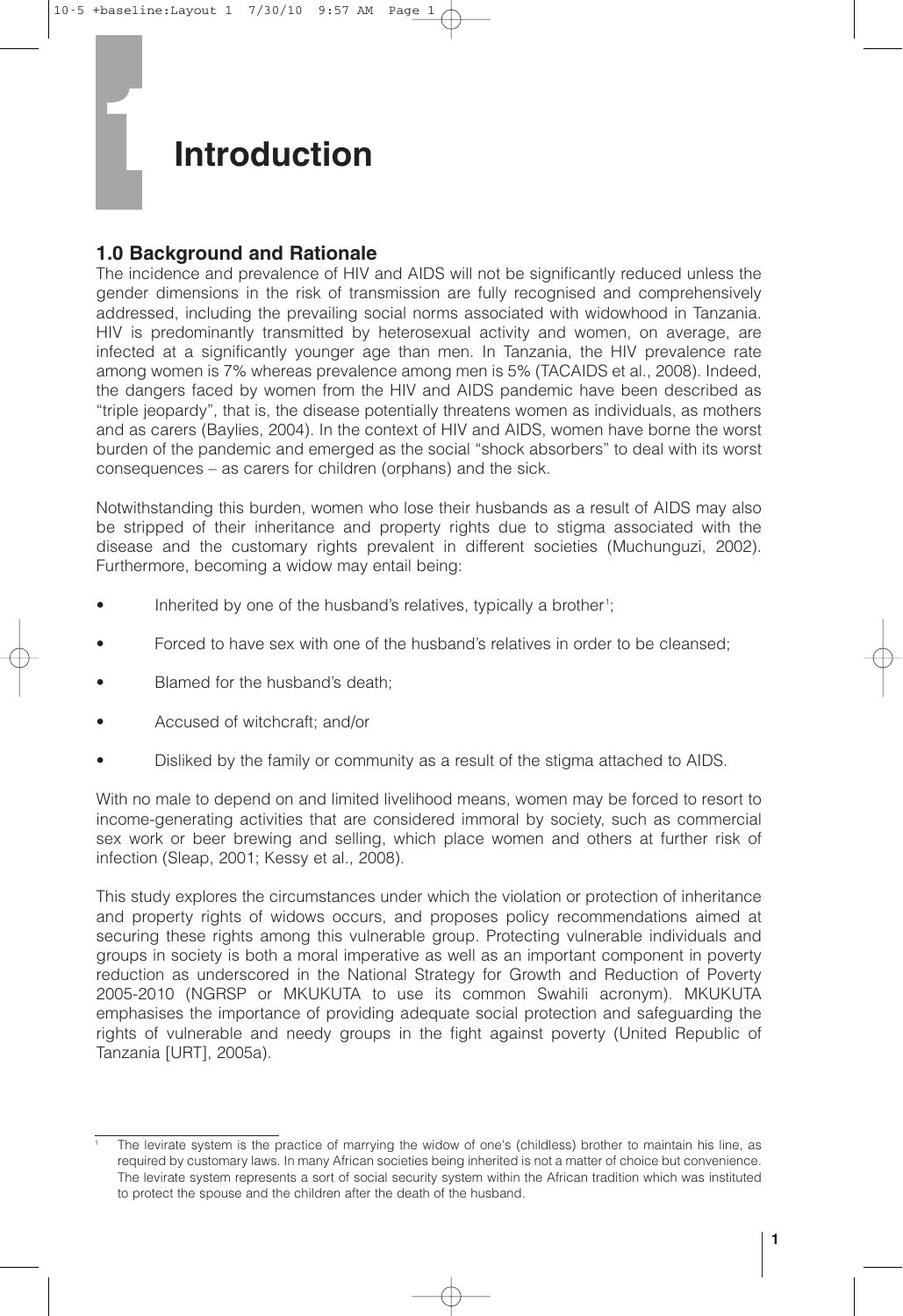# 1 Introduction

## 1.0 Background and Rationale

The incidence and prevalence of HIV and AIDS will not be significantly reduced unless the gender dimensions in the risk of transmission are fully recognised and comprehensively addressed, including the prevailing social norms associated with widowhood in Tanzania. HIV is predominantly transmitted by heterosexual activity and women, on average, are infected at a significantly younger age than men. In Tanzania, the HIV prevalence rate among women is 7% whereas prevalence among men is 5% (TACAIDS et al., 2008). Indeed, the dangers faced by women from the HIV and AIDS pandemic have been described as "triple jeopardy", that is, the disease potentially threatens women as individuals, as mothers and as carers (Baylies, 2004). In the context of HIV and AIDS, women have borne the worst burden of the pandemic and emerged as the social "shock absorbers" to deal with its worst consequences – as carers for children (orphans) and the sick.

Notwithstanding this burden, women who lose their husbands as a result of AIDS may also be stripped of their inheritance and property rights due to stigma associated with the disease and the customary rights prevalent in different societies (Muchunguzi, 2002). Furthermore, becoming a widow may entail being:

- Inherited by one of the husband's relatives, typically a brother[1];
- Forced to have sex with one of the husband's relatives in order to be cleansed;
- Blamed for the husband's death;
- Accused of witchcraft; and/or
- Disliked by the family or community as a result of the stigma attached to AIDS.

With no male to depend on and limited livelihood means, women may be forced to resort to income-generating activities that are considered immoral by society, such as commercial sex work or beer brewing and selling, which place women and others at further risk of infection (Sleap, 2001; Kessy et al., 2008).

This study explores the circumstances under which the violation or protection of inheritance and property rights of widows occurs, and proposes policy recommendations aimed at securing these rights among this vulnerable group. Protecting vulnerable individuals and groups in society is both a moral imperative as well as an important component in poverty reduction as underscored in the National Strategy for Growth and Reduction of Poverty 2005-2010 (NGRSP or MKUKUTA to use its common Swahili acronym). MKUKUTA emphasises the importance of providing adequate social protection and safeguarding the rights of vulnerable and needy groups in the fight against poverty (United Republic of Tanzania [URT], 2005a).

---

[1] The levirate system is the practice of marrying the widow of one's (childless) brother to maintain his line, as required by customary laws. In many African societies being inherited is not a matter of choice but convenience. The levirate system represents a sort of social security system within the African tradition which was instituted to protect the spouse and the children after the death of the husband.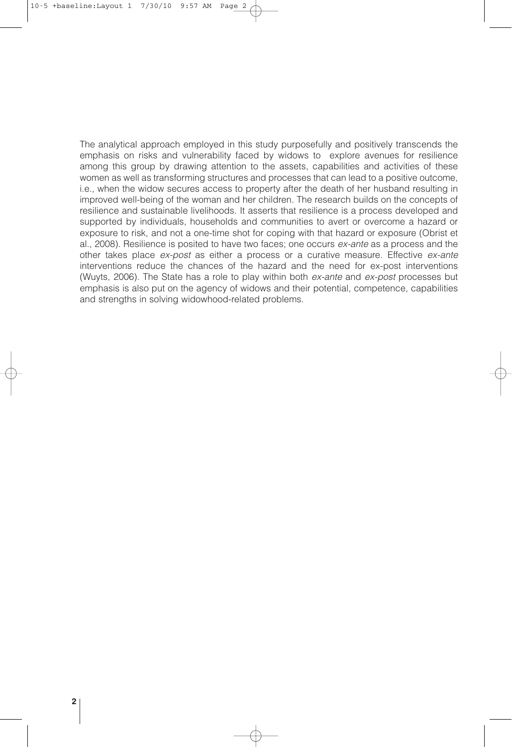The analytical approach employed in this study purposefully and positively transcends the emphasis on risks and vulnerability faced by widows to explore avenues for resilience among this group by drawing attention to the assets, capabilities and activities of these women as well as transforming structures and processes that can lead to a positive outcome, i.e., when the widow secures access to property after the death of her husband resulting in improved well-being of the woman and her children. The research builds on the concepts of resilience and sustainable livelihoods. It asserts that resilience is a process developed and supported by individuals, households and communities to avert or overcome a hazard or exposure to risk, and not a one-time shot for coping with that hazard or exposure (Obrist et al., 2008). Resilience is posited to have two faces; one occurs *ex-ante* as a process and the other takes place *ex-post* as either a process or a curative measure. Effective *ex-ante* interventions reduce the chances of the hazard and the need for ex-post interventions (Wuyts, 2006). The State has a role to play within both *ex-ante* and *ex-post* processes but emphasis is also put on the agency of widows and their potential, competence, capabilities and strengths in solving widowhood-related problems.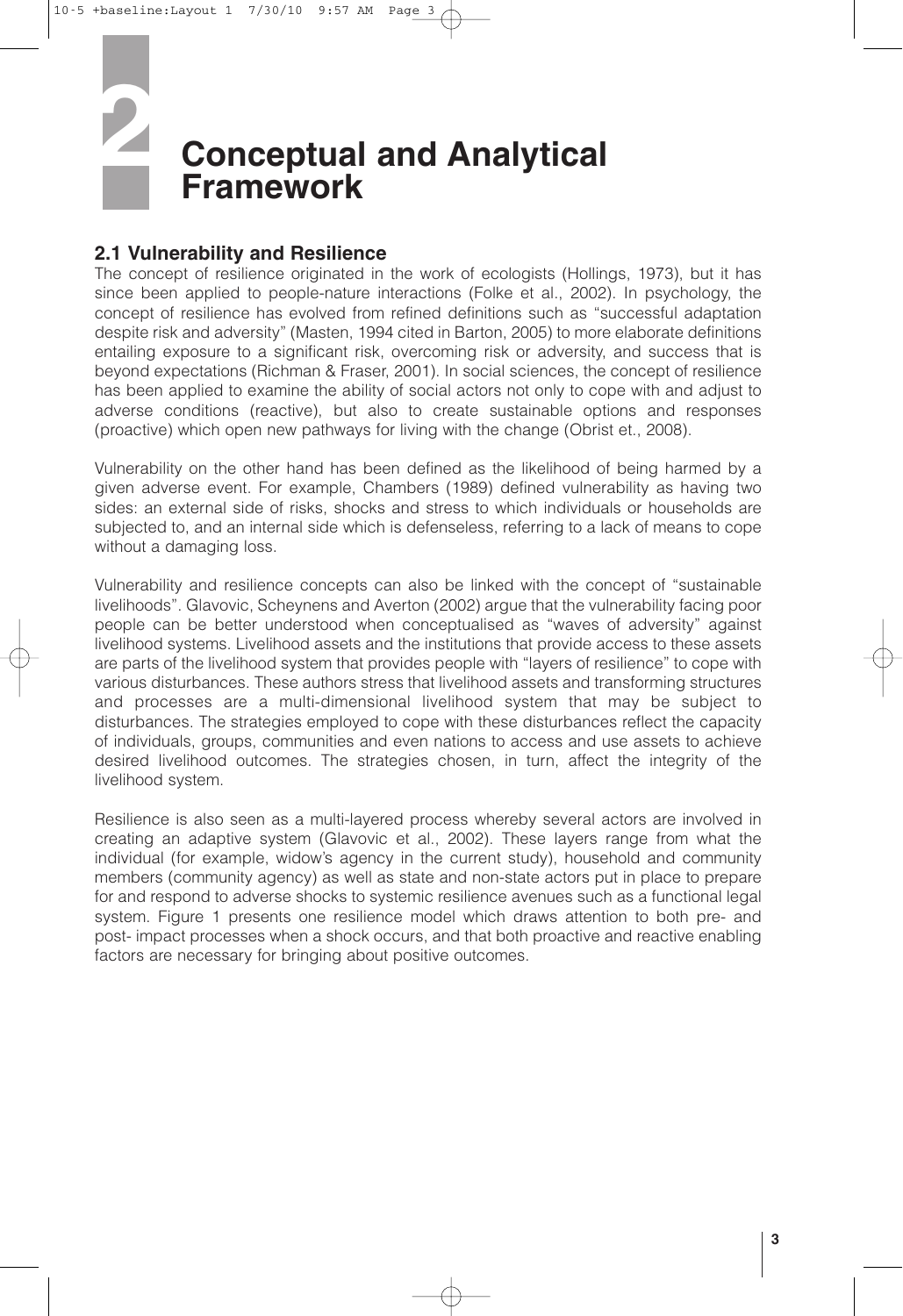# 2 Conceptual and Analytical Framework

## 2.1 Vulnerability and Resilience

The concept of resilience originated in the work of ecologists (Hollings, 1973), but it has since been applied to people-nature interactions (Folke et al., 2002). In psychology, the concept of resilience has evolved from refined definitions such as "successful adaptation despite risk and adversity" (Masten, 1994 cited in Barton, 2005) to more elaborate definitions entailing exposure to a significant risk, overcoming risk or adversity, and success that is beyond expectations (Richman & Fraser, 2001). In social sciences, the concept of resilience has been applied to examine the ability of social actors not only to cope with and adjust to adverse conditions (reactive), but also to create sustainable options and responses (proactive) which open new pathways for living with the change (Obrist et., 2008).

Vulnerability on the other hand has been defined as the likelihood of being harmed by a given adverse event. For example, Chambers (1989) defined vulnerability as having two sides: an external side of risks, shocks and stress to which individuals or households are subjected to, and an internal side which is defenseless, referring to a lack of means to cope without a damaging loss.

Vulnerability and resilience concepts can also be linked with the concept of "sustainable livelihoods". Glavovic, Scheynens and Averton (2002) argue that the vulnerability facing poor people can be better understood when conceptualised as "waves of adversity" against livelihood systems. Livelihood assets and the institutions that provide access to these assets are parts of the livelihood system that provides people with "layers of resilience" to cope with various disturbances. These authors stress that livelihood assets and transforming structures and processes are a multi-dimensional livelihood system that may be subject to disturbances. The strategies employed to cope with these disturbances reflect the capacity of individuals, groups, communities and even nations to access and use assets to achieve desired livelihood outcomes. The strategies chosen, in turn, affect the integrity of the livelihood system.

Resilience is also seen as a multi-layered process whereby several actors are involved in creating an adaptive system (Glavovic et al., 2002). These layers range from what the individual (for example, widow's agency in the current study), household and community members (community agency) as well as state and non-state actors put in place to prepare for and respond to adverse shocks to systemic resilience avenues such as a functional legal system. Figure 1 presents one resilience model which draws attention to both pre- and post- impact processes when a shock occurs, and that both proactive and reactive enabling factors are necessary for bringing about positive outcomes.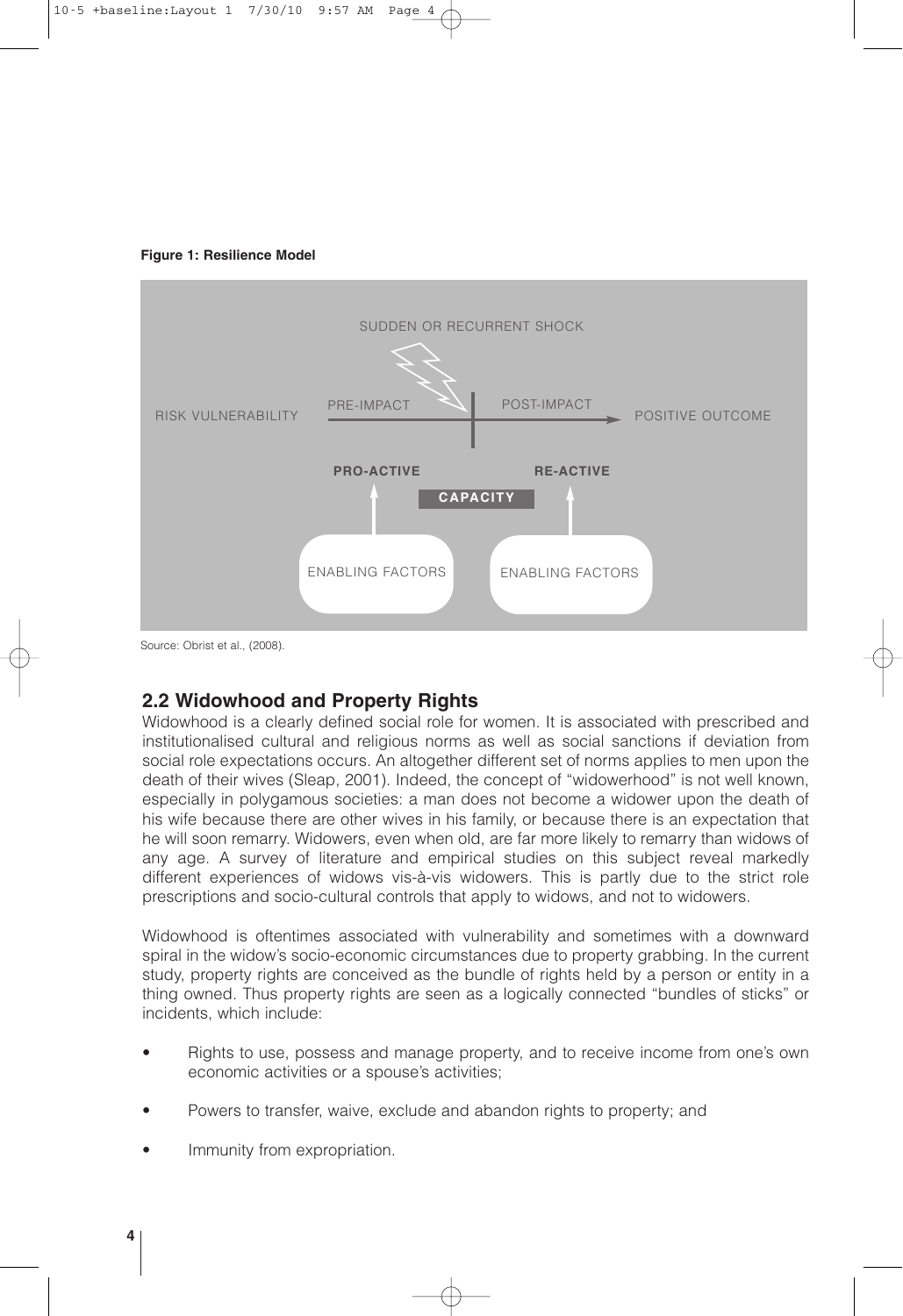**Figure 1: Resilience Model**

Source: Obrist et al., (2008).

## 2.2 Widowhood and Property Rights

Widowhood is a clearly defined social role for women. It is associated with prescribed and institutionalised cultural and religious norms as well as social sanctions if deviation from social role expectations occurs. An altogether different set of norms applies to men upon the death of their wives (Sleap, 2001). Indeed, the concept of "widowerhood" is not well known, especially in polygamous societies: a man does not become a widower upon the death of his wife because there are other wives in his family, or because there is an expectation that he will soon remarry. Widowers, even when old, are far more likely to remarry than widows of any age. A survey of literature and empirical studies on this subject reveal markedly different experiences of widows vis-à-vis widowers. This is partly due to the strict role prescriptions and socio-cultural controls that apply to widows, and not to widowers.

Widowhood is oftentimes associated with vulnerability and sometimes with a downward spiral in the widow's socio-economic circumstances due to property grabbing. In the current study, property rights are conceived as the bundle of rights held by a person or entity in a thing owned. Thus property rights are seen as a logically connected "bundles of sticks" or incidents, which include:

- Rights to use, possess and manage property, and to receive income from one's own economic activities or a spouse's activities;
- Powers to transfer, waive, exclude and abandon rights to property; and
- Immunity from expropriation.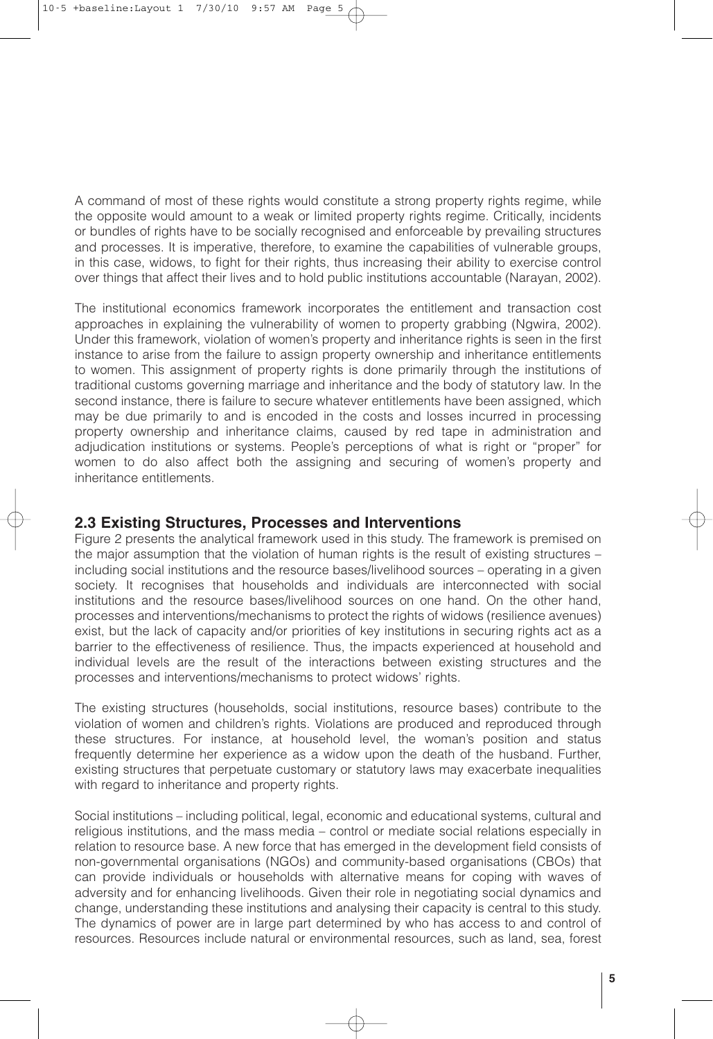A command of most of these rights would constitute a strong property rights regime, while the opposite would amount to a weak or limited property rights regime. Critically, incidents or bundles of rights have to be socially recognised and enforceable by prevailing structures and processes. It is imperative, therefore, to examine the capabilities of vulnerable groups, in this case, widows, to fight for their rights, thus increasing their ability to exercise control over things that affect their lives and to hold public institutions accountable (Narayan, 2002).

The institutional economics framework incorporates the entitlement and transaction cost approaches in explaining the vulnerability of women to property grabbing (Ngwira, 2002). Under this framework, violation of women's property and inheritance rights is seen in the first instance to arise from the failure to assign property ownership and inheritance entitlements to women. This assignment of property rights is done primarily through the institutions of traditional customs governing marriage and inheritance and the body of statutory law. In the second instance, there is failure to secure whatever entitlements have been assigned, which may be due primarily to and is encoded in the costs and losses incurred in processing property ownership and inheritance claims, caused by red tape in administration and adjudication institutions or systems. People's perceptions of what is right or "proper" for women to do also affect both the assigning and securing of women's property and inheritance entitlements.

## 2.3 Existing Structures, Processes and Interventions

Figure 2 presents the analytical framework used in this study. The framework is premised on the major assumption that the violation of human rights is the result of existing structures – including social institutions and the resource bases/livelihood sources – operating in a given society. It recognises that households and individuals are interconnected with social institutions and the resource bases/livelihood sources on one hand. On the other hand, processes and interventions/mechanisms to protect the rights of widows (resilience avenues) exist, but the lack of capacity and/or priorities of key institutions in securing rights act as a barrier to the effectiveness of resilience. Thus, the impacts experienced at household and individual levels are the result of the interactions between existing structures and the processes and interventions/mechanisms to protect widows' rights.

The existing structures (households, social institutions, resource bases) contribute to the violation of women and children's rights. Violations are produced and reproduced through these structures. For instance, at household level, the woman's position and status frequently determine her experience as a widow upon the death of the husband. Further, existing structures that perpetuate customary or statutory laws may exacerbate inequalities with regard to inheritance and property rights.

Social institutions – including political, legal, economic and educational systems, cultural and religious institutions, and the mass media – control or mediate social relations especially in relation to resource base. A new force that has emerged in the development field consists of non-governmental organisations (NGOs) and community-based organisations (CBOs) that can provide individuals or households with alternative means for coping with waves of adversity and for enhancing livelihoods. Given their role in negotiating social dynamics and change, understanding these institutions and analysing their capacity is central to this study. The dynamics of power are in large part determined by who has access to and control of resources. Resources include natural or environmental resources, such as land, sea, forest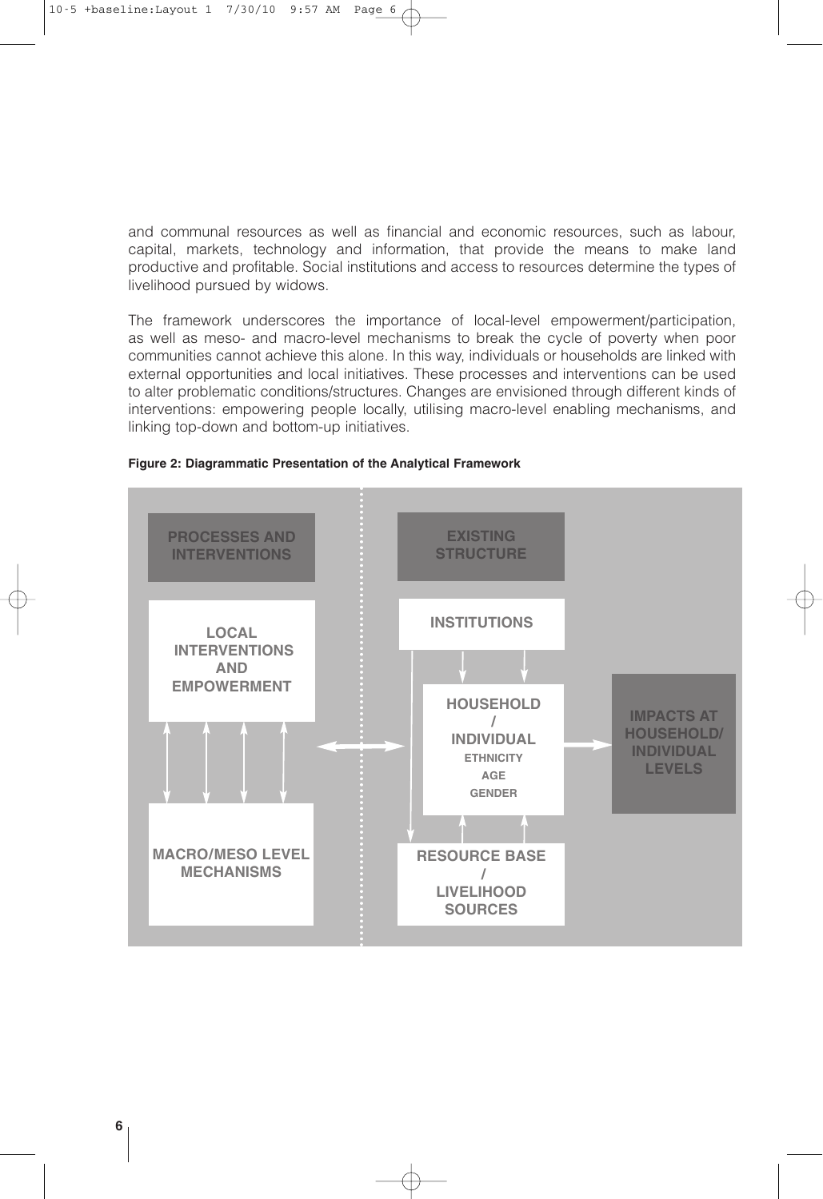and communal resources as well as financial and economic resources, such as labour, capital, markets, technology and information, that provide the means to make land productive and profitable. Social institutions and access to resources determine the types of livelihood pursued by widows.

The framework underscores the importance of local-level empowerment/participation, as well as meso- and macro-level mechanisms to break the cycle of poverty when poor communities cannot achieve this alone. In this way, individuals or households are linked with external opportunities and local initiatives. These processes and interventions can be used to alter problematic conditions/structures. Changes are envisioned through different kinds of interventions: empowering people locally, utilising macro-level enabling mechanisms, and linking top-down and bottom-up initiatives.

**Figure 2: Diagrammatic Presentation of the Analytical Framework**

PROCESSES AND INTERVENTIONS

LOCAL INTERVENTIONS AND EMPOWERMENT

MACRO/MESO LEVEL MECHANISMS

EXISTING STRUCTURE

INSTITUTIONS

HOUSEHOLD / INDIVIDUAL
ETHNICITY
AGE
GENDER

RESOURCE BASE / LIVELIHOOD SOURCES

IMPACTS AT HOUSEHOLD/ INDIVIDUAL LEVELS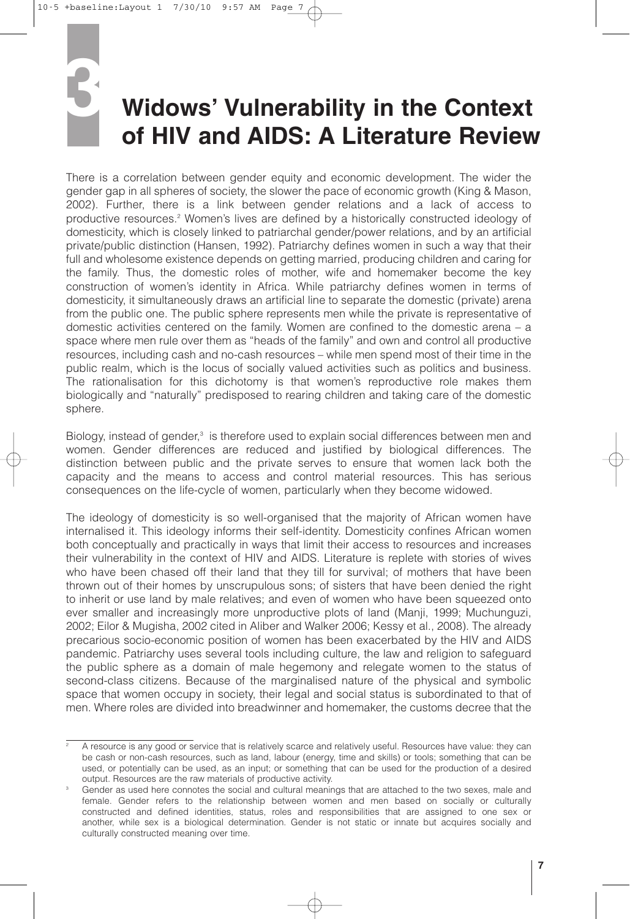# 3 Widows' Vulnerability in the Context of HIV and AIDS: A Literature Review

There is a correlation between gender equity and economic development. The wider the gender gap in all spheres of society, the slower the pace of economic growth (King & Mason, 2002). Further, there is a link between gender relations and a lack of access to productive resources.[2] Women's lives are defined by a historically constructed ideology of domesticity, which is closely linked to patriarchal gender/power relations, and by an artificial private/public distinction (Hansen, 1992). Patriarchy defines women in such a way that their full and wholesome existence depends on getting married, producing children and caring for the family. Thus, the domestic roles of mother, wife and homemaker become the key construction of women's identity in Africa. While patriarchy defines women in terms of domesticity, it simultaneously draws an artificial line to separate the domestic (private) arena from the public one. The public sphere represents men while the private is representative of domestic activities centered on the family. Women are confined to the domestic arena – a space where men rule over them as "heads of the family" and own and control all productive resources, including cash and no-cash resources – while men spend most of their time in the public realm, which is the locus of socially valued activities such as politics and business. The rationalisation for this dichotomy is that women's reproductive role makes them biologically and "naturally" predisposed to rearing children and taking care of the domestic sphere.

Biology, instead of gender,[3] is therefore used to explain social differences between men and women. Gender differences are reduced and justified by biological differences. The distinction between public and the private serves to ensure that women lack both the capacity and the means to access and control material resources. This has serious consequences on the life-cycle of women, particularly when they become widowed.

The ideology of domesticity is so well-organised that the majority of African women have internalised it. This ideology informs their self-identity. Domesticity confines African women both conceptually and practically in ways that limit their access to resources and increases their vulnerability in the context of HIV and AIDS. Literature is replete with stories of wives who have been chased off their land that they till for survival; of mothers that have been thrown out of their homes by unscrupulous sons; of sisters that have been denied the right to inherit or use land by male relatives; and even of women who have been squeezed onto ever smaller and increasingly more unproductive plots of land (Manji, 1999; Muchunguzi, 2002; Eilor & Mugisha, 2002 cited in Aliber and Walker 2006; Kessy et al., 2008). The already precarious socio-economic position of women has been exacerbated by the HIV and AIDS pandemic. Patriarchy uses several tools including culture, the law and religion to safeguard the public sphere as a domain of male hegemony and relegate women to the status of second-class citizens. Because of the marginalised nature of the physical and symbolic space that women occupy in society, their legal and social status is subordinated to that of men. Where roles are divided into breadwinner and homemaker, the customs decree that the

---

[2] A resource is any good or service that is relatively scarce and relatively useful. Resources have value: they can be cash or non-cash resources, such as land, labour (energy, time and skills) or tools; something that can be used, or potentially can be used, as an input; or something that can be used for the production of a desired output. Resources are the raw materials of productive activity.

[3] Gender as used here connotes the social and cultural meanings that are attached to the two sexes, male and female. Gender refers to the relationship between women and men based on socially or culturally constructed and defined identities, status, roles and responsibilities that are assigned to one sex or another, while sex is a biological determination. Gender is not static or innate but acquires socially and culturally constructed meaning over time.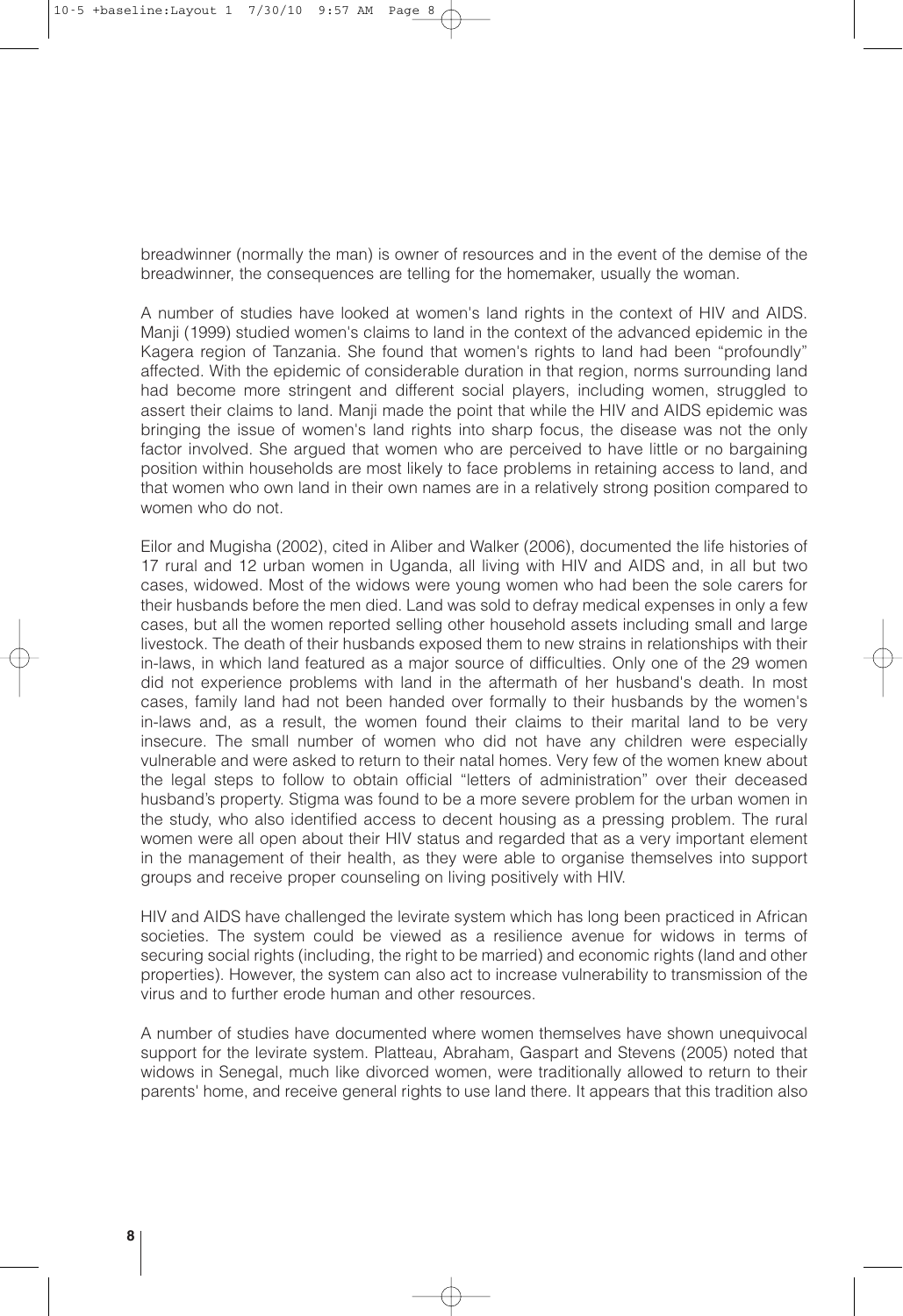breadwinner (normally the man) is owner of resources and in the event of the demise of the breadwinner, the consequences are telling for the homemaker, usually the woman.

A number of studies have looked at women's land rights in the context of HIV and AIDS. Manji (1999) studied women's claims to land in the context of the advanced epidemic in the Kagera region of Tanzania. She found that women's rights to land had been "profoundly" affected. With the epidemic of considerable duration in that region, norms surrounding land had become more stringent and different social players, including women, struggled to assert their claims to land. Manji made the point that while the HIV and AIDS epidemic was bringing the issue of women's land rights into sharp focus, the disease was not the only factor involved. She argued that women who are perceived to have little or no bargaining position within households are most likely to face problems in retaining access to land, and that women who own land in their own names are in a relatively strong position compared to women who do not.

Eilor and Mugisha (2002), cited in Aliber and Walker (2006), documented the life histories of 17 rural and 12 urban women in Uganda, all living with HIV and AIDS and, in all but two cases, widowed. Most of the widows were young women who had been the sole carers for their husbands before the men died. Land was sold to defray medical expenses in only a few cases, but all the women reported selling other household assets including small and large livestock. The death of their husbands exposed them to new strains in relationships with their in-laws, in which land featured as a major source of difficulties. Only one of the 29 women did not experience problems with land in the aftermath of her husband's death. In most cases, family land had not been handed over formally to their husbands by the women's in-laws and, as a result, the women found their claims to their marital land to be very insecure. The small number of women who did not have any children were especially vulnerable and were asked to return to their natal homes. Very few of the women knew about the legal steps to follow to obtain official "letters of administration" over their deceased husband's property. Stigma was found to be a more severe problem for the urban women in the study, who also identified access to decent housing as a pressing problem. The rural women were all open about their HIV status and regarded that as a very important element in the management of their health, as they were able to organise themselves into support groups and receive proper counseling on living positively with HIV.

HIV and AIDS have challenged the levirate system which has long been practiced in African societies. The system could be viewed as a resilience avenue for widows in terms of securing social rights (including, the right to be married) and economic rights (land and other properties). However, the system can also act to increase vulnerability to transmission of the virus and to further erode human and other resources.

A number of studies have documented where women themselves have shown unequivocal support for the levirate system. Platteau, Abraham, Gaspart and Stevens (2005) noted that widows in Senegal, much like divorced women, were traditionally allowed to return to their parents' home, and receive general rights to use land there. It appears that this tradition also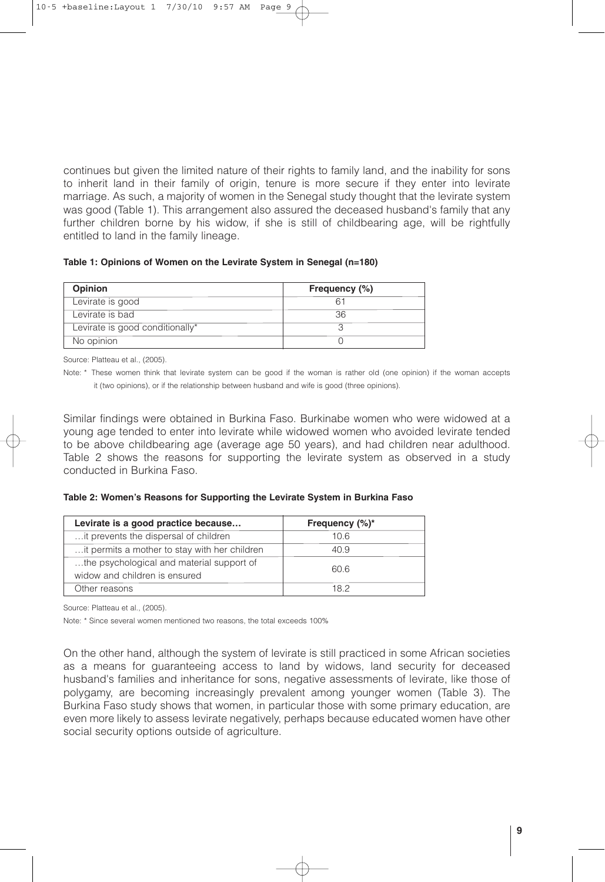continues but given the limited nature of their rights to family land, and the inability for sons to inherit land in their family of origin, tenure is more secure if they enter into levirate marriage. As such, a majority of women in the Senegal study thought that the levirate system was good (Table 1). This arrangement also assured the deceased husband's family that any further children borne by his widow, if she is still of childbearing age, will be rightfully entitled to land in the family lineage.

**Table 1: Opinions of Women on the Levirate System in Senegal (n=180)**

| Opinion | Frequency (%) |
|---|---|
| Levirate is good | 61 |
| Levirate is bad | 36 |
| Levirate is good conditionally* | 3 |
| No opinion | 0 |

Source: Platteau et al., (2005).

Note: * These women think that levirate system can be good if the woman is rather old (one opinion) if the woman accepts it (two opinions), or if the relationship between husband and wife is good (three opinions).

Similar findings were obtained in Burkina Faso. Burkinabe women who were widowed at a young age tended to enter into levirate while widowed women who avoided levirate tended to be above childbearing age (average age 50 years), and had children near adulthood. Table 2 shows the reasons for supporting the levirate system as observed in a study conducted in Burkina Faso.

**Table 2: Women's Reasons for Supporting the Levirate System in Burkina Faso**

| Levirate is a good practice because… | Frequency (%)* |
|---|---|
| …it prevents the dispersal of children | 10.6 |
| …it permits a mother to stay with her children | 40.9 |
| …the psychological and material support of widow and children is ensured | 60.6 |
| Other reasons | 18.2 |

Source: Platteau et al., (2005).

Note: * Since several women mentioned two reasons, the total exceeds 100%

On the other hand, although the system of levirate is still practiced in some African societies as a means for guaranteeing access to land by widows, land security for deceased husband's families and inheritance for sons, negative assessments of levirate, like those of polygamy, are becoming increasingly prevalent among younger women (Table 3). The Burkina Faso study shows that women, in particular those with some primary education, are even more likely to assess levirate negatively, perhaps because educated women have other social security options outside of agriculture.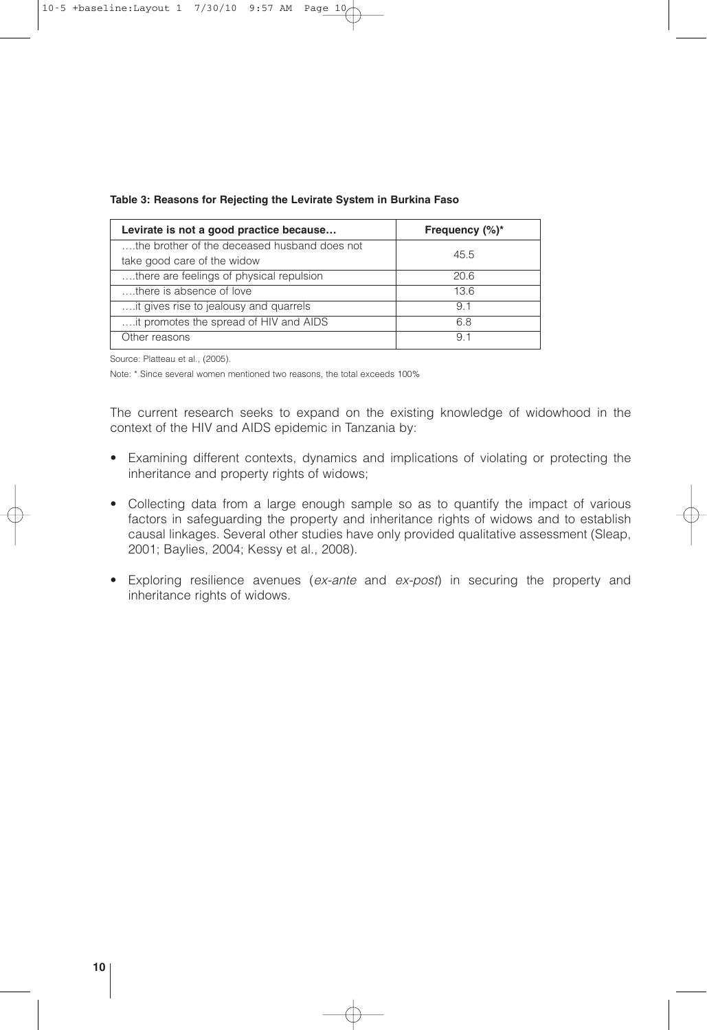**Table 3: Reasons for Rejecting the Levirate System in Burkina Faso**

| Levirate is not a good practice because… | Frequency (%)* |
|---|---|
| ….the brother of the deceased husband does not take good care of the widow | 45.5 |
| ….there are feelings of physical repulsion | 20.6 |
| ….there is absence of love | 13.6 |
| ….it gives rise to jealousy and quarrels | 9.1 |
| ….it promotes the spread of HIV and AIDS | 6.8 |
| Other reasons | 9.1 |

Source: Platteau et al., (2005).

Note: * Since several women mentioned two reasons, the total exceeds 100%

The current research seeks to expand on the existing knowledge of widowhood in the context of the HIV and AIDS epidemic in Tanzania by:

- Examining different contexts, dynamics and implications of violating or protecting the inheritance and property rights of widows;
- Collecting data from a large enough sample so as to quantify the impact of various factors in safeguarding the property and inheritance rights of widows and to establish causal linkages. Several other studies have only provided qualitative assessment (Sleap, 2001; Baylies, 2004; Kessy et al., 2008).
- Exploring resilience avenues (*ex-ante* and *ex-post*) in securing the property and inheritance rights of widows.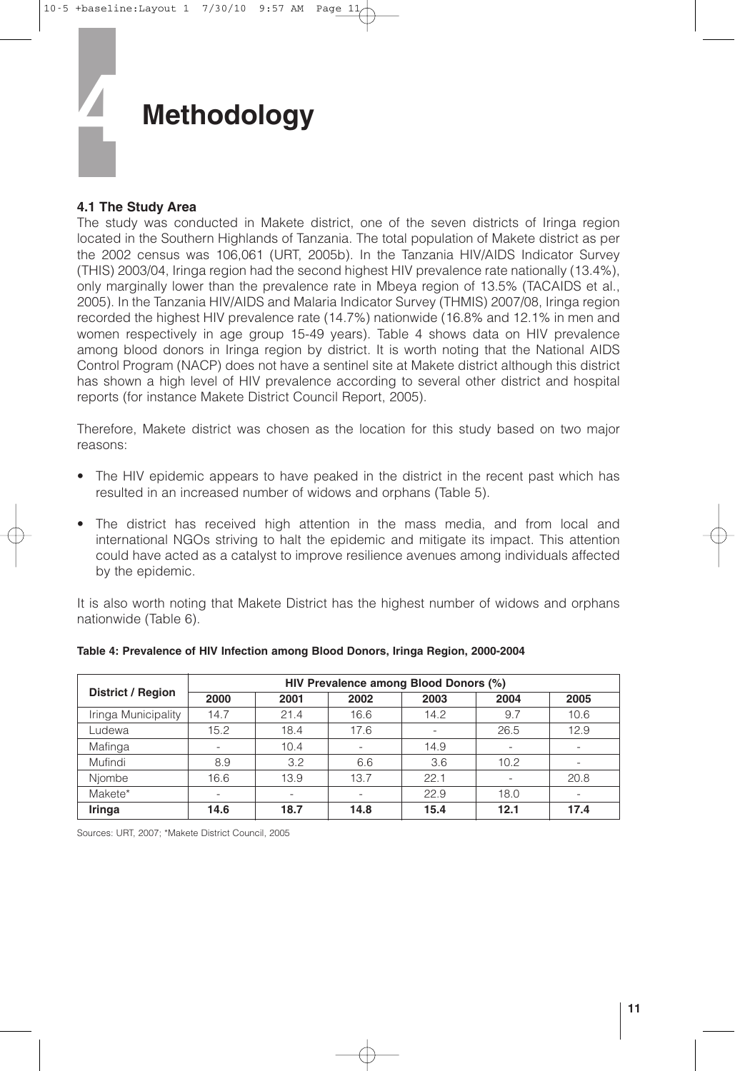# 4 Methodology

### 4.1 The Study Area

The study was conducted in Makete district, one of the seven districts of Iringa region located in the Southern Highlands of Tanzania. The total population of Makete district as per the 2002 census was 106,061 (URT, 2005b). In the Tanzania HIV/AIDS Indicator Survey (THIS) 2003/04, Iringa region had the second highest HIV prevalence rate nationally (13.4%), only marginally lower than the prevalence rate in Mbeya region of 13.5% (TACAIDS et al., 2005). In the Tanzania HIV/AIDS and Malaria Indicator Survey (THMIS) 2007/08, Iringa region recorded the highest HIV prevalence rate (14.7%) nationwide (16.8% and 12.1% in men and women respectively in age group 15-49 years). Table 4 shows data on HIV prevalence among blood donors in Iringa region by district. It is worth noting that the National AIDS Control Program (NACP) does not have a sentinel site at Makete district although this district has shown a high level of HIV prevalence according to several other district and hospital reports (for instance Makete District Council Report, 2005).

Therefore, Makete district was chosen as the location for this study based on two major reasons:

- The HIV epidemic appears to have peaked in the district in the recent past which has resulted in an increased number of widows and orphans (Table 5).
- The district has received high attention in the mass media, and from local and international NGOs striving to halt the epidemic and mitigate its impact. This attention could have acted as a catalyst to improve resilience avenues among individuals affected by the epidemic.

It is also worth noting that Makete District has the highest number of widows and orphans nationwide (Table 6).

**Table 4: Prevalence of HIV Infection among Blood Donors, Iringa Region, 2000-2004**

| District / Region | HIV Prevalence among Blood Donors (%) | | | | | |
|---|---|---|---|---|---|---|
| | 2000 | 2001 | 2002 | 2003 | 2004 | 2005 |
| Iringa Municipality | 14.7 | 21.4 | 16.6 | 14.2 | 9.7 | 10.6 |
| Ludewa | 15.2 | 18.4 | 17.6 | - | 26.5 | 12.9 |
| Mafinga | - | 10.4 | - | 14.9 | - | - |
| Mufindi | 8.9 | 3.2 | 6.6 | 3.6 | 10.2 | - |
| Njombe | 16.6 | 13.9 | 13.7 | 22.1 | - | 20.8 |
| Makete* | - | - | - | 22.9 | 18.0 | - |
| **Iringa** | **14.6** | **18.7** | **14.8** | **15.4** | **12.1** | **17.4** |

Sources: URT, 2007; *Makete District Council, 2005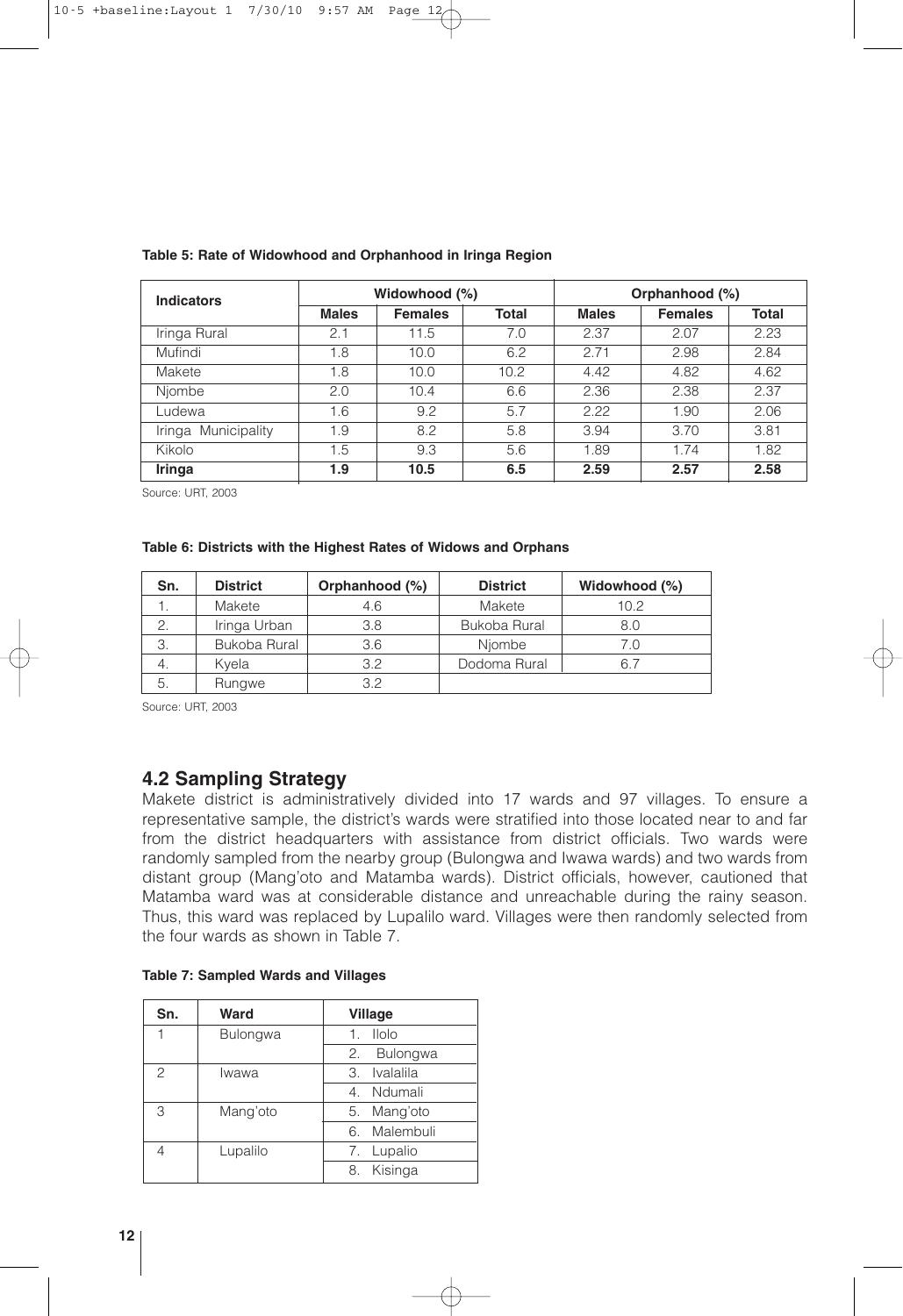**Table 5: Rate of Widowhood and Orphanhood in Iringa Region**

| Indicators | Widowhood (%) | | | Orphanhood (%) | | |
|---|---|---|---|---|---|---|
| | Males | Females | Total | Males | Females | Total |
| Iringa Rural | 2.1 | 11.5 | 7.0 | 2.37 | 2.07 | 2.23 |
| Mufindi | 1.8 | 10.0 | 6.2 | 2.71 | 2.98 | 2.84 |
| Makete | 1.8 | 10.0 | 10.2 | 4.42 | 4.82 | 4.62 |
| Njombe | 2.0 | 10.4 | 6.6 | 2.36 | 2.38 | 2.37 |
| Ludewa | 1.6 | 9.2 | 5.7 | 2.22 | 1.90 | 2.06 |
| Iringa Municipality | 1.9 | 8.2 | 5.8 | 3.94 | 3.70 | 3.81 |
| Kikolo | 1.5 | 9.3 | 5.6 | 1.89 | 1.74 | 1.82 |
| **Iringa** | **1.9** | **10.5** | **6.5** | **2.59** | **2.57** | **2.58** |

Source: URT, 2003

**Table 6: Districts with the Highest Rates of Widows and Orphans**

| Sn. | District | Orphanhood (%) | District | Widowhood (%) |
|---|---|---|---|---|
| 1. | Makete | 4.6 | Makete | 10.2 |
| 2. | Iringa Urban | 3.8 | Bukoba Rural | 8.0 |
| 3. | Bukoba Rural | 3.6 | Njombe | 7.0 |
| 4. | Kyela | 3.2 | Dodoma Rural | 6.7 |
| 5. | Rungwe | 3.2 | | |

Source: URT, 2003

## 4.2 Sampling Strategy

Makete district is administratively divided into 17 wards and 97 villages. To ensure a representative sample, the district's wards were stratified into those located near to and far from the district headquarters with assistance from district officials. Two wards were randomly sampled from the nearby group (Bulongwa and Iwawa wards) and two wards from distant group (Mang'oto and Matamba wards). District officials, however, cautioned that Matamba ward was at considerable distance and unreachable during the rainy season. Thus, this ward was replaced by Lupalilo ward. Villages were then randomly selected from the four wards as shown in Table 7.

**Table 7: Sampled Wards and Villages**

| Sn. | Ward | Village |
|---|---|---|
| 1 | Bulongwa | 1. Ilolo |
| | | 2. Bulongwa |
| 2 | Iwawa | 3. Ivalalila |
| | | 4. Ndumali |
| 3 | Mang'oto | 5. Mang'oto |
| | | 6. Malembuli |
| 4 | Lupalilo | 7. Lupalio |
| | | 8. Kisinga |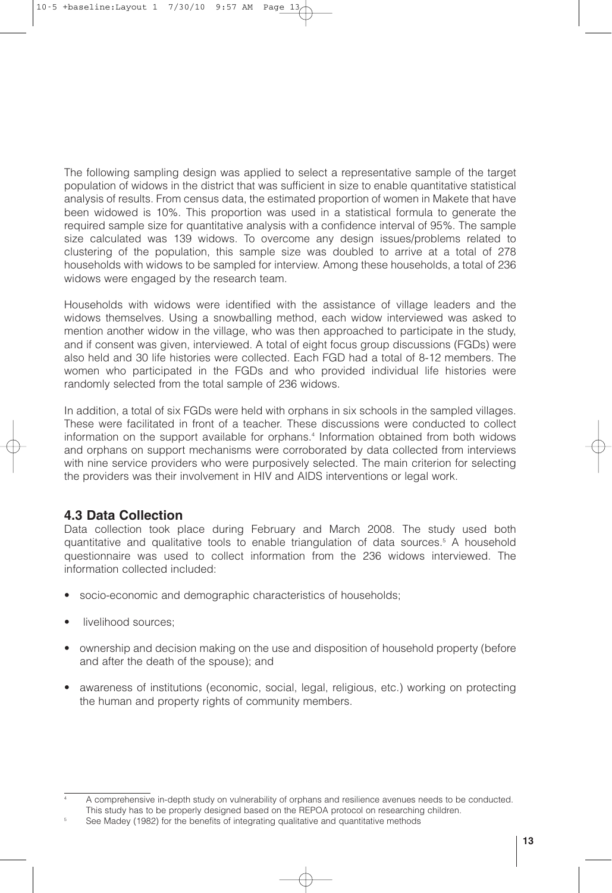The following sampling design was applied to select a representative sample of the target population of widows in the district that was sufficient in size to enable quantitative statistical analysis of results. From census data, the estimated proportion of women in Makete that have been widowed is 10%. This proportion was used in a statistical formula to generate the required sample size for quantitative analysis with a confidence interval of 95%. The sample size calculated was 139 widows. To overcome any design issues/problems related to clustering of the population, this sample size was doubled to arrive at a total of 278 households with widows to be sampled for interview. Among these households, a total of 236 widows were engaged by the research team.

Households with widows were identified with the assistance of village leaders and the widows themselves. Using a snowballing method, each widow interviewed was asked to mention another widow in the village, who was then approached to participate in the study, and if consent was given, interviewed. A total of eight focus group discussions (FGDs) were also held and 30 life histories were collected. Each FGD had a total of 8-12 members. The women who participated in the FGDs and who provided individual life histories were randomly selected from the total sample of 236 widows.

In addition, a total of six FGDs were held with orphans in six schools in the sampled villages. These were facilitated in front of a teacher. These discussions were conducted to collect information on the support available for orphans.[4] Information obtained from both widows and orphans on support mechanisms were corroborated by data collected from interviews with nine service providers who were purposively selected. The main criterion for selecting the providers was their involvement in HIV and AIDS interventions or legal work.

## 4.3 Data Collection

Data collection took place during February and March 2008. The study used both quantitative and qualitative tools to enable triangulation of data sources.[5] A household questionnaire was used to collect information from the 236 widows interviewed. The information collected included:

- socio-economic and demographic characteristics of households;
- livelihood sources;
- ownership and decision making on the use and disposition of household property (before and after the death of the spouse); and
- awareness of institutions (economic, social, legal, religious, etc.) working on protecting the human and property rights of community members.

[4] A comprehensive in-depth study on vulnerability of orphans and resilience avenues needs to be conducted. This study has to be properly designed based on the REPOA protocol on researching children.

[5] See Madey (1982) for the benefits of integrating qualitative and quantitative methods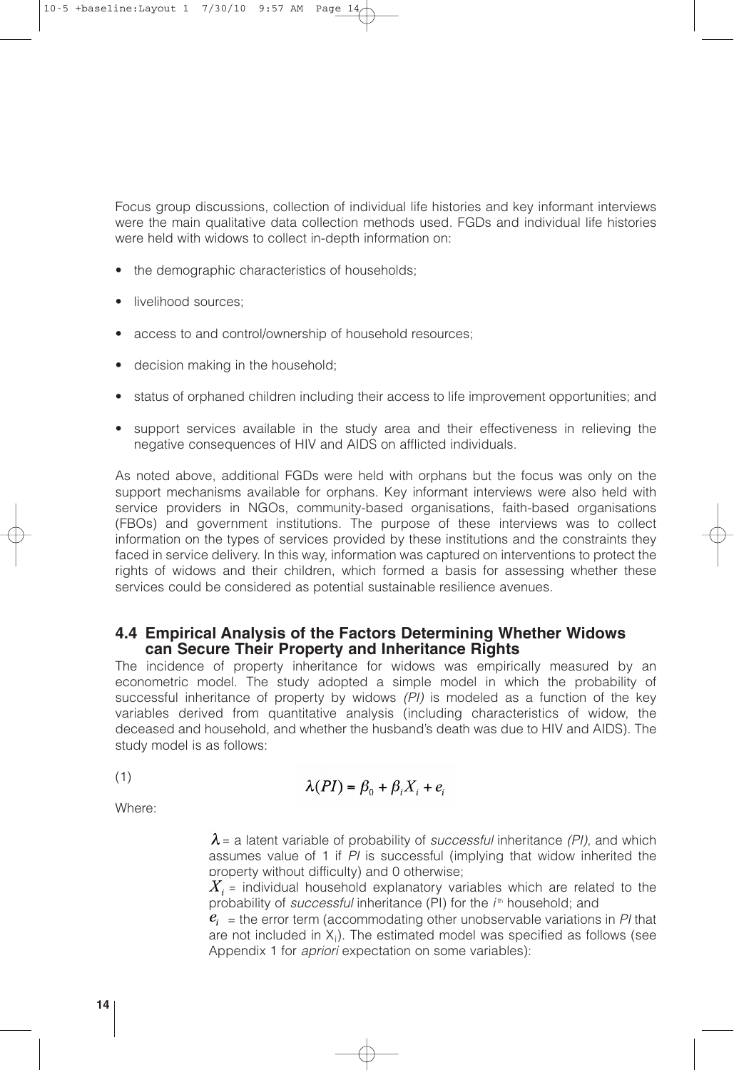Focus group discussions, collection of individual life histories and key informant interviews were the main qualitative data collection methods used. FGDs and individual life histories were held with widows to collect in-depth information on:

- the demographic characteristics of households;
- livelihood sources;
- access to and control/ownership of household resources;
- decision making in the household;
- status of orphaned children including their access to life improvement opportunities; and
- support services available in the study area and their effectiveness in relieving the negative consequences of HIV and AIDS on afflicted individuals.

As noted above, additional FGDs were held with orphans but the focus was only on the support mechanisms available for orphans. Key informant interviews were also held with service providers in NGOs, community-based organisations, faith-based organisations (FBOs) and government institutions. The purpose of these interviews was to collect information on the types of services provided by these institutions and the constraints they faced in service delivery. In this way, information was captured on interventions to protect the rights of widows and their children, which formed a basis for assessing whether these services could be considered as potential sustainable resilience avenues.

## 4.4 Empirical Analysis of the Factors Determining Whether Widows can Secure Their Property and Inheritance Rights

The incidence of property inheritance for widows was empirically measured by an econometric model. The study adopted a simple model in which the probability of successful inheritance of property by widows *(PI)* is modeled as a function of the key variables derived from quantitative analysis (including characteristics of widow, the deceased and household, and whether the husband's death was due to HIV and AIDS). The study model is as follows:

(1)

$$\lambda(PI) = \beta_0 + \beta_i X_i + e_i$$

Where:

$\lambda$ = a latent variable of probability of *successful* inheritance *(PI)*, and which assumes value of 1 if *PI* is successful (implying that widow inherited the property without difficulty) and 0 otherwise;

$X_i$ = individual household explanatory variables which are related to the probability of *successful* inheritance (PI) for the $i^{th}$ household; and

$e_i$ = the error term (accommodating other unobservable variations in *PI* that are not included in $X_i$). The estimated model was specified as follows (see Appendix 1 for *apriori* expectation on some variables):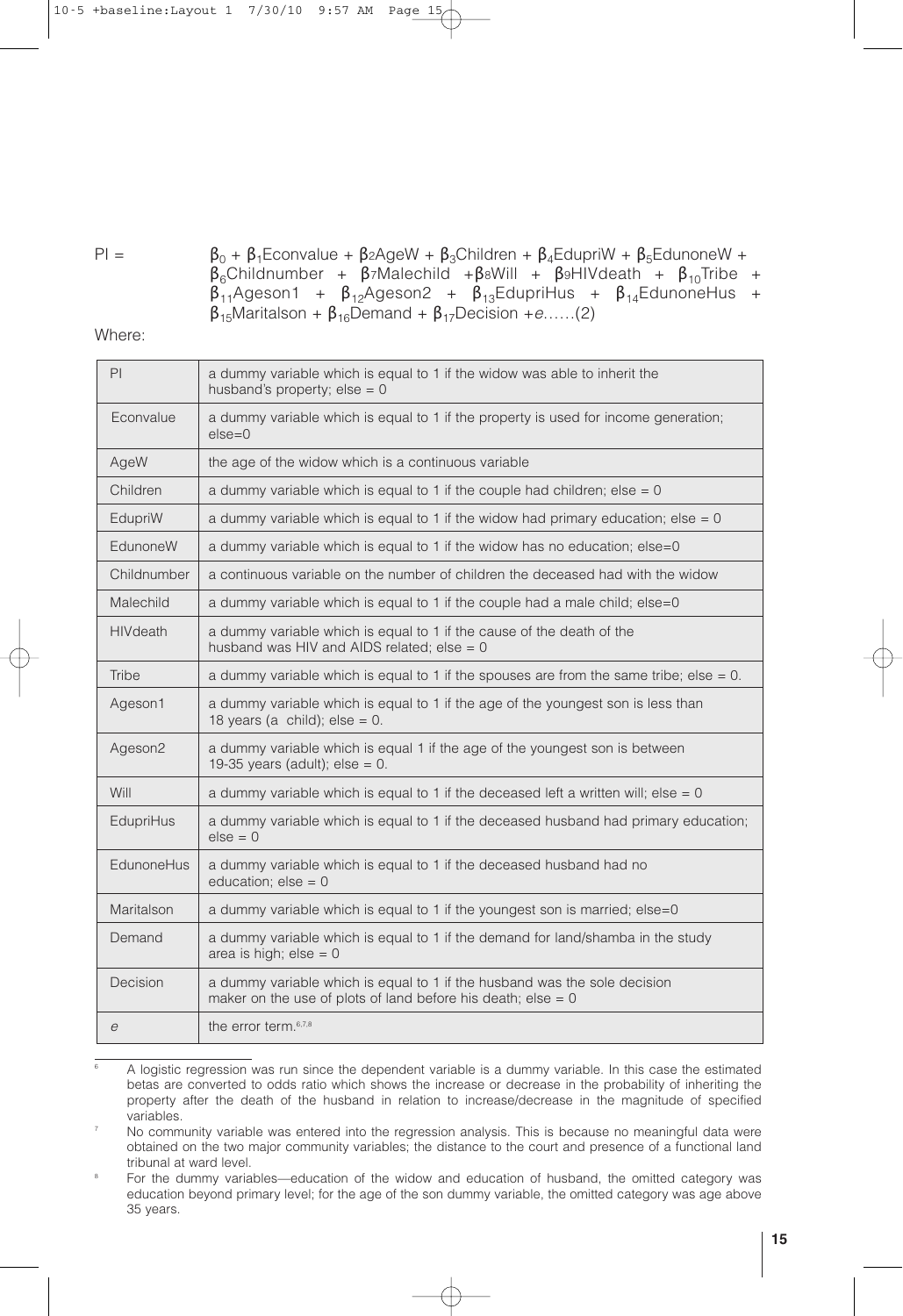$$PI = \beta_0 + \beta_1 Econvalue + \beta_2 AgeW + \beta_3 Children + \beta_4 EdupriW + \beta_5 EdunoneW + \beta_6 Childnumber + \beta_7 Malechild + \beta_8 Will + \beta_9 HIVdeath + \beta_{10} Tribe + \beta_{11} Ageson1 + \beta_{12} Ageson2 + \beta_{13} EdupriHus + \beta_{14} EdunoneHus + \beta_{15} Maritalson + \beta_{16} Demand + \beta_{17} Decision + e \ldots\ldots(2)$$

Where:

| | |
|---|---|
| PI | a dummy variable which is equal to 1 if the widow was able to inherit the husband's property; else = 0 |
| Econvalue | a dummy variable which is equal to 1 if the property is used for income generation; else=0 |
| AgeW | the age of the widow which is a continuous variable |
| Children | a dummy variable which is equal to 1 if the couple had children; else = 0 |
| EdupriW | a dummy variable which is equal to 1 if the widow had primary education; else = 0 |
| EdunoneW | a dummy variable which is equal to 1 if the widow has no education; else=0 |
| Childnumber | a continuous variable on the number of children the deceased had with the widow |
| Malechild | a dummy variable which is equal to 1 if the couple had a male child; else=0 |
| HIVdeath | a dummy variable which is equal to 1 if the cause of the death of the husband was HIV and AIDS related; else = 0 |
| Tribe | a dummy variable which is equal to 1 if the spouses are from the same tribe; else = 0. |
| Ageson1 | a dummy variable which is equal to 1 if the age of the youngest son is less than 18 years (a child); else = 0. |
| Ageson2 | a dummy variable which is equal 1 if the age of the youngest son is between 19-35 years (adult); else = 0. |
| Will | a dummy variable which is equal to 1 if the deceased left a written will; else = 0 |
| EdupriHus | a dummy variable which is equal to 1 if the deceased husband had primary education; else = 0 |
| EdunoneHus | a dummy variable which is equal to 1 if the deceased husband had no education; else = 0 |
| Maritalson | a dummy variable which is equal to 1 if the youngest son is married; else=0 |
| Demand | a dummy variable which is equal to 1 if the demand for land/shamba in the study area is high; else = 0 |
| Decision | a dummy variable which is equal to 1 if the husband was the sole decision maker on the use of plots of land before his death; else = 0 |
| *e* | the error term.[6,7,8] |

[6] A logistic regression was run since the dependent variable is a dummy variable. In this case the estimated betas are converted to odds ratio which shows the increase or decrease in the probability of inheriting the property after the death of the husband in relation to increase/decrease in the magnitude of specified variables.

[7] No community variable was entered into the regression analysis. This is because no meaningful data were obtained on the two major community variables; the distance to the court and presence of a functional land tribunal at ward level.

[8] For the dummy variables—education of the widow and education of husband, the omitted category was education beyond primary level; for the age of the son dummy variable, the omitted category was age above 35 years.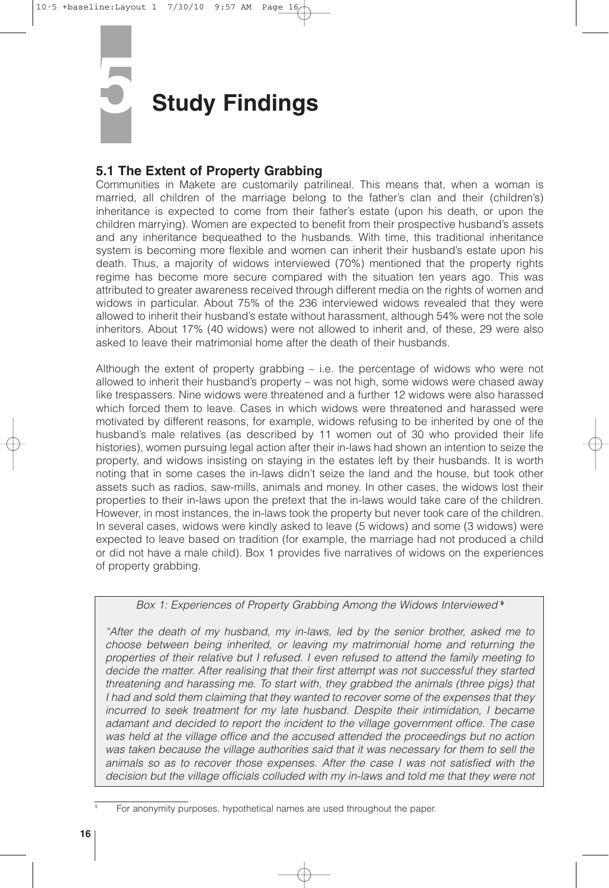# 5 Study Findings

## 5.1 The Extent of Property Grabbing

Communities in Makete are customarily patrilineal. This means that, when a woman is married, all children of the marriage belong to the father's clan and their (children's) inheritance is expected to come from their father's estate (upon his death, or upon the children marrying). Women are expected to benefit from their prospective husband's assets and any inheritance bequeathed to the husbands. With time, this traditional inheritance system is becoming more flexible and women can inherit their husband's estate upon his death. Thus, a majority of widows interviewed (70%) mentioned that the property rights regime has become more secure compared with the situation ten years ago. This was attributed to greater awareness received through different media on the rights of women and widows in particular. About 75% of the 236 interviewed widows revealed that they were allowed to inherit their husband's estate without harassment, although 54% were not the sole inheritors. About 17% (40 widows) were not allowed to inherit and, of these, 29 were also asked to leave their matrimonial home after the death of their husbands.

Although the extent of property grabbing – i.e. the percentage of widows who were not allowed to inherit their husband's property – was not high, some widows were chased away like trespassers. Nine widows were threatened and a further 12 widows were also harassed which forced them to leave. Cases in which widows were threatened and harassed were motivated by different reasons, for example, widows refusing to be inherited by one of the husband's male relatives (as described by 11 women out of 30 who provided their life histories), women pursuing legal action after their in-laws had shown an intention to seize the property, and widows insisting on staying in the estates left by their husbands. It is worth noting that in some cases the in-laws didn't seize the land and the house, but took other assets such as radios, saw-mills, animals and money. In other cases, the widows lost their properties to their in-laws upon the pretext that the in-laws would take care of the children. However, in most instances, the in-laws took the property but never took care of the children. In several cases, widows were kindly asked to leave (5 widows) and some (3 widows) were expected to leave based on tradition (for example, the marriage had not produced a child or did not have a male child). Box 1 provides five narratives of widows on the experiences of property grabbing.

*Box 1: Experiences of Property Grabbing Among the Widows Interviewed* [9]

*"After the death of my husband, my in-laws, led by the senior brother, asked me to choose between being inherited, or leaving my matrimonial home and returning the properties of their relative but I refused. I even refused to attend the family meeting to decide the matter. After realising that their first attempt was not successful they started threatening and harassing me. To start with, they grabbed the animals (three pigs) that I had and sold them claiming that they wanted to recover some of the expenses that they incurred to seek treatment for my late husband. Despite their intimidation, I became adamant and decided to report the incident to the village government office. The case was held at the village office and the accused attended the proceedings but no action was taken because the village authorities said that it was necessary for them to sell the animals so as to recover those expenses. After the case I was not satisfied with the decision but the village officials colluded with my in-laws and told me that they were not*

[9] For anonymity purposes, hypothetical names are used throughout the paper.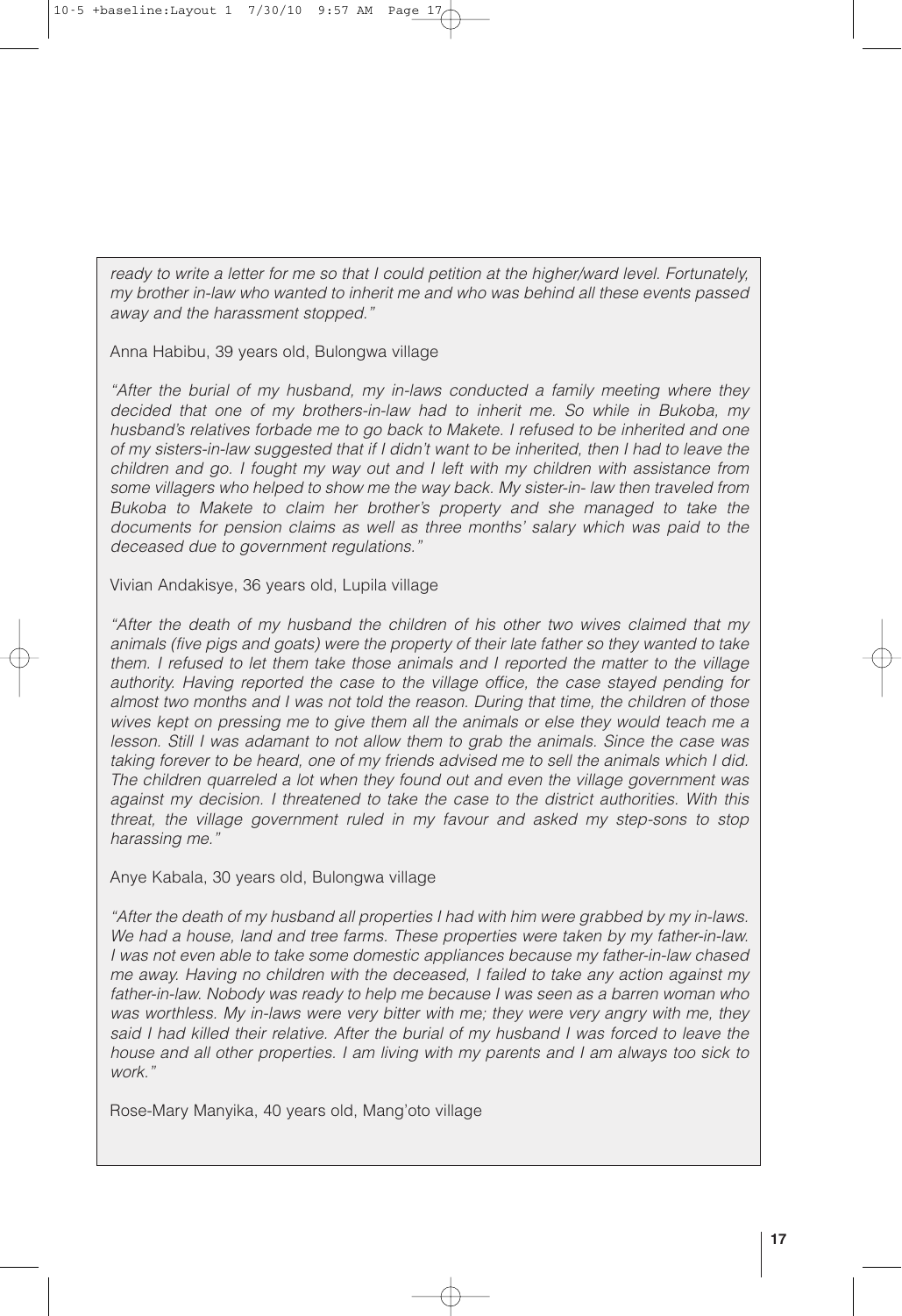*ready to write a letter for me so that I could petition at the higher/ward level. Fortunately, my brother in-law who wanted to inherit me and who was behind all these events passed away and the harassment stopped."*

Anna Habibu, 39 years old, Bulongwa village

*"After the burial of my husband, my in-laws conducted a family meeting where they decided that one of my brothers-in-law had to inherit me. So while in Bukoba, my husband's relatives forbade me to go back to Makete. I refused to be inherited and one of my sisters-in-law suggested that if I didn't want to be inherited, then I had to leave the children and go. I fought my way out and I left with my children with assistance from some villagers who helped to show me the way back. My sister-in- law then traveled from Bukoba to Makete to claim her brother's property and she managed to take the documents for pension claims as well as three months' salary which was paid to the deceased due to government regulations."*

Vivian Andakisye, 36 years old, Lupila village

*"After the death of my husband the children of his other two wives claimed that my animals (five pigs and goats) were the property of their late father so they wanted to take them. I refused to let them take those animals and I reported the matter to the village authority. Having reported the case to the village office, the case stayed pending for almost two months and I was not told the reason. During that time, the children of those wives kept on pressing me to give them all the animals or else they would teach me a lesson. Still I was adamant to not allow them to grab the animals. Since the case was taking forever to be heard, one of my friends advised me to sell the animals which I did. The children quarreled a lot when they found out and even the village government was against my decision. I threatened to take the case to the district authorities. With this threat, the village government ruled in my favour and asked my step-sons to stop harassing me."*

Anye Kabala, 30 years old, Bulongwa village

*"After the death of my husband all properties I had with him were grabbed by my in-laws. We had a house, land and tree farms. These properties were taken by my father-in-law. I was not even able to take some domestic appliances because my father-in-law chased me away. Having no children with the deceased, I failed to take any action against my father-in-law. Nobody was ready to help me because I was seen as a barren woman who was worthless. My in-laws were very bitter with me; they were very angry with me, they said I had killed their relative. After the burial of my husband I was forced to leave the house and all other properties. I am living with my parents and I am always too sick to work."*

Rose-Mary Manyika, 40 years old, Mang'oto village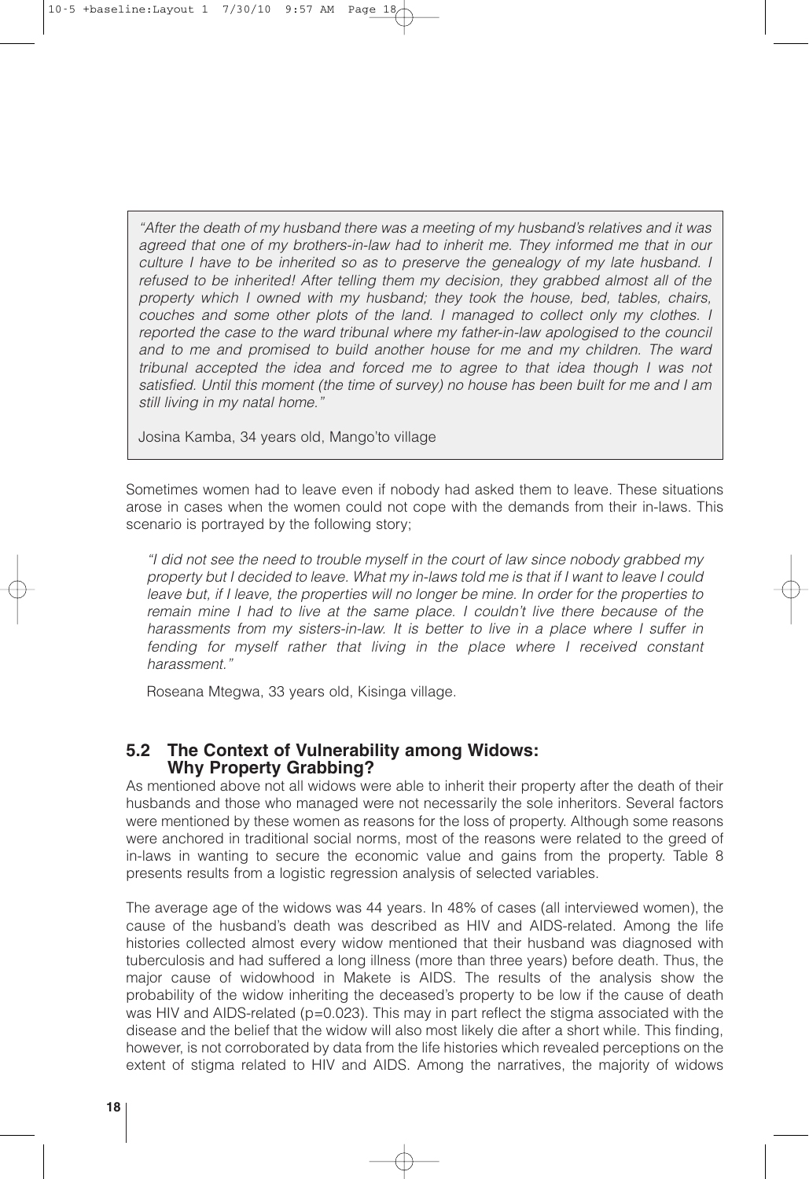> *"After the death of my husband there was a meeting of my husband's relatives and it was agreed that one of my brothers-in-law had to inherit me. They informed me that in our culture I have to be inherited so as to preserve the genealogy of my late husband. I refused to be inherited! After telling them my decision, they grabbed almost all of the property which I owned with my husband; they took the house, bed, tables, chairs, couches and some other plots of the land. I managed to collect only my clothes. I reported the case to the ward tribunal where my father-in-law apologised to the council and to me and promised to build another house for me and my children. The ward tribunal accepted the idea and forced me to agree to that idea though I was not satisfied. Until this moment (the time of survey) no house has been built for me and I am still living in my natal home."*
>
> Josina Kamba, 34 years old, Mango'to village

Sometimes women had to leave even if nobody had asked them to leave. These situations arose in cases when the women could not cope with the demands from their in-laws. This scenario is portrayed by the following story;

> *"I did not see the need to trouble myself in the court of law since nobody grabbed my property but I decided to leave. What my in-laws told me is that if I want to leave I could leave but, if I leave, the properties will no longer be mine. In order for the properties to remain mine I had to live at the same place. I couldn't live there because of the harassments from my sisters-in-law. It is better to live in a place where I suffer in fending for myself rather that living in the place where I received constant harassment."*
>
> Roseana Mtegwa, 33 years old, Kisinga village.

## 5.2 The Context of Vulnerability among Widows: Why Property Grabbing?

As mentioned above not all widows were able to inherit their property after the death of their husbands and those who managed were not necessarily the sole inheritors. Several factors were mentioned by these women as reasons for the loss of property. Although some reasons were anchored in traditional social norms, most of the reasons were related to the greed of in-laws in wanting to secure the economic value and gains from the property. Table 8 presents results from a logistic regression analysis of selected variables.

The average age of the widows was 44 years. In 48% of cases (all interviewed women), the cause of the husband's death was described as HIV and AIDS-related. Among the life histories collected almost every widow mentioned that their husband was diagnosed with tuberculosis and had suffered a long illness (more than three years) before death. Thus, the major cause of widowhood in Makete is AIDS. The results of the analysis show the probability of the widow inheriting the deceased's property to be low if the cause of death was HIV and AIDS-related ($p=0.023$). This may in part reflect the stigma associated with the disease and the belief that the widow will also most likely die after a short while. This finding, however, is not corroborated by data from the life histories which revealed perceptions on the extent of stigma related to HIV and AIDS. Among the narratives, the majority of widows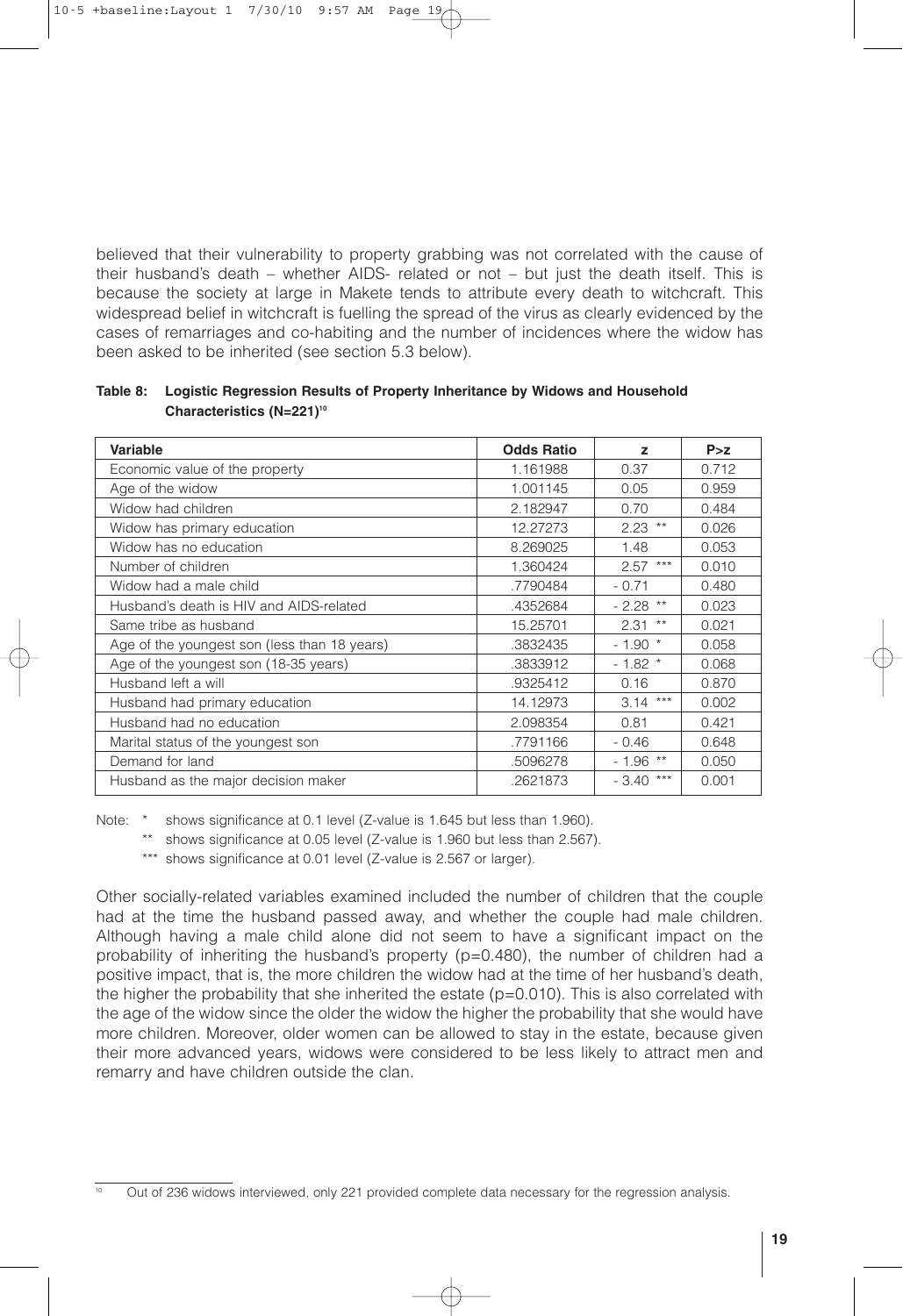believed that their vulnerability to property grabbing was not correlated with the cause of their husband's death – whether AIDS- related or not – but just the death itself. This is because the society at large in Makete tends to attribute every death to witchcraft. This widespread belief in witchcraft is fuelling the spread of the virus as clearly evidenced by the cases of remarriages and co-habiting and the number of incidences where the widow has been asked to be inherited (see section 5.3 below).

**Table 8: Logistic Regression Results of Property Inheritance by Widows and Household Characteristics (N=221)[10]**

| Variable | Odds Ratio | z | P>z |
|---|---|---|---|
| Economic value of the property | 1.161988 | 0.37 | 0.712 |
| Age of the widow | 1.001145 | 0.05 | 0.959 |
| Widow had children | 2.182947 | 0.70 | 0.484 |
| Widow has primary education | 12.27273 | 2.23 ** | 0.026 |
| Widow has no education | 8.269025 | 1.48 | 0.053 |
| Number of children | 1.360424 | 2.57 *** | 0.010 |
| Widow had a male child | .7790484 | - 0.71 | 0.480 |
| Husband's death is HIV and AIDS-related | .4352684 | - 2.28 ** | 0.023 |
| Same tribe as husband | 15.25701 | 2.31 ** | 0.021 |
| Age of the youngest son (less than 18 years) | .3832435 | - 1.90 * | 0.058 |
| Age of the youngest son (18-35 years) | .3833912 | - 1.82 * | 0.068 |
| Husband left a will | .9325412 | 0.16 | 0.870 |
| Husband had primary education | 14.12973 | 3.14 *** | 0.002 |
| Husband had no education | 2.098354 | 0.81 | 0.421 |
| Marital status of the youngest son | .7791166 | - 0.46 | 0.648 |
| Demand for land | .5096278 | - 1.96 ** | 0.050 |
| Husband as the major decision maker | .2621873 | - 3.40 *** | 0.001 |

Note: * shows significance at 0.1 level (Z-value is 1.645 but less than 1.960).
** shows significance at 0.05 level (Z-value is 1.960 but less than 2.567).
*** shows significance at 0.01 level (Z-value is 2.567 or larger).

Other socially-related variables examined included the number of children that the couple had at the time the husband passed away, and whether the couple had male children. Although having a male child alone did not seem to have a significant impact on the probability of inheriting the husband's property (p=0.480), the number of children had a positive impact, that is, the more children the widow had at the time of her husband's death, the higher the probability that she inherited the estate (p=0.010). This is also correlated with the age of the widow since the older the widow the higher the probability that she would have more children. Moreover, older women can be allowed to stay in the estate, because given their more advanced years, widows were considered to be less likely to attract men and remarry and have children outside the clan.

[10] Out of 236 widows interviewed, only 221 provided complete data necessary for the regression analysis.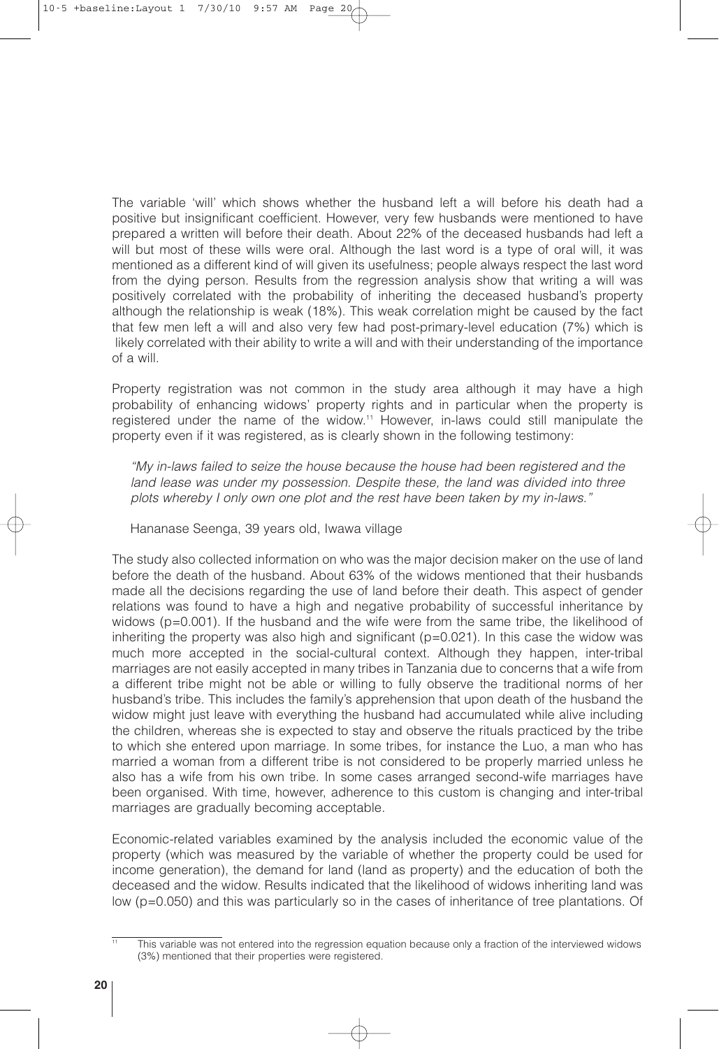The variable 'will' which shows whether the husband left a will before his death had a positive but insignificant coefficient. However, very few husbands were mentioned to have prepared a written will before their death. About 22% of the deceased husbands had left a will but most of these wills were oral. Although the last word is a type of oral will, it was mentioned as a different kind of will given its usefulness; people always respect the last word from the dying person. Results from the regression analysis show that writing a will was positively correlated with the probability of inheriting the deceased husband's property although the relationship is weak (18%). This weak correlation might be caused by the fact that few men left a will and also very few had post-primary-level education (7%) which is likely correlated with their ability to write a will and with their understanding of the importance of a will.

Property registration was not common in the study area although it may have a high probability of enhancing widows' property rights and in particular when the property is registered under the name of the widow.[11] However, in-laws could still manipulate the property even if it was registered, as is clearly shown in the following testimony:

> *"My in-laws failed to seize the house because the house had been registered and the land lease was under my possession. Despite these, the land was divided into three plots whereby I only own one plot and the rest have been taken by my in-laws."*
>
> Hananase Seenga, 39 years old, Iwawa village

The study also collected information on who was the major decision maker on the use of land before the death of the husband. About 63% of the widows mentioned that their husbands made all the decisions regarding the use of land before their death. This aspect of gender relations was found to have a high and negative probability of successful inheritance by widows ($p=0.001$). If the husband and the wife were from the same tribe, the likelihood of inheriting the property was also high and significant ($p=0.021$). In this case the widow was much more accepted in the social-cultural context. Although they happen, inter-tribal marriages are not easily accepted in many tribes in Tanzania due to concerns that a wife from a different tribe might not be able or willing to fully observe the traditional norms of her husband's tribe. This includes the family's apprehension that upon death of the husband the widow might just leave with everything the husband had accumulated while alive including the children, whereas she is expected to stay and observe the rituals practiced by the tribe to which she entered upon marriage. In some tribes, for instance the Luo, a man who has married a woman from a different tribe is not considered to be properly married unless he also has a wife from his own tribe. In some cases arranged second-wife marriages have been organised. With time, however, adherence to this custom is changing and inter-tribal marriages are gradually becoming acceptable.

Economic-related variables examined by the analysis included the economic value of the property (which was measured by the variable of whether the property could be used for income generation), the demand for land (land as property) and the education of both the deceased and the widow. Results indicated that the likelihood of widows inheriting land was low ($p=0.050$) and this was particularly so in the cases of inheritance of tree plantations. Of

[11] This variable was not entered into the regression equation because only a fraction of the interviewed widows (3%) mentioned that their properties were registered.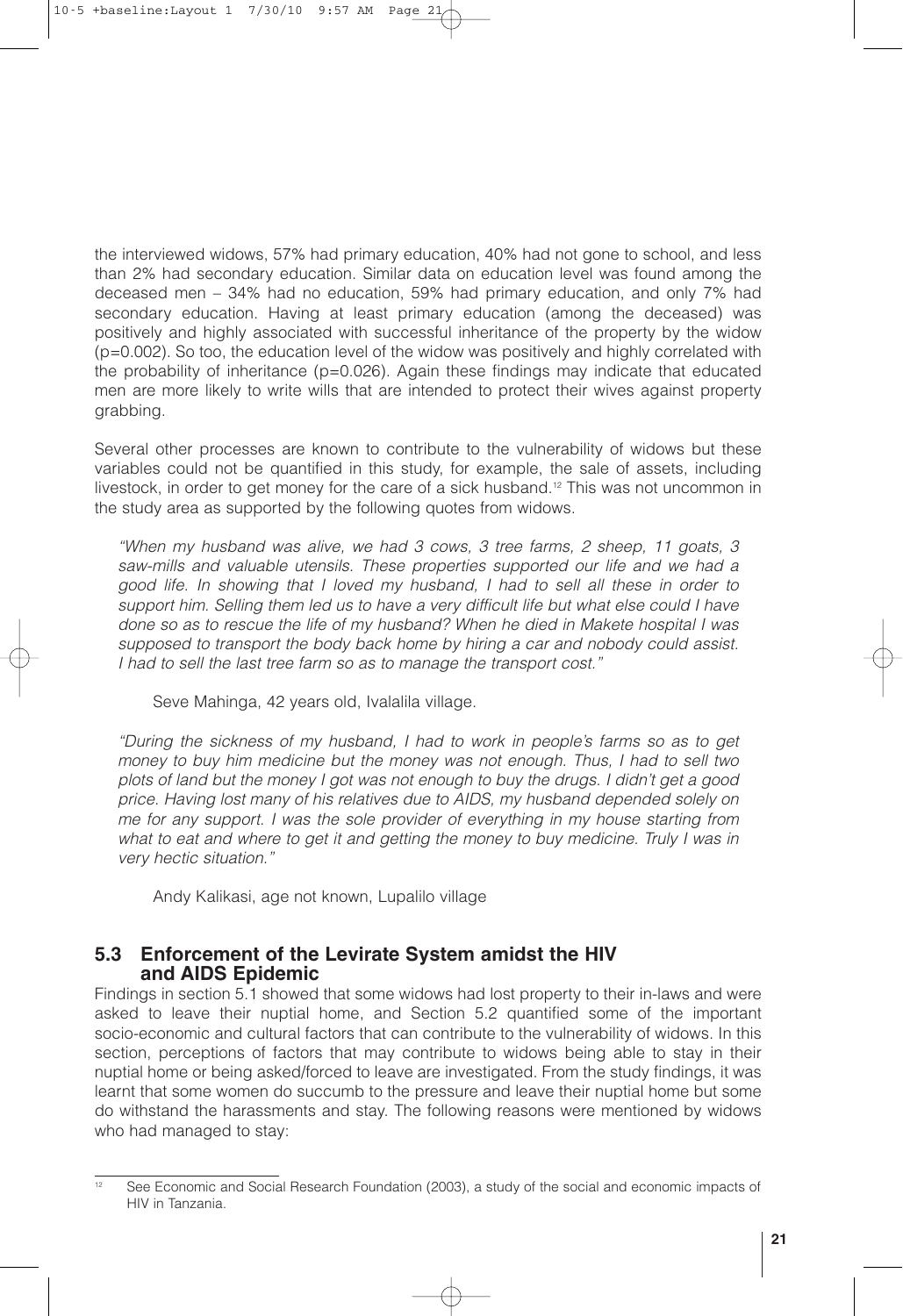the interviewed widows, 57% had primary education, 40% had not gone to school, and less than 2% had secondary education. Similar data on education level was found among the deceased men – 34% had no education, 59% had primary education, and only 7% had secondary education. Having at least primary education (among the deceased) was positively and highly associated with successful inheritance of the property by the widow (p=0.002). So too, the education level of the widow was positively and highly correlated with the probability of inheritance (p=0.026). Again these findings may indicate that educated men are more likely to write wills that are intended to protect their wives against property grabbing.

Several other processes are known to contribute to the vulnerability of widows but these variables could not be quantified in this study, for example, the sale of assets, including livestock, in order to get money for the care of a sick husband.[12] This was not uncommon in the study area as supported by the following quotes from widows.

> *"When my husband was alive, we had 3 cows, 3 tree farms, 2 sheep, 11 goats, 3 saw-mills and valuable utensils. These properties supported our life and we had a good life. In showing that I loved my husband, I had to sell all these in order to support him. Selling them led us to have a very difficult life but what else could I have done so as to rescue the life of my husband? When he died in Makete hospital I was supposed to transport the body back home by hiring a car and nobody could assist. I had to sell the last tree farm so as to manage the transport cost."*
>
> Seve Mahinga, 42 years old, Ivalalila village.

> *"During the sickness of my husband, I had to work in people's farms so as to get money to buy him medicine but the money was not enough. Thus, I had to sell two plots of land but the money I got was not enough to buy the drugs. I didn't get a good price. Having lost many of his relatives due to AIDS, my husband depended solely on me for any support. I was the sole provider of everything in my house starting from what to eat and where to get it and getting the money to buy medicine. Truly I was in very hectic situation."*
>
> Andy Kalikasi, age not known, Lupalilo village

## 5.3 Enforcement of the Levirate System amidst the HIV and AIDS Epidemic

Findings in section 5.1 showed that some widows had lost property to their in-laws and were asked to leave their nuptial home, and Section 5.2 quantified some of the important socio-economic and cultural factors that can contribute to the vulnerability of widows. In this section, perceptions of factors that may contribute to widows being able to stay in their nuptial home or being asked/forced to leave are investigated. From the study findings, it was learnt that some women do succumb to the pressure and leave their nuptial home but some do withstand the harassments and stay. The following reasons were mentioned by widows who had managed to stay:

---

[12] See Economic and Social Research Foundation (2003), a study of the social and economic impacts of HIV in Tanzania.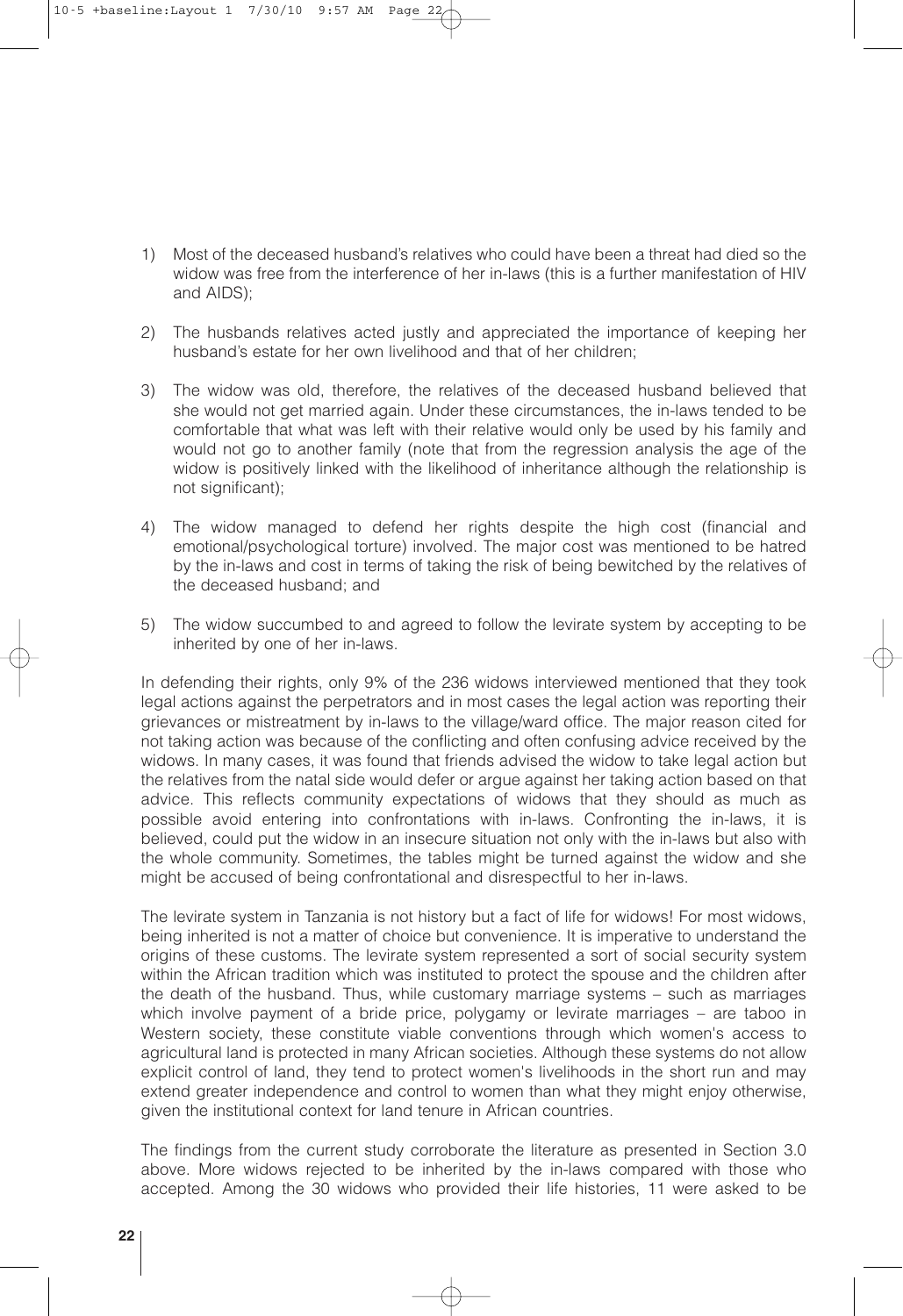1) Most of the deceased husband's relatives who could have been a threat had died so the widow was free from the interference of her in-laws (this is a further manifestation of HIV and AIDS);

2) The husbands relatives acted justly and appreciated the importance of keeping her husband's estate for her own livelihood and that of her children;

3) The widow was old, therefore, the relatives of the deceased husband believed that she would not get married again. Under these circumstances, the in-laws tended to be comfortable that what was left with their relative would only be used by his family and would not go to another family (note that from the regression analysis the age of the widow is positively linked with the likelihood of inheritance although the relationship is not significant);

4) The widow managed to defend her rights despite the high cost (financial and emotional/psychological torture) involved. The major cost was mentioned to be hatred by the in-laws and cost in terms of taking the risk of being bewitched by the relatives of the deceased husband; and

5) The widow succumbed to and agreed to follow the levirate system by accepting to be inherited by one of her in-laws.

In defending their rights, only 9% of the 236 widows interviewed mentioned that they took legal actions against the perpetrators and in most cases the legal action was reporting their grievances or mistreatment by in-laws to the village/ward office. The major reason cited for not taking action was because of the conflicting and often confusing advice received by the widows. In many cases, it was found that friends advised the widow to take legal action but the relatives from the natal side would defer or argue against her taking action based on that advice. This reflects community expectations of widows that they should as much as possible avoid entering into confrontations with in-laws. Confronting the in-laws, it is believed, could put the widow in an insecure situation not only with the in-laws but also with the whole community. Sometimes, the tables might be turned against the widow and she might be accused of being confrontational and disrespectful to her in-laws.

The levirate system in Tanzania is not history but a fact of life for widows! For most widows, being inherited is not a matter of choice but convenience. It is imperative to understand the origins of these customs. The levirate system represented a sort of social security system within the African tradition which was instituted to protect the spouse and the children after the death of the husband. Thus, while customary marriage systems – such as marriages which involve payment of a bride price, polygamy or levirate marriages – are taboo in Western society, these constitute viable conventions through which women's access to agricultural land is protected in many African societies. Although these systems do not allow explicit control of land, they tend to protect women's livelihoods in the short run and may extend greater independence and control to women than what they might enjoy otherwise, given the institutional context for land tenure in African countries.

The findings from the current study corroborate the literature as presented in Section 3.0 above. More widows rejected to be inherited by the in-laws compared with those who accepted. Among the 30 widows who provided their life histories, 11 were asked to be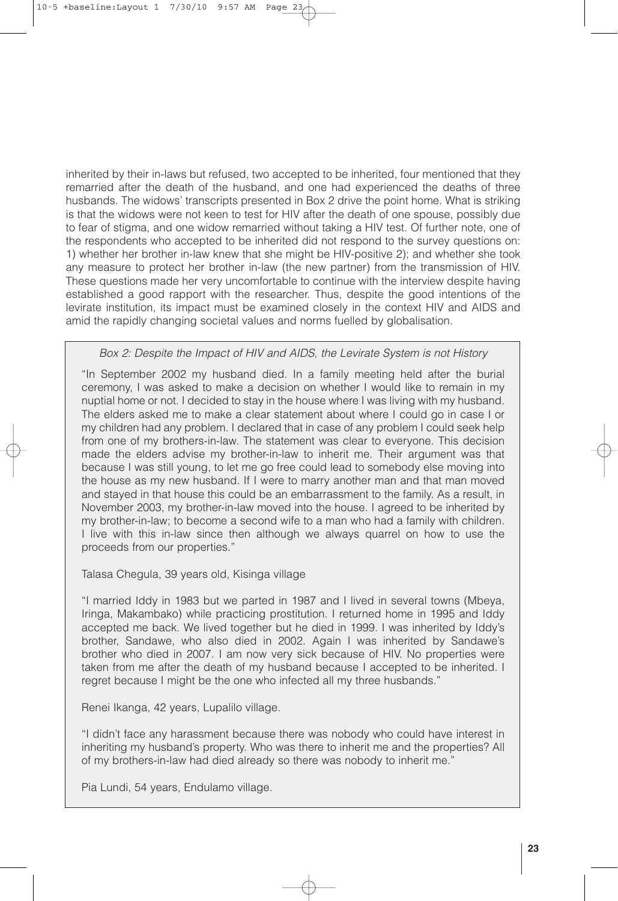inherited by their in-laws but refused, two accepted to be inherited, four mentioned that they remarried after the death of the husband, and one had experienced the deaths of three husbands. The widows' transcripts presented in Box 2 drive the point home. What is striking is that the widows were not keen to test for HIV after the death of one spouse, possibly due to fear of stigma, and one widow remarried without taking a HIV test. Of further note, one of the respondents who accepted to be inherited did not respond to the survey questions on: 1) whether her brother in-law knew that she might be HIV-positive 2); and whether she took any measure to protect her brother in-law (the new partner) from the transmission of HIV. These questions made her very uncomfortable to continue with the interview despite having established a good rapport with the researcher. Thus, despite the good intentions of the levirate institution, its impact must be examined closely in the context HIV and AIDS and amid the rapidly changing societal values and norms fuelled by globalisation.

*Box 2: Despite the Impact of HIV and AIDS, the Levirate System is not History*

"In September 2002 my husband died. In a family meeting held after the burial ceremony, I was asked to make a decision on whether I would like to remain in my nuptial home or not. I decided to stay in the house where I was living with my husband. The elders asked me to make a clear statement about where I could go in case I or my children had any problem. I declared that in case of any problem I could seek help from one of my brothers-in-law. The statement was clear to everyone. This decision made the elders advise my brother-in-law to inherit me. Their argument was that because I was still young, to let me go free could lead to somebody else moving into the house as my new husband. If I were to marry another man and that man moved and stayed in that house this could be an embarrassment to the family. As a result, in November 2003, my brother-in-law moved into the house. I agreed to be inherited by my brother-in-law; to become a second wife to a man who had a family with children. I live with this in-law since then although we always quarrel on how to use the proceeds from our properties."

Talasa Chegula, 39 years old, Kisinga village

"I married Iddy in 1983 but we parted in 1987 and I lived in several towns (Mbeya, Iringa, Makambako) while practicing prostitution. I returned home in 1995 and Iddy accepted me back. We lived together but he died in 1999. I was inherited by Iddy's brother, Sandawe, who also died in 2002. Again I was inherited by Sandawe's brother who died in 2007. I am now very sick because of HIV. No properties were taken from me after the death of my husband because I accepted to be inherited. I regret because I might be the one who infected all my three husbands."

Renei Ikanga, 42 years, Lupalilo village.

"I didn't face any harassment because there was nobody who could have interest in inheriting my husband's property. Who was there to inherit me and the properties? All of my brothers-in-law had died already so there was nobody to inherit me."

Pia Lundi, 54 years, Endulamo village.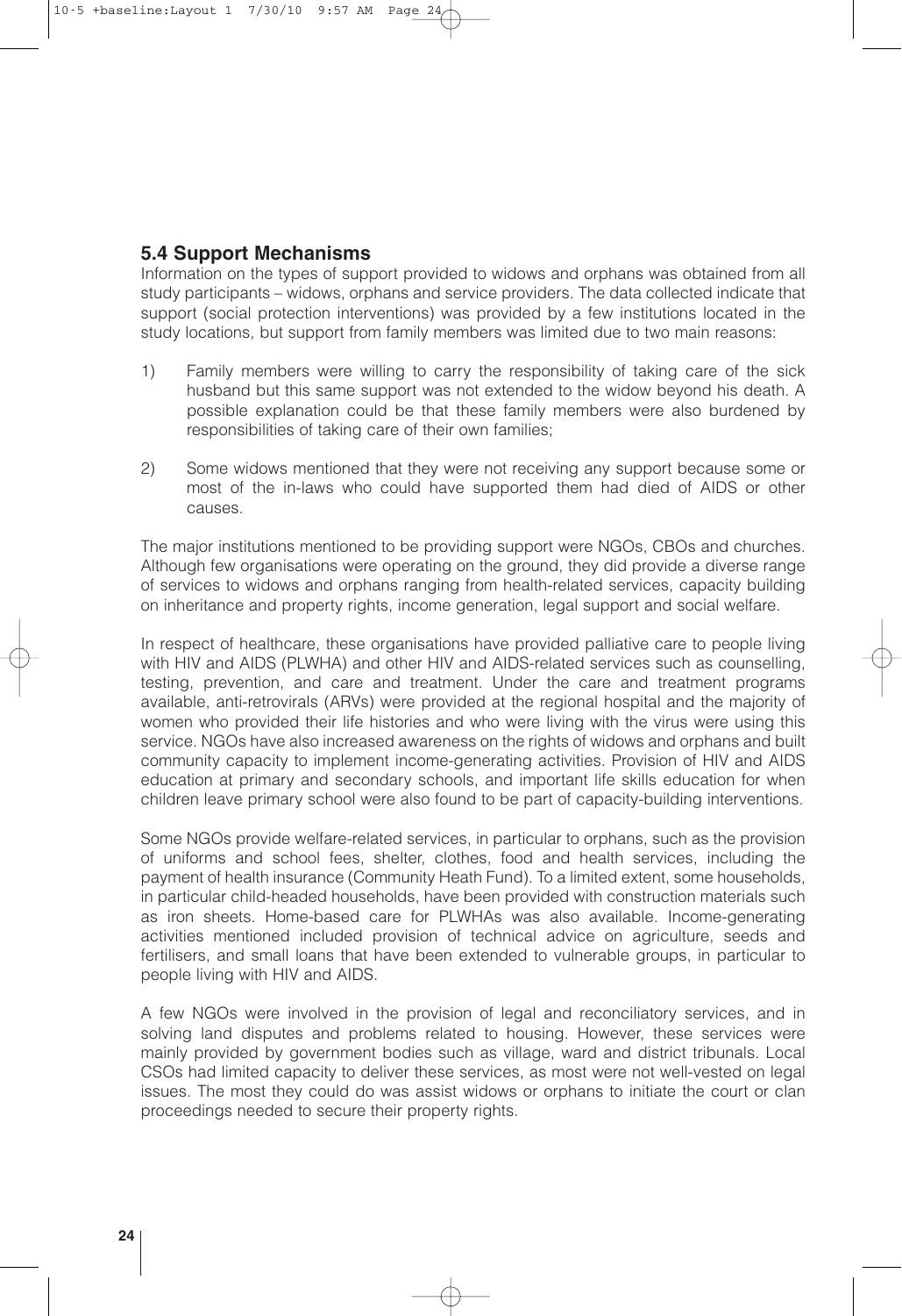## 5.4 Support Mechanisms

Information on the types of support provided to widows and orphans was obtained from all study participants – widows, orphans and service providers. The data collected indicate that support (social protection interventions) was provided by a few institutions located in the study locations, but support from family members was limited due to two main reasons:

1) Family members were willing to carry the responsibility of taking care of the sick husband but this same support was not extended to the widow beyond his death. A possible explanation could be that these family members were also burdened by responsibilities of taking care of their own families;

2) Some widows mentioned that they were not receiving any support because some or most of the in-laws who could have supported them had died of AIDS or other causes.

The major institutions mentioned to be providing support were NGOs, CBOs and churches. Although few organisations were operating on the ground, they did provide a diverse range of services to widows and orphans ranging from health-related services, capacity building on inheritance and property rights, income generation, legal support and social welfare.

In respect of healthcare, these organisations have provided palliative care to people living with HIV and AIDS (PLWHA) and other HIV and AIDS-related services such as counselling, testing, prevention, and care and treatment. Under the care and treatment programs available, anti-retrovirals (ARVs) were provided at the regional hospital and the majority of women who provided their life histories and who were living with the virus were using this service. NGOs have also increased awareness on the rights of widows and orphans and built community capacity to implement income-generating activities. Provision of HIV and AIDS education at primary and secondary schools, and important life skills education for when children leave primary school were also found to be part of capacity-building interventions.

Some NGOs provide welfare-related services, in particular to orphans, such as the provision of uniforms and school fees, shelter, clothes, food and health services, including the payment of health insurance (Community Heath Fund). To a limited extent, some households, in particular child-headed households, have been provided with construction materials such as iron sheets. Home-based care for PLWHAs was also available. Income-generating activities mentioned included provision of technical advice on agriculture, seeds and fertilisers, and small loans that have been extended to vulnerable groups, in particular to people living with HIV and AIDS.

A few NGOs were involved in the provision of legal and reconciliatory services, and in solving land disputes and problems related to housing. However, these services were mainly provided by government bodies such as village, ward and district tribunals. Local CSOs had limited capacity to deliver these services, as most were not well-vested on legal issues. The most they could do was assist widows or orphans to initiate the court or clan proceedings needed to secure their property rights.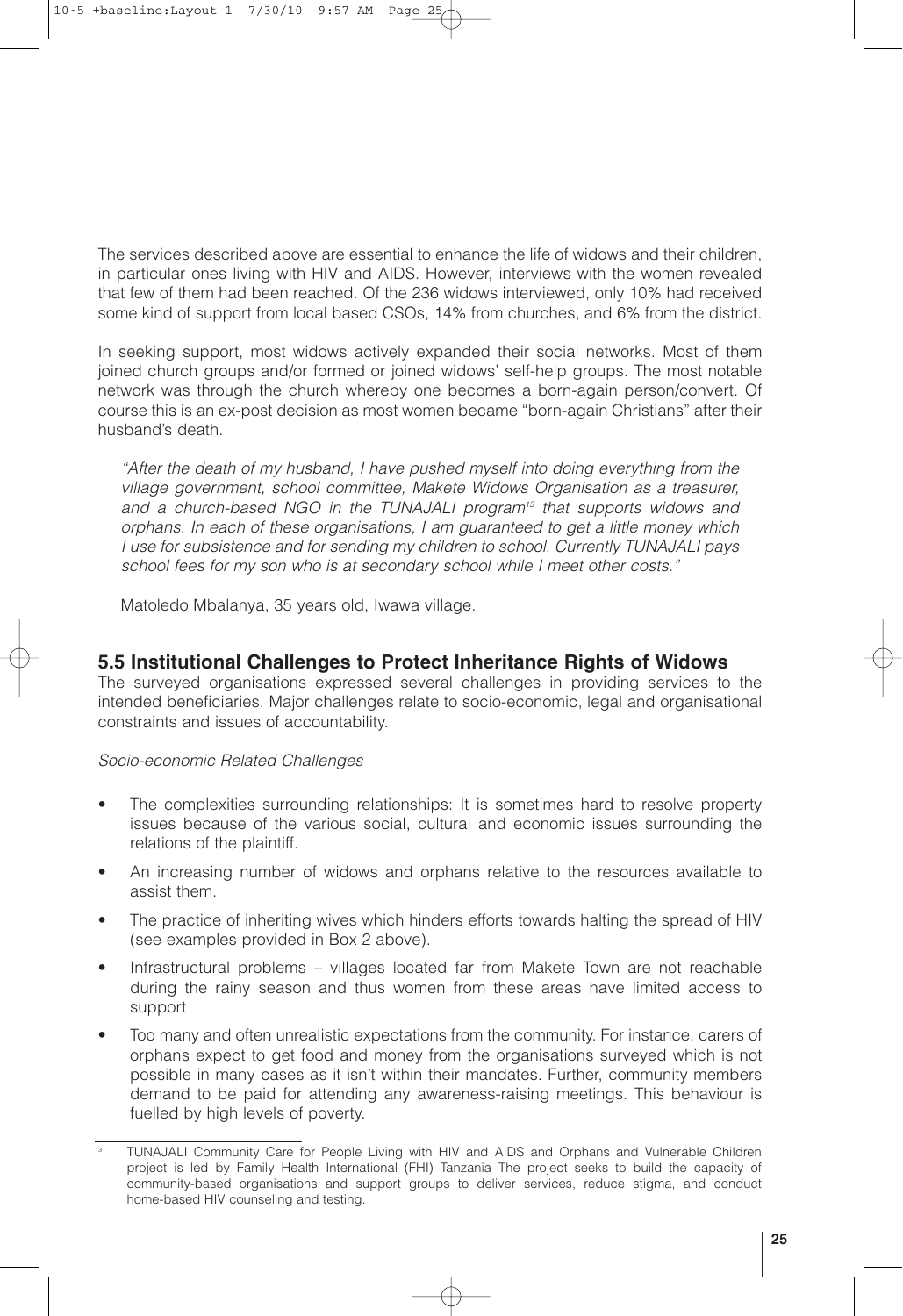The services described above are essential to enhance the life of widows and their children, in particular ones living with HIV and AIDS. However, interviews with the women revealed that few of them had been reached. Of the 236 widows interviewed, only 10% had received some kind of support from local based CSOs, 14% from churches, and 6% from the district.

In seeking support, most widows actively expanded their social networks. Most of them joined church groups and/or formed or joined widows' self-help groups. The most notable network was through the church whereby one becomes a born-again person/convert. Of course this is an ex-post decision as most women became "born-again Christians" after their husband's death.

> *"After the death of my husband, I have pushed myself into doing everything from the village government, school committee, Makete Widows Organisation as a treasurer, and a church-based NGO in the TUNAJALI program[13] that supports widows and orphans. In each of these organisations, I am guaranteed to get a little money which I use for subsistence and for sending my children to school. Currently TUNAJALI pays school fees for my son who is at secondary school while I meet other costs."*
>
> Matoledo Mbalanya, 35 years old, Iwawa village.

## 5.5 Institutional Challenges to Protect Inheritance Rights of Widows

The surveyed organisations expressed several challenges in providing services to the intended beneficiaries. Major challenges relate to socio-economic, legal and organisational constraints and issues of accountability.

*Socio-economic Related Challenges*

- The complexities surrounding relationships: It is sometimes hard to resolve property issues because of the various social, cultural and economic issues surrounding the relations of the plaintiff.
- An increasing number of widows and orphans relative to the resources available to assist them.
- The practice of inheriting wives which hinders efforts towards halting the spread of HIV (see examples provided in Box 2 above).
- Infrastructural problems – villages located far from Makete Town are not reachable during the rainy season and thus women from these areas have limited access to support
- Too many and often unrealistic expectations from the community. For instance, carers of orphans expect to get food and money from the organisations surveyed which is not possible in many cases as it isn't within their mandates. Further, community members demand to be paid for attending any awareness-raising meetings. This behaviour is fuelled by high levels of poverty.

---

[13] TUNAJALI Community Care for People Living with HIV and AIDS and Orphans and Vulnerable Children project is led by Family Health International (FHI) Tanzania The project seeks to build the capacity of community-based organisations and support groups to deliver services, reduce stigma, and conduct home-based HIV counseling and testing.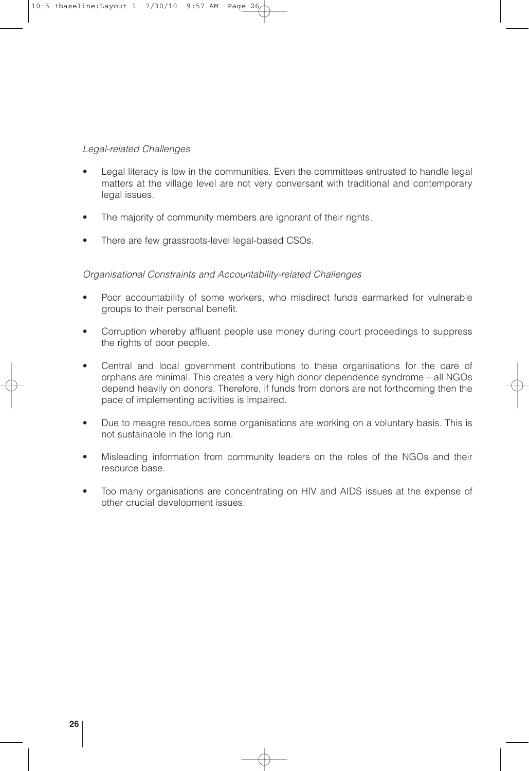*Legal-related Challenges*

- Legal literacy is low in the communities. Even the committees entrusted to handle legal matters at the village level are not very conversant with traditional and contemporary legal issues.
- The majority of community members are ignorant of their rights.
- There are few grassroots-level legal-based CSOs.

*Organisational Constraints and Accountability-related Challenges*

- Poor accountability of some workers, who misdirect funds earmarked for vulnerable groups to their personal benefit.
- Corruption whereby affluent people use money during court proceedings to suppress the rights of poor people.
- Central and local government contributions to these organisations for the care of orphans are minimal. This creates a very high donor dependence syndrome – all NGOs depend heavily on donors. Therefore, if funds from donors are not forthcoming then the pace of implementing activities is impaired.
- Due to meagre resources some organisations are working on a voluntary basis. This is not sustainable in the long run.
- Misleading information from community leaders on the roles of the NGOs and their resource base.
- Too many organisations are concentrating on HIV and AIDS issues at the expense of other crucial development issues.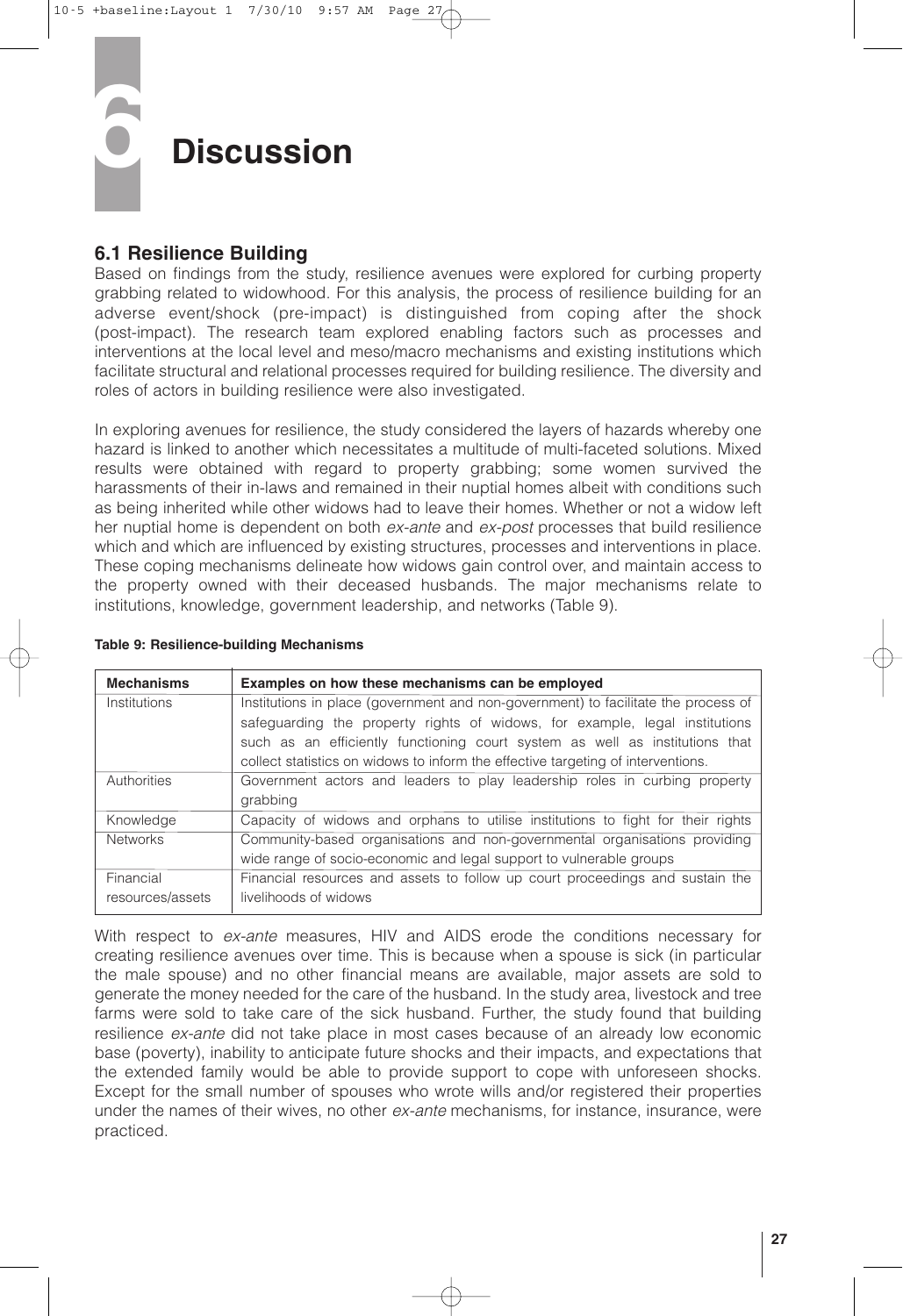# 6 Discussion

## 6.1 Resilience Building

Based on findings from the study, resilience avenues were explored for curbing property grabbing related to widowhood. For this analysis, the process of resilience building for an adverse event/shock (pre-impact) is distinguished from coping after the shock (post-impact). The research team explored enabling factors such as processes and interventions at the local level and meso/macro mechanisms and existing institutions which facilitate structural and relational processes required for building resilience. The diversity and roles of actors in building resilience were also investigated.

In exploring avenues for resilience, the study considered the layers of hazards whereby one hazard is linked to another which necessitates a multitude of multi-faceted solutions. Mixed results were obtained with regard to property grabbing; some women survived the harassments of their in-laws and remained in their nuptial homes albeit with conditions such as being inherited while other widows had to leave their homes. Whether or not a widow left her nuptial home is dependent on both *ex-ante* and *ex-post* processes that build resilience which and which are influenced by existing structures, processes and interventions in place. These coping mechanisms delineate how widows gain control over, and maintain access to the property owned with their deceased husbands. The major mechanisms relate to institutions, knowledge, government leadership, and networks (Table 9).

**Table 9: Resilience-building Mechanisms**

| Mechanisms | Examples on how these mechanisms can be employed |
|---|---|
| Institutions | Institutions in place (government and non-government) to facilitate the process of safeguarding the property rights of widows, for example, legal institutions such as an efficiently functioning court system as well as institutions that collect statistics on widows to inform the effective targeting of interventions. |
| Authorities | Government actors and leaders to play leadership roles in curbing property grabbing |
| Knowledge | Capacity of widows and orphans to utilise institutions to fight for their rights |
| Networks | Community-based organisations and non-governmental organisations providing wide range of socio-economic and legal support to vulnerable groups |
| Financial resources/assets | Financial resources and assets to follow up court proceedings and sustain the livelihoods of widows |

With respect to *ex-ante* measures, HIV and AIDS erode the conditions necessary for creating resilience avenues over time. This is because when a spouse is sick (in particular the male spouse) and no other financial means are available, major assets are sold to generate the money needed for the care of the husband. In the study area, livestock and tree farms were sold to take care of the sick husband. Further, the study found that building resilience *ex-ante* did not take place in most cases because of an already low economic base (poverty), inability to anticipate future shocks and their impacts, and expectations that the extended family would be able to provide support to cope with unforeseen shocks. Except for the small number of spouses who wrote wills and/or registered their properties under the names of their wives, no other *ex-ante* mechanisms, for instance, insurance, were practiced.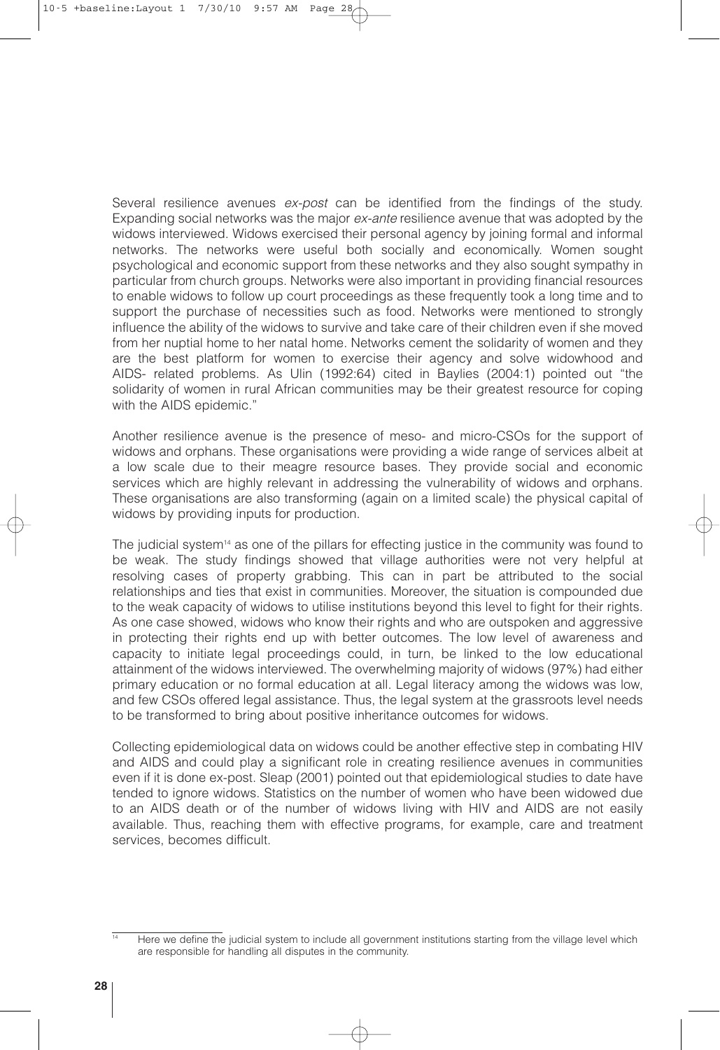Several resilience avenues *ex-post* can be identified from the findings of the study. Expanding social networks was the major *ex-ante* resilience avenue that was adopted by the widows interviewed. Widows exercised their personal agency by joining formal and informal networks. The networks were useful both socially and economically. Women sought psychological and economic support from these networks and they also sought sympathy in particular from church groups. Networks were also important in providing financial resources to enable widows to follow up court proceedings as these frequently took a long time and to support the purchase of necessities such as food. Networks were mentioned to strongly influence the ability of the widows to survive and take care of their children even if she moved from her nuptial home to her natal home. Networks cement the solidarity of women and they are the best platform for women to exercise their agency and solve widowhood and AIDS- related problems. As Ulin (1992:64) cited in Baylies (2004:1) pointed out "the solidarity of women in rural African communities may be their greatest resource for coping with the AIDS epidemic."

Another resilience avenue is the presence of meso- and micro-CSOs for the support of widows and orphans. These organisations were providing a wide range of services albeit at a low scale due to their meagre resource bases. They provide social and economic services which are highly relevant in addressing the vulnerability of widows and orphans. These organisations are also transforming (again on a limited scale) the physical capital of widows by providing inputs for production.

The judicial system[14] as one of the pillars for effecting justice in the community was found to be weak. The study findings showed that village authorities were not very helpful at resolving cases of property grabbing. This can in part be attributed to the social relationships and ties that exist in communities. Moreover, the situation is compounded due to the weak capacity of widows to utilise institutions beyond this level to fight for their rights. As one case showed, widows who know their rights and who are outspoken and aggressive in protecting their rights end up with better outcomes. The low level of awareness and capacity to initiate legal proceedings could, in turn, be linked to the low educational attainment of the widows interviewed. The overwhelming majority of widows (97%) had either primary education or no formal education at all. Legal literacy among the widows was low, and few CSOs offered legal assistance. Thus, the legal system at the grassroots level needs to be transformed to bring about positive inheritance outcomes for widows.

Collecting epidemiological data on widows could be another effective step in combating HIV and AIDS and could play a significant role in creating resilience avenues in communities even if it is done ex-post. Sleap (2001) pointed out that epidemiological studies to date have tended to ignore widows. Statistics on the number of women who have been widowed due to an AIDS death or of the number of widows living with HIV and AIDS are not easily available. Thus, reaching them with effective programs, for example, care and treatment services, becomes difficult.

---

[14] Here we define the judicial system to include all government institutions starting from the village level which are responsible for handling all disputes in the community.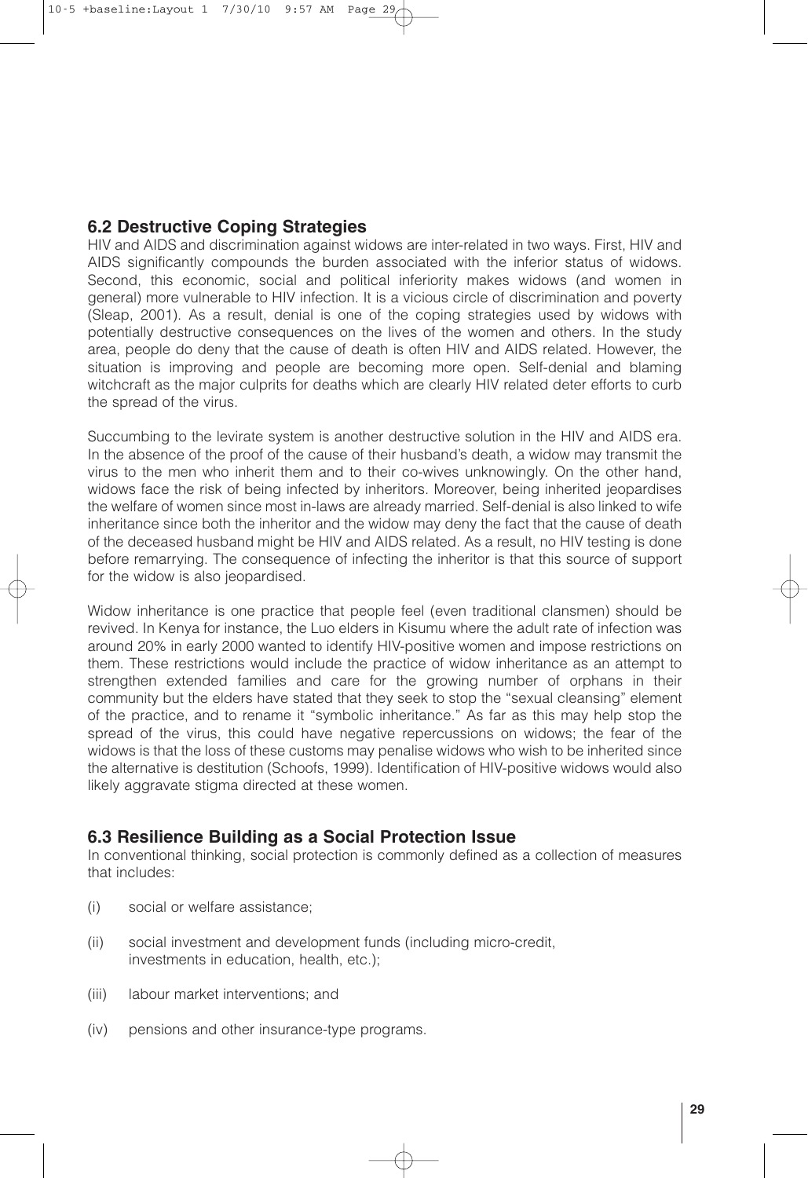## 6.2 Destructive Coping Strategies

HIV and AIDS and discrimination against widows are inter-related in two ways. First, HIV and AIDS significantly compounds the burden associated with the inferior status of widows. Second, this economic, social and political inferiority makes widows (and women in general) more vulnerable to HIV infection. It is a vicious circle of discrimination and poverty (Sleap, 2001). As a result, denial is one of the coping strategies used by widows with potentially destructive consequences on the lives of the women and others. In the study area, people do deny that the cause of death is often HIV and AIDS related. However, the situation is improving and people are becoming more open. Self-denial and blaming witchcraft as the major culprits for deaths which are clearly HIV related deter efforts to curb the spread of the virus.

Succumbing to the levirate system is another destructive solution in the HIV and AIDS era. In the absence of the proof of the cause of their husband's death, a widow may transmit the virus to the men who inherit them and to their co-wives unknowingly. On the other hand, widows face the risk of being infected by inheritors. Moreover, being inherited jeopardises the welfare of women since most in-laws are already married. Self-denial is also linked to wife inheritance since both the inheritor and the widow may deny the fact that the cause of death of the deceased husband might be HIV and AIDS related. As a result, no HIV testing is done before remarrying. The consequence of infecting the inheritor is that this source of support for the widow is also jeopardised.

Widow inheritance is one practice that people feel (even traditional clansmen) should be revived. In Kenya for instance, the Luo elders in Kisumu where the adult rate of infection was around 20% in early 2000 wanted to identify HIV-positive women and impose restrictions on them. These restrictions would include the practice of widow inheritance as an attempt to strengthen extended families and care for the growing number of orphans in their community but the elders have stated that they seek to stop the "sexual cleansing" element of the practice, and to rename it "symbolic inheritance." As far as this may help stop the spread of the virus, this could have negative repercussions on widows; the fear of the widows is that the loss of these customs may penalise widows who wish to be inherited since the alternative is destitution (Schoofs, 1999). Identification of HIV-positive widows would also likely aggravate stigma directed at these women.

## 6.3 Resilience Building as a Social Protection Issue

In conventional thinking, social protection is commonly defined as a collection of measures that includes:

(i) social or welfare assistance;

(ii) social investment and development funds (including micro-credit, investments in education, health, etc.);

(iii) labour market interventions; and

(iv) pensions and other insurance-type programs.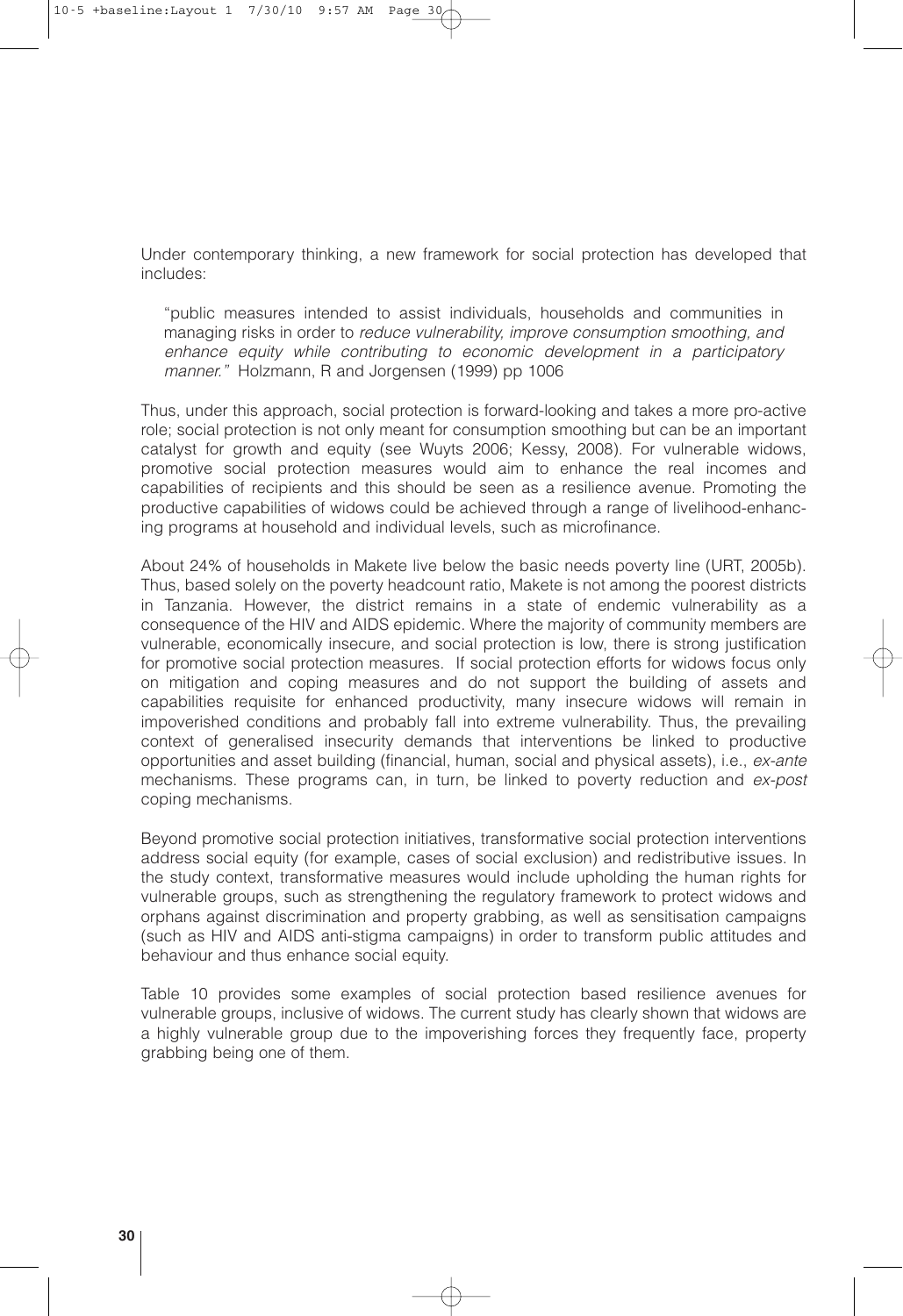Under contemporary thinking, a new framework for social protection has developed that includes:

> "public measures intended to assist individuals, households and communities in managing risks in order to *reduce vulnerability, improve consumption smoothing, and enhance equity while contributing to economic development in a participatory manner."* Holzmann, R and Jorgensen (1999) pp 1006

Thus, under this approach, social protection is forward-looking and takes a more pro-active role; social protection is not only meant for consumption smoothing but can be an important catalyst for growth and equity (see Wuyts 2006; Kessy, 2008). For vulnerable widows, promotive social protection measures would aim to enhance the real incomes and capabilities of recipients and this should be seen as a resilience avenue. Promoting the productive capabilities of widows could be achieved through a range of livelihood-enhancing programs at household and individual levels, such as microfinance.

About 24% of households in Makete live below the basic needs poverty line (URT, 2005b). Thus, based solely on the poverty headcount ratio, Makete is not among the poorest districts in Tanzania. However, the district remains in a state of endemic vulnerability as a consequence of the HIV and AIDS epidemic. Where the majority of community members are vulnerable, economically insecure, and social protection is low, there is strong justification for promotive social protection measures. If social protection efforts for widows focus only on mitigation and coping measures and do not support the building of assets and capabilities requisite for enhanced productivity, many insecure widows will remain in impoverished conditions and probably fall into extreme vulnerability. Thus, the prevailing context of generalised insecurity demands that interventions be linked to productive opportunities and asset building (financial, human, social and physical assets), i.e., *ex-ante* mechanisms. These programs can, in turn, be linked to poverty reduction and *ex-post* coping mechanisms.

Beyond promotive social protection initiatives, transformative social protection interventions address social equity (for example, cases of social exclusion) and redistributive issues. In the study context, transformative measures would include upholding the human rights for vulnerable groups, such as strengthening the regulatory framework to protect widows and orphans against discrimination and property grabbing, as well as sensitisation campaigns (such as HIV and AIDS anti-stigma campaigns) in order to transform public attitudes and behaviour and thus enhance social equity.

Table 10 provides some examples of social protection based resilience avenues for vulnerable groups, inclusive of widows. The current study has clearly shown that widows are a highly vulnerable group due to the impoverishing forces they frequently face, property grabbing being one of them.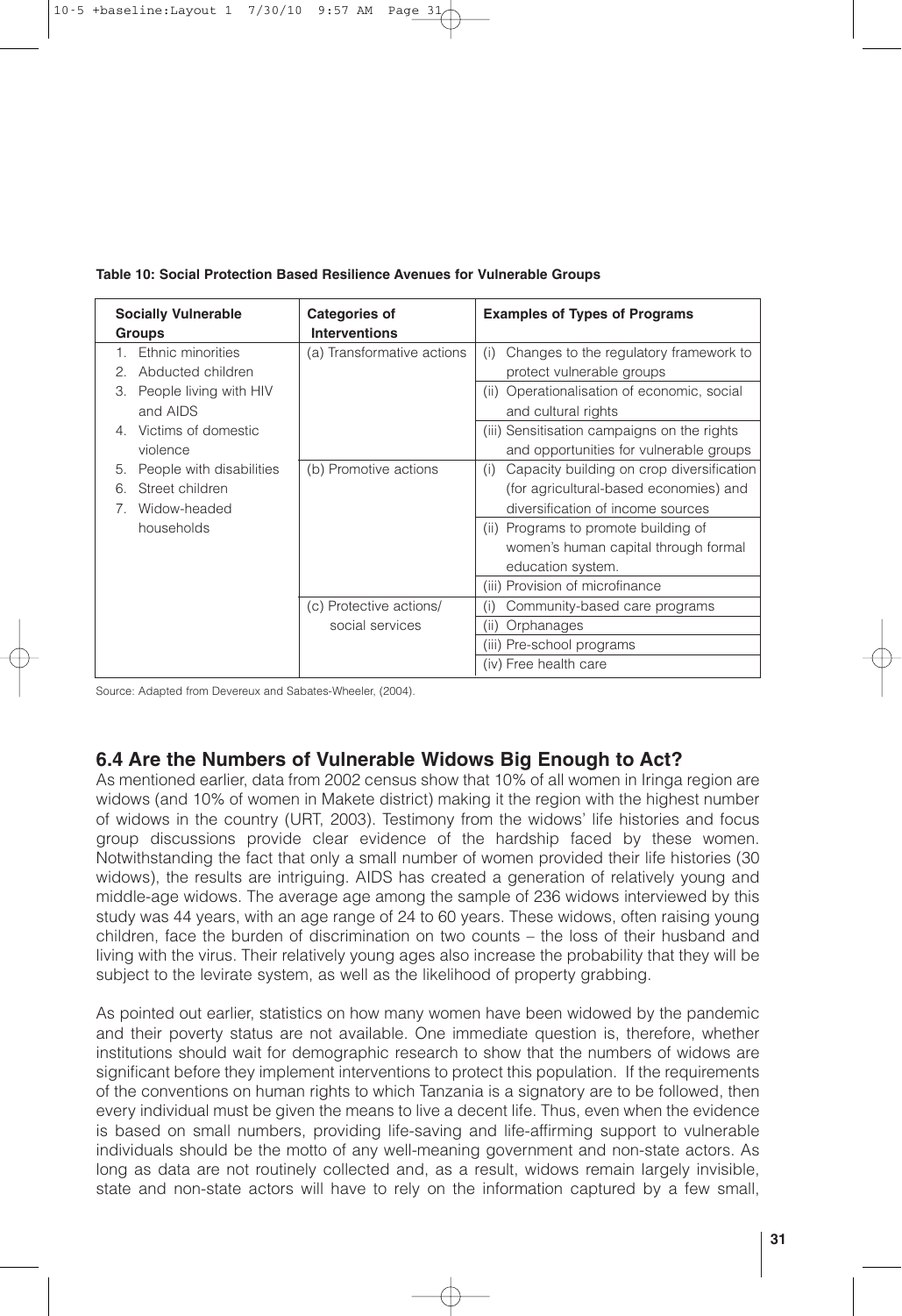**Table 10: Social Protection Based Resilience Avenues for Vulnerable Groups**

| Socially Vulnerable Groups | Categories of Interventions | Examples of Types of Programs |
|---|---|---|
| 1. Ethnic minorities<br>2. Abducted children<br>3. People living with HIV and AIDS<br>4. Victims of domestic violence<br>5. People with disabilities<br>6. Street children<br>7. Widow-headed households | (a) Transformative actions | (i) Changes to the regulatory framework to protect vulnerable groups |
| | | (ii) Operationalisation of economic, social and cultural rights |
| | | (iii) Sensitisation campaigns on the rights and opportunities for vulnerable groups |
| | (b) Promotive actions | (i) Capacity building on crop diversification (for agricultural-based economies) and diversification of income sources |
| | | (ii) Programs to promote building of women's human capital through formal education system. |
| | | (iii) Provision of microfinance |
| | (c) Protective actions/ social services | (i) Community-based care programs |
| | | (ii) Orphanages |
| | | (iii) Pre-school programs |
| | | (iv) Free health care |

Source: Adapted from Devereux and Sabates-Wheeler, (2004).

## 6.4 Are the Numbers of Vulnerable Widows Big Enough to Act?

As mentioned earlier, data from 2002 census show that 10% of all women in Iringa region are widows (and 10% of women in Makete district) making it the region with the highest number of widows in the country (URT, 2003). Testimony from the widows' life histories and focus group discussions provide clear evidence of the hardship faced by these women. Notwithstanding the fact that only a small number of women provided their life histories (30 widows), the results are intriguing. AIDS has created a generation of relatively young and middle-age widows. The average age among the sample of 236 widows interviewed by this study was 44 years, with an age range of 24 to 60 years. These widows, often raising young children, face the burden of discrimination on two counts – the loss of their husband and living with the virus. Their relatively young ages also increase the probability that they will be subject to the levirate system, as well as the likelihood of property grabbing.

As pointed out earlier, statistics on how many women have been widowed by the pandemic and their poverty status are not available. One immediate question is, therefore, whether institutions should wait for demographic research to show that the numbers of widows are significant before they implement interventions to protect this population. If the requirements of the conventions on human rights to which Tanzania is a signatory are to be followed, then every individual must be given the means to live a decent life. Thus, even when the evidence is based on small numbers, providing life-saving and life-affirming support to vulnerable individuals should be the motto of any well-meaning government and non-state actors. As long as data are not routinely collected and, as a result, widows remain largely invisible, state and non-state actors will have to rely on the information captured by a few small,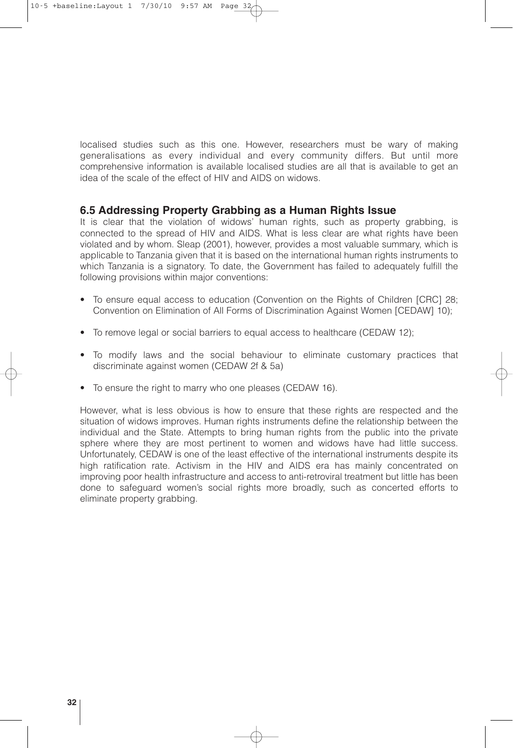localised studies such as this one. However, researchers must be wary of making generalisations as every individual and every community differs. But until more comprehensive information is available localised studies are all that is available to get an idea of the scale of the effect of HIV and AIDS on widows.

## 6.5 Addressing Property Grabbing as a Human Rights Issue

It is clear that the violation of widows' human rights, such as property grabbing, is connected to the spread of HIV and AIDS. What is less clear are what rights have been violated and by whom. Sleap (2001), however, provides a most valuable summary, which is applicable to Tanzania given that it is based on the international human rights instruments to which Tanzania is a signatory. To date, the Government has failed to adequately fulfill the following provisions within major conventions:

- To ensure equal access to education (Convention on the Rights of Children [CRC] 28; Convention on Elimination of All Forms of Discrimination Against Women [CEDAW] 10);
- To remove legal or social barriers to equal access to healthcare (CEDAW 12);
- To modify laws and the social behaviour to eliminate customary practices that discriminate against women (CEDAW 2f & 5a)
- To ensure the right to marry who one pleases (CEDAW 16).

However, what is less obvious is how to ensure that these rights are respected and the situation of widows improves. Human rights instruments define the relationship between the individual and the State. Attempts to bring human rights from the public into the private sphere where they are most pertinent to women and widows have had little success. Unfortunately, CEDAW is one of the least effective of the international instruments despite its high ratification rate. Activism in the HIV and AIDS era has mainly concentrated on improving poor health infrastructure and access to anti-retroviral treatment but little has been done to safeguard women's social rights more broadly, such as concerted efforts to eliminate property grabbing.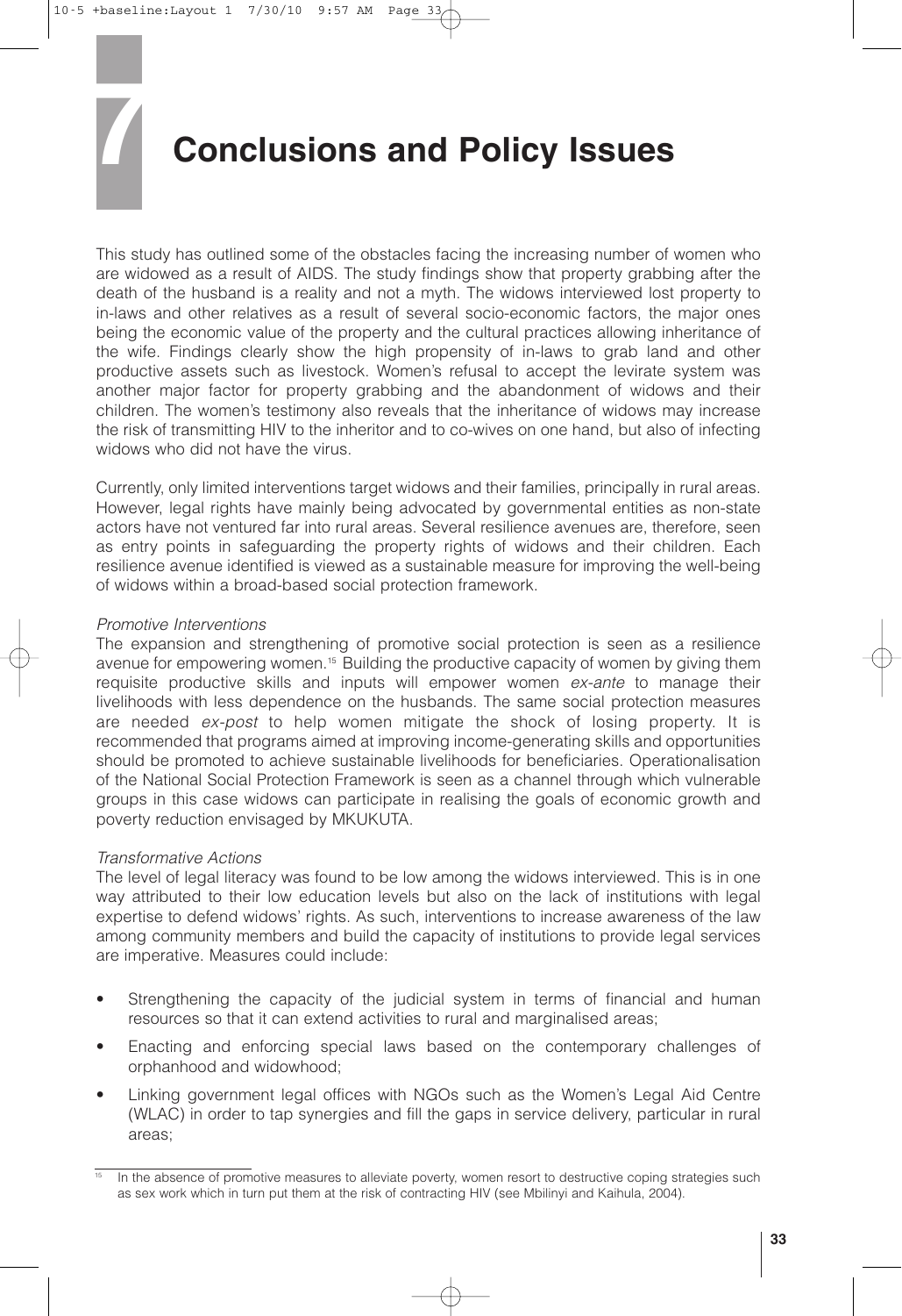# 7 Conclusions and Policy Issues

This study has outlined some of the obstacles facing the increasing number of women who are widowed as a result of AIDS. The study findings show that property grabbing after the death of the husband is a reality and not a myth. The widows interviewed lost property to in-laws and other relatives as a result of several socio-economic factors, the major ones being the economic value of the property and the cultural practices allowing inheritance of the wife. Findings clearly show the high propensity of in-laws to grab land and other productive assets such as livestock. Women's refusal to accept the levirate system was another major factor for property grabbing and the abandonment of widows and their children. The women's testimony also reveals that the inheritance of widows may increase the risk of transmitting HIV to the inheritor and to co-wives on one hand, but also of infecting widows who did not have the virus.

Currently, only limited interventions target widows and their families, principally in rural areas. However, legal rights have mainly being advocated by governmental entities as non-state actors have not ventured far into rural areas. Several resilience avenues are, therefore, seen as entry points in safeguarding the property rights of widows and their children. Each resilience avenue identified is viewed as a sustainable measure for improving the well-being of widows within a broad-based social protection framework.

*Promotive Interventions*

The expansion and strengthening of promotive social protection is seen as a resilience avenue for empowering women.[15] Building the productive capacity of women by giving them requisite productive skills and inputs will empower women *ex-ante* to manage their livelihoods with less dependence on the husbands. The same social protection measures are needed *ex-post* to help women mitigate the shock of losing property. It is recommended that programs aimed at improving income-generating skills and opportunities should be promoted to achieve sustainable livelihoods for beneficiaries. Operationalisation of the National Social Protection Framework is seen as a channel through which vulnerable groups in this case widows can participate in realising the goals of economic growth and poverty reduction envisaged by MKUKUTA.

*Transformative Actions*

The level of legal literacy was found to be low among the widows interviewed. This is in one way attributed to their low education levels but also on the lack of institutions with legal expertise to defend widows' rights. As such, interventions to increase awareness of the law among community members and build the capacity of institutions to provide legal services are imperative. Measures could include:

- Strengthening the capacity of the judicial system in terms of financial and human resources so that it can extend activities to rural and marginalised areas;
- Enacting and enforcing special laws based on the contemporary challenges of orphanhood and widowhood;
- Linking government legal offices with NGOs such as the Women's Legal Aid Centre (WLAC) in order to tap synergies and fill the gaps in service delivery, particular in rural areas;

[15] In the absence of promotive measures to alleviate poverty, women resort to destructive coping strategies such as sex work which in turn put them at the risk of contracting HIV (see Mbilinyi and Kaihula, 2004).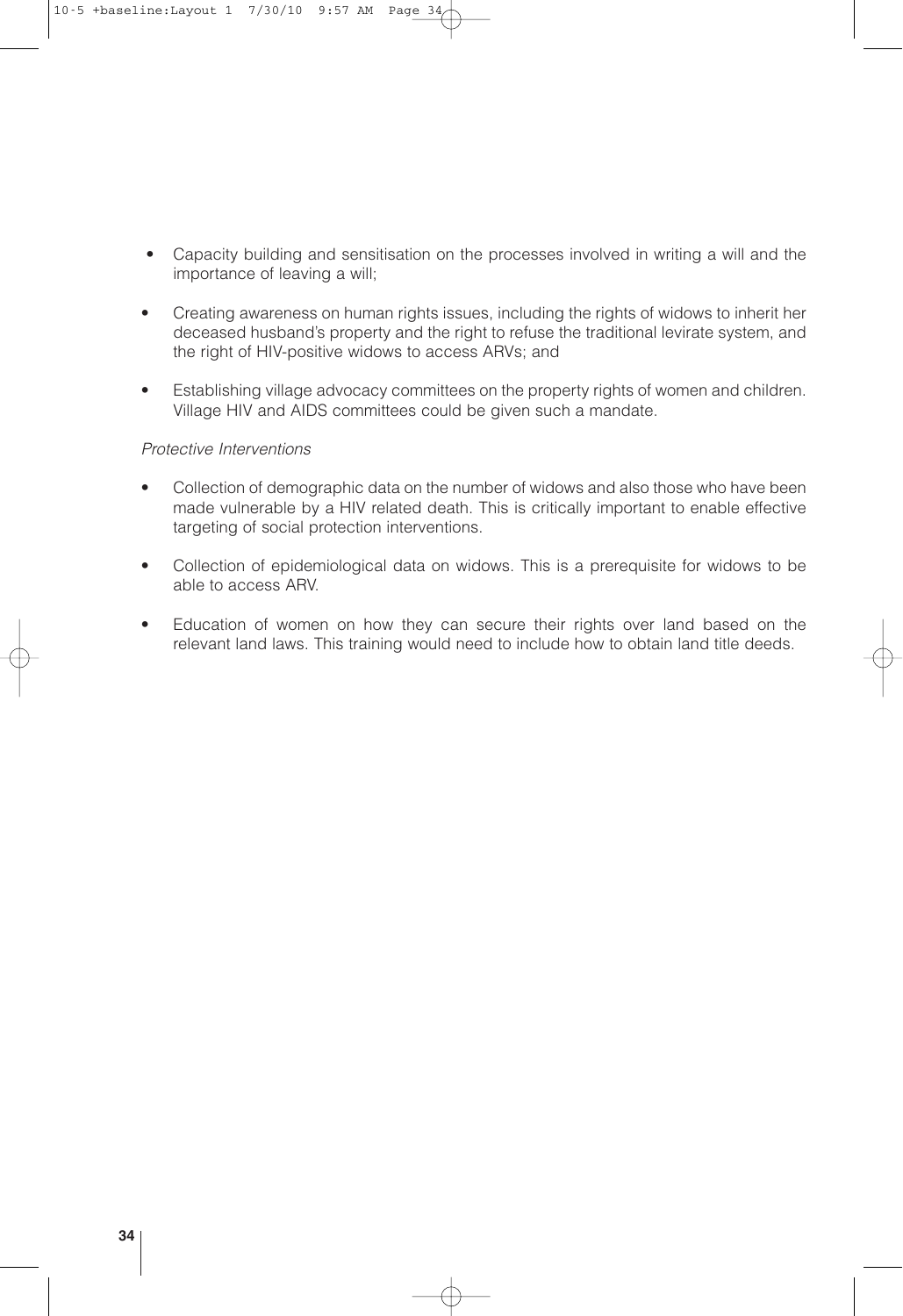- Capacity building and sensitisation on the processes involved in writing a will and the importance of leaving a will;
- Creating awareness on human rights issues, including the rights of widows to inherit her deceased husband's property and the right to refuse the traditional levirate system, and the right of HIV-positive widows to access ARVs; and
- Establishing village advocacy committees on the property rights of women and children. Village HIV and AIDS committees could be given such a mandate.

*Protective Interventions*

- Collection of demographic data on the number of widows and also those who have been made vulnerable by a HIV related death. This is critically important to enable effective targeting of social protection interventions.
- Collection of epidemiological data on widows. This is a prerequisite for widows to be able to access ARV.
- Education of women on how they can secure their rights over land based on the relevant land laws. This training would need to include how to obtain land title deeds.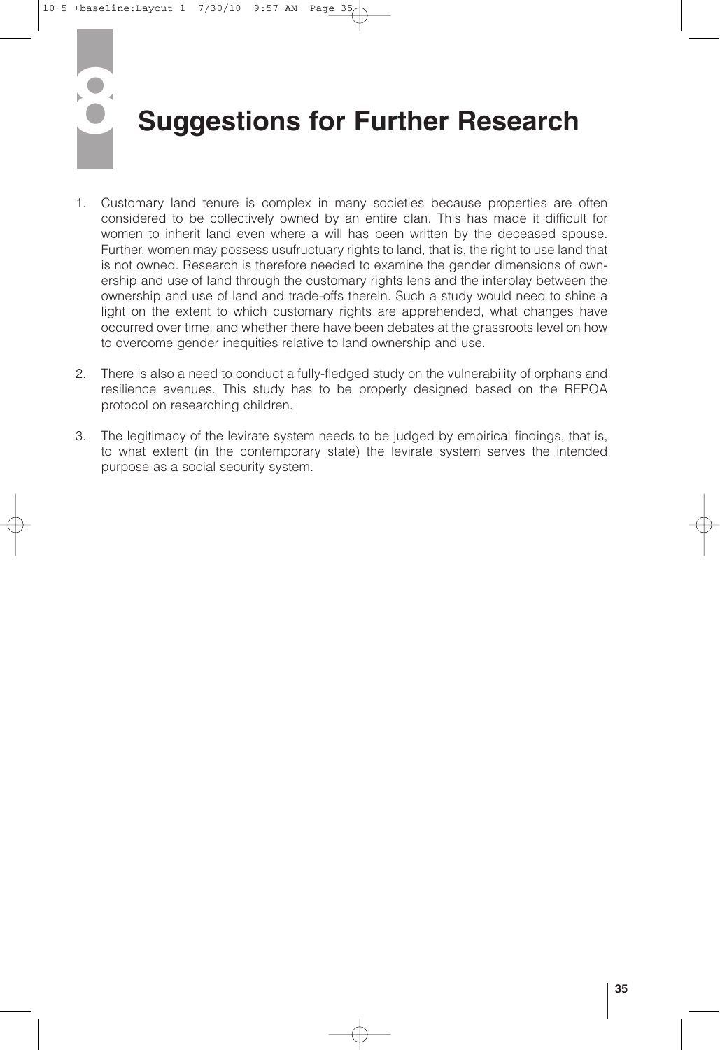# 8 Suggestions for Further Research

1. Customary land tenure is complex in many societies because properties are often considered to be collectively owned by an entire clan. This has made it difficult for women to inherit land even where a will has been written by the deceased spouse. Further, women may possess usufructuary rights to land, that is, the right to use land that is not owned. Research is therefore needed to examine the gender dimensions of ownership and use of land through the customary rights lens and the interplay between the ownership and use of land and trade-offs therein. Such a study would need to shine a light on the extent to which customary rights are apprehended, what changes have occurred over time, and whether there have been debates at the grassroots level on how to overcome gender inequities relative to land ownership and use.

2. There is also a need to conduct a fully-fledged study on the vulnerability of orphans and resilience avenues. This study has to be properly designed based on the REPOA protocol on researching children.

3. The legitimacy of the levirate system needs to be judged by empirical findings, that is, to what extent (in the contemporary state) the levirate system serves the intended purpose as a social security system.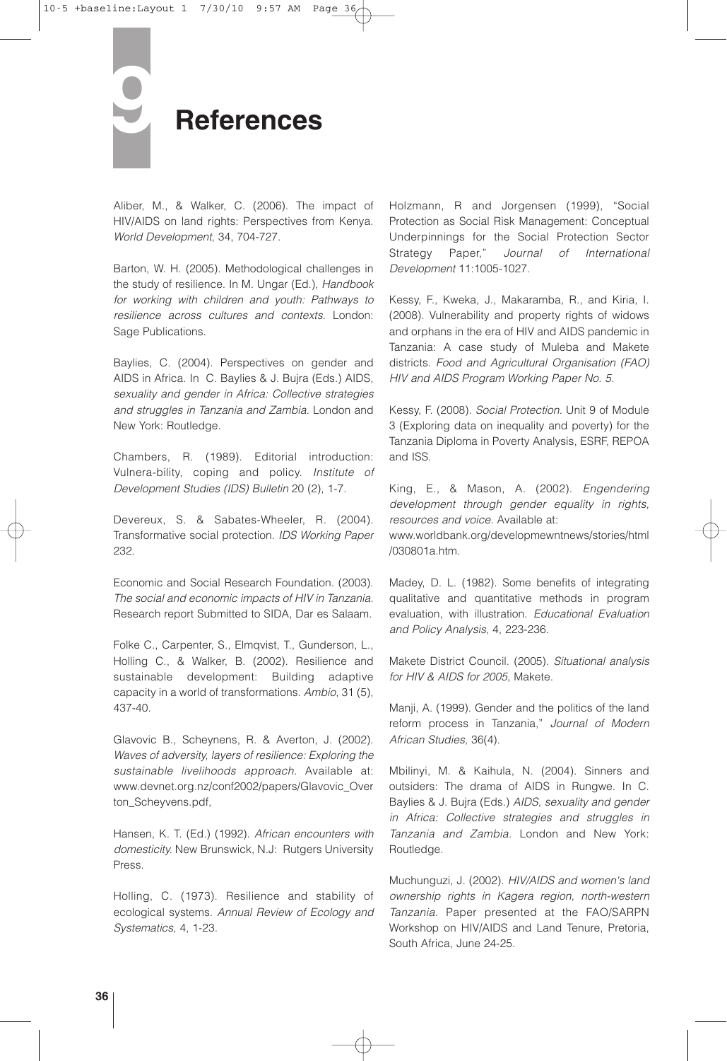# 9 References

Aliber, M., & Walker, C. (2006). The impact of HIV/AIDS on land rights: Perspectives from Kenya. *World Development*, 34, 704-727.

Barton, W. H. (2005). Methodological challenges in the study of resilience. In M. Ungar (Ed.), *Handbook for working with children and youth: Pathways to resilience across cultures and contexts.* London: Sage Publications.

Baylies, C. (2004). Perspectives on gender and AIDS in Africa. In C. Baylies & J. Bujra (Eds.) AIDS, *sexuality and gender in Africa: Collective strategies and struggles in Tanzania and Zambia.* London and New York: Routledge.

Chambers, R. (1989). Editorial introduction: Vulnera-bility, coping and policy. *Institute of Development Studies (IDS) Bulletin* 20 (2), 1-7.

Devereux, S. & Sabates-Wheeler, R. (2004). Transformative social protection. *IDS Working Paper* 232.

Economic and Social Research Foundation. (2003). *The social and economic impacts of HIV in Tanzania.* Research report Submitted to SIDA, Dar es Salaam.

Folke C., Carpenter, S., Elmqvist, T., Gunderson, L., Holling C., & Walker, B. (2002). Resilience and sustainable development: Building adaptive capacity in a world of transformations. *Ambio*, 31 (5), 437-40.

Glavovic B., Scheynens, R. & Averton, J. (2002). *Waves of adversity, layers of resilience: Exploring the sustainable livelihoods approach.* Available at: www.devnet.org.nz/conf2002/papers/Glavovic_Overton_Scheyvens.pdf,

Hansen, K. T. (Ed.) (1992). *African encounters with domesticity.* New Brunswick, N.J: Rutgers University Press.

Holling, C. (1973). Resilience and stability of ecological systems. *Annual Review of Ecology and Systematics*, 4, 1-23.

Holzmann, R and Jorgensen (1999), "Social Protection as Social Risk Management: Conceptual Underpinnings for the Social Protection Sector Strategy Paper," *Journal of International Development* 11:1005-1027.

Kessy, F., Kweka, J., Makaramba, R., and Kiria, I. (2008). Vulnerability and property rights of widows and orphans in the era of HIV and AIDS pandemic in Tanzania: A case study of Muleba and Makete districts. *Food and Agricultural Organisation (FAO) HIV and AIDS Program Working Paper No. 5.*

Kessy, F. (2008). *Social Protection.* Unit 9 of Module 3 (Exploring data on inequality and poverty) for the Tanzania Diploma in Poverty Analysis, ESRF, REPOA and ISS.

King, E., & Mason, A. (2002). *Engendering development through gender equality in rights, resources and voice.* Available at: www.worldbank.org/developmewntnews/stories/html/030801a.htm.

Madey, D. L. (1982). Some benefits of integrating qualitative and quantitative methods in program evaluation, with illustration. *Educational Evaluation and Policy Analysis*, 4, 223-236.

Makete District Council. (2005). *Situational analysis for HIV & AIDS for 2005*, Makete.

Manji, A. (1999). Gender and the politics of the land reform process in Tanzania," *Journal of Modern African Studies*, 36(4).

Mbilinyi, M. & Kaihula, N. (2004). Sinners and outsiders: The drama of AIDS in Rungwe. In C. Baylies & J. Bujra (Eds.) *AIDS, sexuality and gender in Africa: Collective strategies and struggles in Tanzania and Zambia.* London and New York: Routledge.

Muchunguzi, J. (2002). *HIV/AIDS and women's land ownership rights in Kagera region, north-western Tanzania.* Paper presented at the FAO/SARPN Workshop on HIV/AIDS and Land Tenure, Pretoria, South Africa, June 24-25.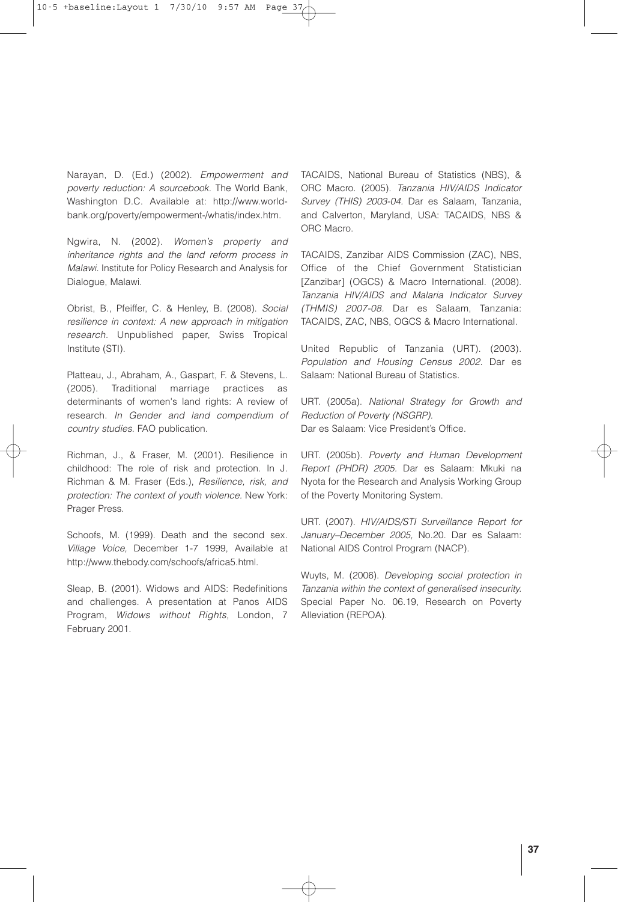Narayan, D. (Ed.) (2002). *Empowerment and poverty reduction: A sourcebook*. The World Bank, Washington D.C. Available at: http://www.worldbank.org/poverty/empowerment-/whatis/index.htm.

Ngwira, N. (2002). *Women's property and inheritance rights and the land reform process in Malawi*. Institute for Policy Research and Analysis for Dialogue, Malawi.

Obrist, B., Pfeiffer, C. & Henley, B. (2008). *Social resilience in context: A new approach in mitigation research*. Unpublished paper, Swiss Tropical Institute (STI).

Platteau, J., Abraham, A., Gaspart, F. & Stevens, L. (2005). Traditional marriage practices as determinants of women's land rights: A review of research. *In Gender and land compendium of country studies.* FAO publication.

Richman, J., & Fraser, M. (2001). Resilience in childhood: The role of risk and protection. In J. Richman & M. Fraser (Eds.), *Resilience, risk, and protection: The context of youth violence.* New York: Prager Press.

Schoofs, M. (1999). Death and the second sex. *Village Voice*, December 1-7 1999, Available at http://www.thebody.com/schoofs/africa5.html.

Sleap, B. (2001). Widows and AIDS: Redefinitions and challenges. A presentation at Panos AIDS Program, *Widows without Rights,* London, 7 February 2001.

TACAIDS, National Bureau of Statistics (NBS), & ORC Macro. (2005). *Tanzania HIV/AIDS Indicator Survey (THIS) 2003-04.* Dar es Salaam, Tanzania, and Calverton, Maryland, USA: TACAIDS, NBS & ORC Macro.

TACAIDS, Zanzibar AIDS Commission (ZAC), NBS, Office of the Chief Government Statistician [Zanzibar] (OGCS) & Macro International. (2008). *Tanzania HIV/AIDS and Malaria Indicator Survey (THMIS) 2007-08*. Dar es Salaam, Tanzania: TACAIDS, ZAC, NBS, OGCS & Macro International.

United Republic of Tanzania (URT). (2003). *Population and Housing Census 2002*. Dar es Salaam: National Bureau of Statistics.

URT. (2005a). *National Strategy for Growth and Reduction of Poverty (NSGRP).*
Dar es Salaam: Vice President's Office.

URT. (2005b). *Poverty and Human Development Report (PHDR) 2005*. Dar es Salaam: Mkuki na Nyota for the Research and Analysis Working Group of the Poverty Monitoring System.

URT. (2007). *HIV/AIDS/STI Surveillance Report for January–December 2005,* No.20. Dar es Salaam: National AIDS Control Program (NACP).

Wuyts, M. (2006). *Developing social protection in Tanzania within the context of generalised insecurity.* Special Paper No. 06.19, Research on Poverty Alleviation (REPOA).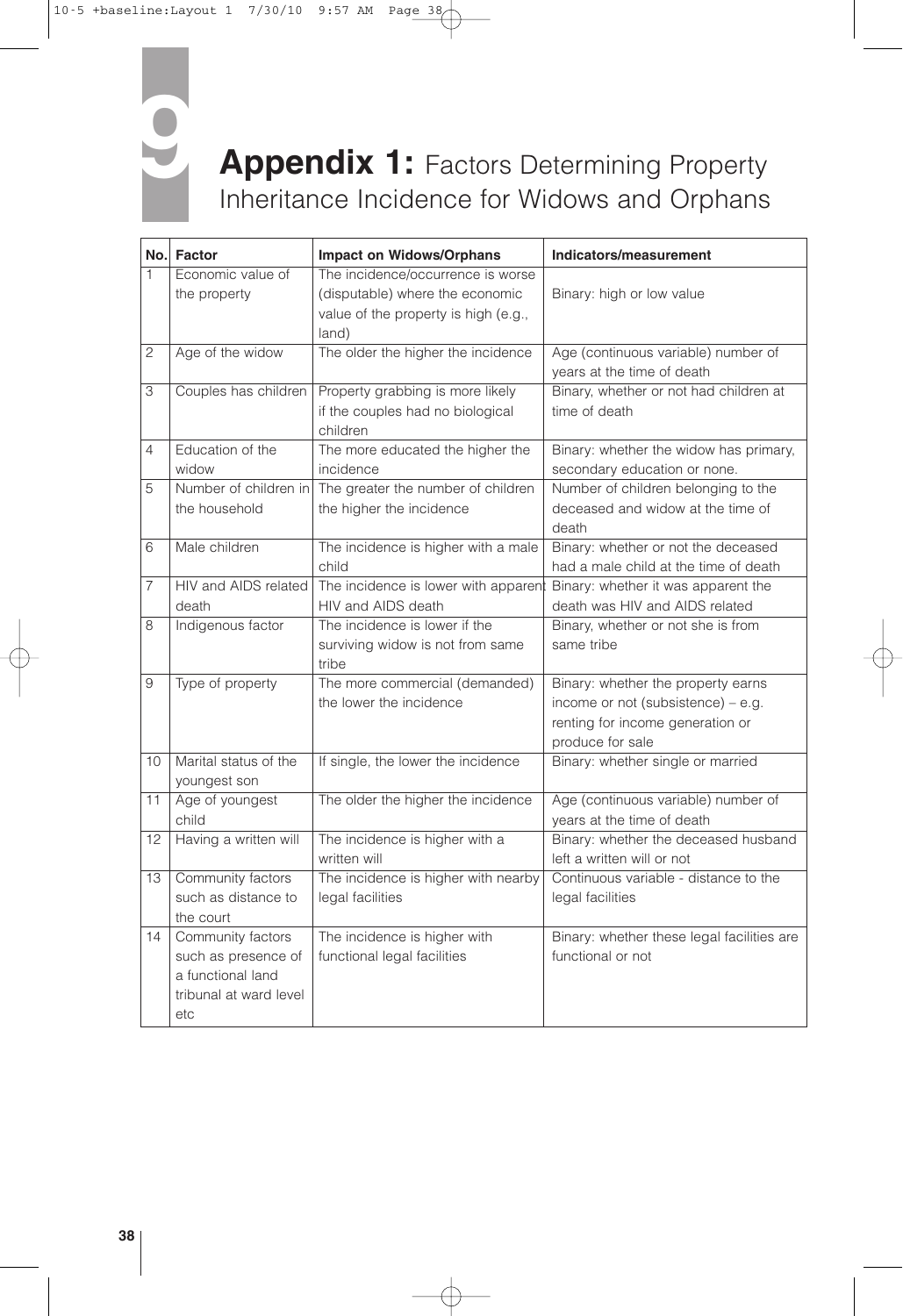# Appendix 1: Factors Determining Property Inheritance Incidence for Widows and Orphans

| No. | Factor | Impact on Widows/Orphans | Indicators/measurement |
|---|---|---|---|
| 1 | Economic value of the property | The incidence/occurrence is worse (disputable) where the economic value of the property is high (e.g., land) | Binary: high or low value |
| 2 | Age of the widow | The older the higher the incidence | Age (continuous variable) number of years at the time of death |
| 3 | Couples has children | Property grabbing is more likely if the couples had no biological children | Binary, whether or not had children at time of death |
| 4 | Education of the widow | The more educated the higher the incidence | Binary: whether the widow has primary, secondary education or none. |
| 5 | Number of children in the household | The greater the number of children the higher the incidence | Number of children belonging to the deceased and widow at the time of death |
| 6 | Male children | The incidence is higher with a male child | Binary: whether or not the deceased had a male child at the time of death |
| 7 | HIV and AIDS related death | The incidence is lower with apparent HIV and AIDS death | Binary: whether it was apparent the death was HIV and AIDS related |
| 8 | Indigenous factor | The incidence is lower if the surviving widow is not from same tribe | Binary, whether or not she is from same tribe |
| 9 | Type of property | The more commercial (demanded) the lower the incidence | Binary: whether the property earns income or not (subsistence) – e.g. renting for income generation or produce for sale |
| 10 | Marital status of the youngest son | If single, the lower the incidence | Binary: whether single or married |
| 11 | Age of youngest child | The older the higher the incidence | Age (continuous variable) number of years at the time of death |
| 12 | Having a written will | The incidence is higher with a written will | Binary: whether the deceased husband left a written will or not |
| 13 | Community factors such as distance to the court | The incidence is higher with nearby legal facilities | Continuous variable - distance to the legal facilities |
| 14 | Community factors such as presence of a functional land tribunal at ward level etc | The incidence is higher with functional legal facilities | Binary: whether these legal facilities are functional or not |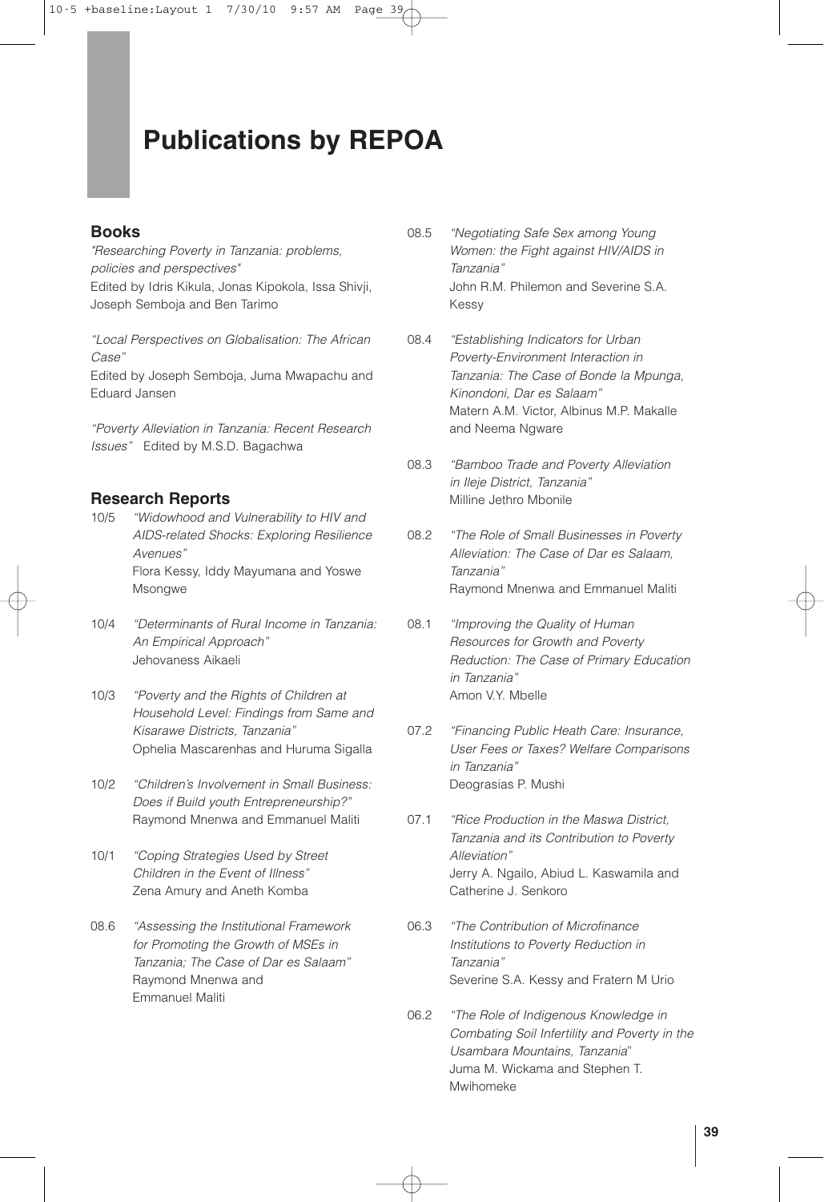# Publications by REPOA

## Books

*"Researching Poverty in Tanzania: problems, policies and perspectives"*
Edited by Idris Kikula, Jonas Kipokola, Issa Shivji, Joseph Semboja and Ben Tarimo

*"Local Perspectives on Globalisation: The African Case"*
Edited by Joseph Semboja, Juma Mwapachu and Eduard Jansen

*"Poverty Alleviation in Tanzania: Recent Research Issues"* Edited by M.S.D. Bagachwa

## Research Reports

10/5 *"Widowhood and Vulnerability to HIV and AIDS-related Shocks: Exploring Resilience Avenues"*
Flora Kessy, Iddy Mayumana and Yoswe Msongwe

10/4 *"Determinants of Rural Income in Tanzania: An Empirical Approach"*
Jehovaness Aikaeli

10/3 *"Poverty and the Rights of Children at Household Level: Findings from Same and Kisarawe Districts, Tanzania"*
Ophelia Mascarenhas and Huruma Sigalla

10/2 *"Children's Involvement in Small Business: Does if Build youth Entrepreneurship?"*
Raymond Mnenwa and Emmanuel Maliti

10/1 *"Coping Strategies Used by Street Children in the Event of Illness"*
Zena Amury and Aneth Komba

08.6 *"Assessing the Institutional Framework for Promoting the Growth of MSEs in Tanzania; The Case of Dar es Salaam"*
Raymond Mnenwa and Emmanuel Maliti

08.5 *"Negotiating Safe Sex among Young Women: the Fight against HIV/AIDS in Tanzania"*
John R.M. Philemon and Severine S.A. Kessy

08.4 *"Establishing Indicators for Urban Poverty-Environment Interaction in Tanzania: The Case of Bonde la Mpunga, Kinondoni, Dar es Salaam"*
Matern A.M. Victor, Albinus M.P. Makalle and Neema Ngware

08.3 *"Bamboo Trade and Poverty Alleviation in Ileje District, Tanzania"*
Milline Jethro Mbonile

08.2 *"The Role of Small Businesses in Poverty Alleviation: The Case of Dar es Salaam, Tanzania"*
Raymond Mnenwa and Emmanuel Maliti

08.1 *"Improving the Quality of Human Resources for Growth and Poverty Reduction: The Case of Primary Education in Tanzania"*
Amon V.Y. Mbelle

07.2 *"Financing Public Heath Care: Insurance, User Fees or Taxes? Welfare Comparisons in Tanzania"*
Deograsias P. Mushi

07.1 *"Rice Production in the Maswa District, Tanzania and its Contribution to Poverty Alleviation"*
Jerry A. Ngailo, Abiud L. Kaswamila and Catherine J. Senkoro

06.3 *"The Contribution of Microfinance Institutions to Poverty Reduction in Tanzania"*
Severine S.A. Kessy and Fratern M Urio

06.2 *"The Role of Indigenous Knowledge in Combating Soil Infertility and Poverty in the Usambara Mountains, Tanzania"*
Juma M. Wickama and Stephen T. Mwihomeke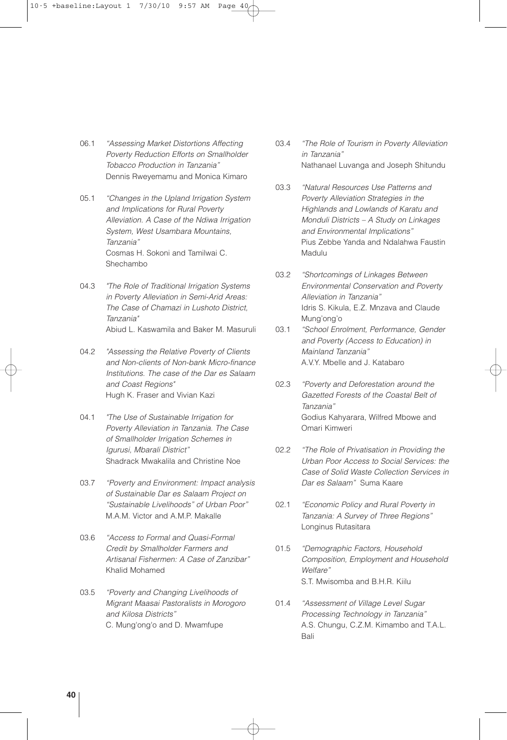06.1 *"Assessing Market Distortions Affecting Poverty Reduction Efforts on Smallholder Tobacco Production in Tanzania"*
Dennis Rweyemamu and Monica Kimaro

05.1 *"Changes in the Upland Irrigation System and Implications for Rural Poverty Alleviation. A Case of the Ndiwa Irrigation System, West Usambara Mountains, Tanzania"*
Cosmas H. Sokoni and Tamilwai C. Shechambo

04.3 *"The Role of Traditional Irrigation Systems in Poverty Alleviation in Semi-Arid Areas: The Case of Chamazi in Lushoto District, Tanzania"*
Abiud L. Kaswamila and Baker M. Masuruli

04.2 *"Assessing the Relative Poverty of Clients and Non-clients of Non-bank Micro-finance Institutions. The case of the Dar es Salaam and Coast Regions"*
Hugh K. Fraser and Vivian Kazi

04.1 *"The Use of Sustainable Irrigation for Poverty Alleviation in Tanzania. The Case of Smallholder Irrigation Schemes in Igurusi, Mbarali District"*
Shadrack Mwakalila and Christine Noe

03.7 *"Poverty and Environment: Impact analysis of Sustainable Dar es Salaam Project on "Sustainable Livelihoods" of Urban Poor"*
M.A.M. Victor and A.M.P. Makalle

03.6 *"Access to Formal and Quasi-Formal Credit by Smallholder Farmers and Artisanal Fishermen: A Case of Zanzibar"*
Khalid Mohamed

03.5 *"Poverty and Changing Livelihoods of Migrant Maasai Pastoralists in Morogoro and Kilosa Districts"*
C. Mung'ong'o and D. Mwamfupe

03.4 *"The Role of Tourism in Poverty Alleviation in Tanzania"*
Nathanael Luvanga and Joseph Shitundu

03.3 *"Natural Resources Use Patterns and Poverty Alleviation Strategies in the Highlands and Lowlands of Karatu and Monduli Districts – A Study on Linkages and Environmental Implications"*
Pius Zebbe Yanda and Ndalahwa Faustin Madulu

03.2 *"Shortcomings of Linkages Between Environmental Conservation and Poverty Alleviation in Tanzania"*
Idris S. Kikula, E.Z. Mnzava and Claude Mung'ong'o

03.1 *"School Enrolment, Performance, Gender and Poverty (Access to Education) in Mainland Tanzania"*
A.V.Y. Mbelle and J. Katabaro

02.3 *"Poverty and Deforestation around the Gazetted Forests of the Coastal Belt of Tanzania"*
Godius Kahyarara, Wilfred Mbowe and Omari Kimweri

02.2 *"The Role of Privatisation in Providing the Urban Poor Access to Social Services: the Case of Solid Waste Collection Services in Dar es Salaam"* Suma Kaare

02.1 *"Economic Policy and Rural Poverty in Tanzania: A Survey of Three Regions"*
Longinus Rutasitara

01.5 *"Demographic Factors, Household Composition, Employment and Household Welfare"*
S.T. Mwisomba and B.H.R. Kiilu

01.4 *"Assessment of Village Level Sugar Processing Technology in Tanzania"*
A.S. Chungu, C.Z.M. Kimambo and T.A.L. Bali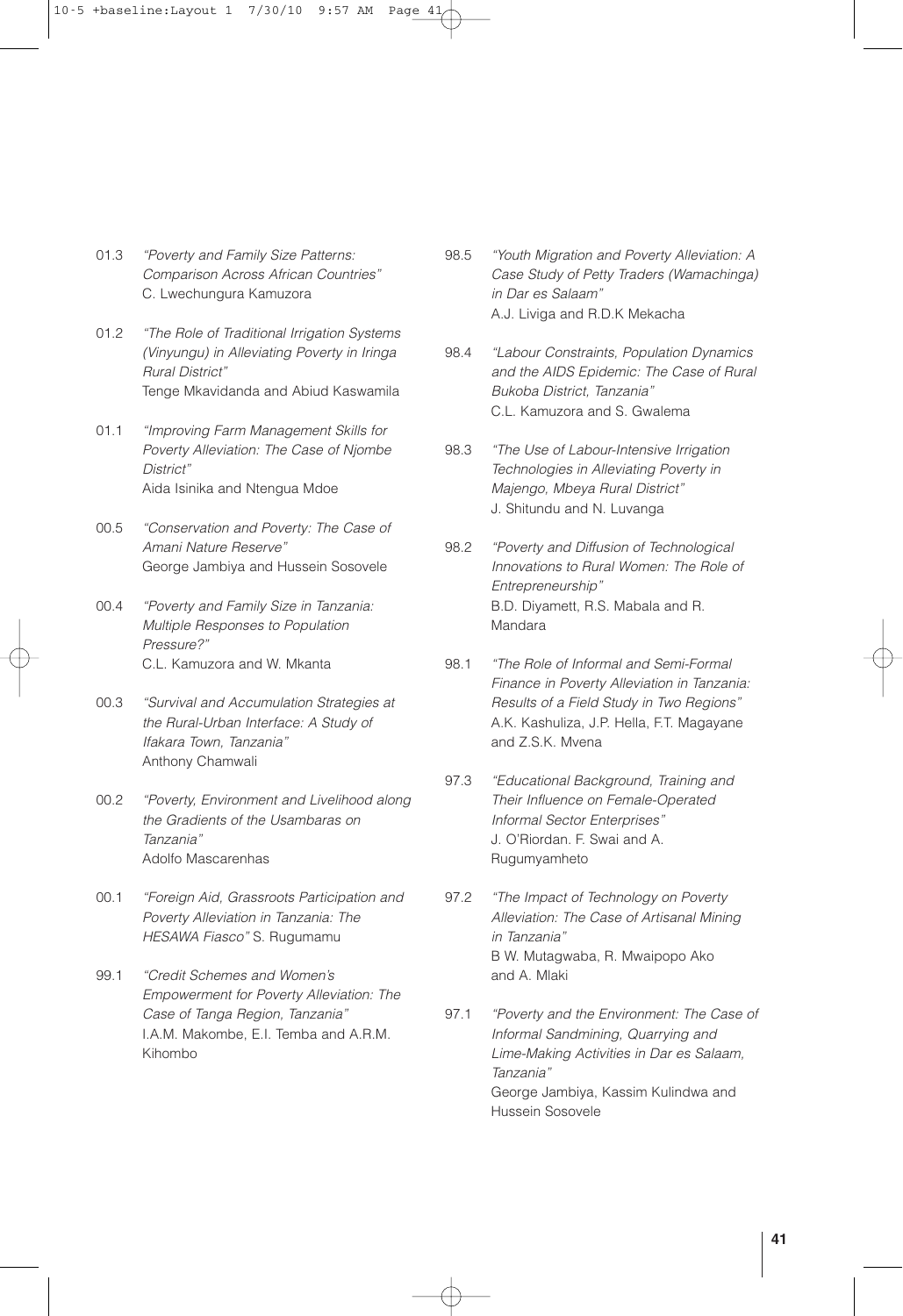01.3 *"Poverty and Family Size Patterns: Comparison Across African Countries"* C. Lwechungura Kamuzora

01.2 *"The Role of Traditional Irrigation Systems (Vinyungu) in Alleviating Poverty in Iringa Rural District"* Tenge Mkavidanda and Abiud Kaswamila

01.1 *"Improving Farm Management Skills for Poverty Alleviation: The Case of Njombe District"* Aida Isinika and Ntengua Mdoe

00.5 *"Conservation and Poverty: The Case of Amani Nature Reserve"* George Jambiya and Hussein Sosovele

00.4 *"Poverty and Family Size in Tanzania: Multiple Responses to Population Pressure?"* C.L. Kamuzora and W. Mkanta

00.3 *"Survival and Accumulation Strategies at the Rural-Urban Interface: A Study of Ifakara Town, Tanzania"* Anthony Chamwali

00.2 *"Poverty, Environment and Livelihood along the Gradients of the Usambaras on Tanzania"* Adolfo Mascarenhas

00.1 *"Foreign Aid, Grassroots Participation and Poverty Alleviation in Tanzania: The HESAWA Fiasco"* S. Rugumamu

99.1 *"Credit Schemes and Women's Empowerment for Poverty Alleviation: The Case of Tanga Region, Tanzania"* I.A.M. Makombe, E.I. Temba and A.R.M. Kihombo

98.5 *"Youth Migration and Poverty Alleviation: A Case Study of Petty Traders (Wamachinga) in Dar es Salaam"* A.J. Liviga and R.D.K Mekacha

98.4 *"Labour Constraints, Population Dynamics and the AIDS Epidemic: The Case of Rural Bukoba District, Tanzania"* C.L. Kamuzora and S. Gwalema

98.3 *"The Use of Labour-Intensive Irrigation Technologies in Alleviating Poverty in Majengo, Mbeya Rural District"* J. Shitundu and N. Luvanga

98.2 *"Poverty and Diffusion of Technological Innovations to Rural Women: The Role of Entrepreneurship"* B.D. Diyamett, R.S. Mabala and R. Mandara

98.1 *"The Role of Informal and Semi-Formal Finance in Poverty Alleviation in Tanzania: Results of a Field Study in Two Regions"* A.K. Kashuliza, J.P. Hella, F.T. Magayane and Z.S.K. Mvena

97.3 *"Educational Background, Training and Their Influence on Female-Operated Informal Sector Enterprises"* J. O'Riordan. F. Swai and A. Rugumyamheto

97.2 *"The Impact of Technology on Poverty Alleviation: The Case of Artisanal Mining in Tanzania"* B W. Mutagwaba, R. Mwaipopo Ako and A. Mlaki

97.1 *"Poverty and the Environment: The Case of Informal Sandmining, Quarrying and Lime-Making Activities in Dar es Salaam, Tanzania"* George Jambiya, Kassim Kulindwa and Hussein Sosovele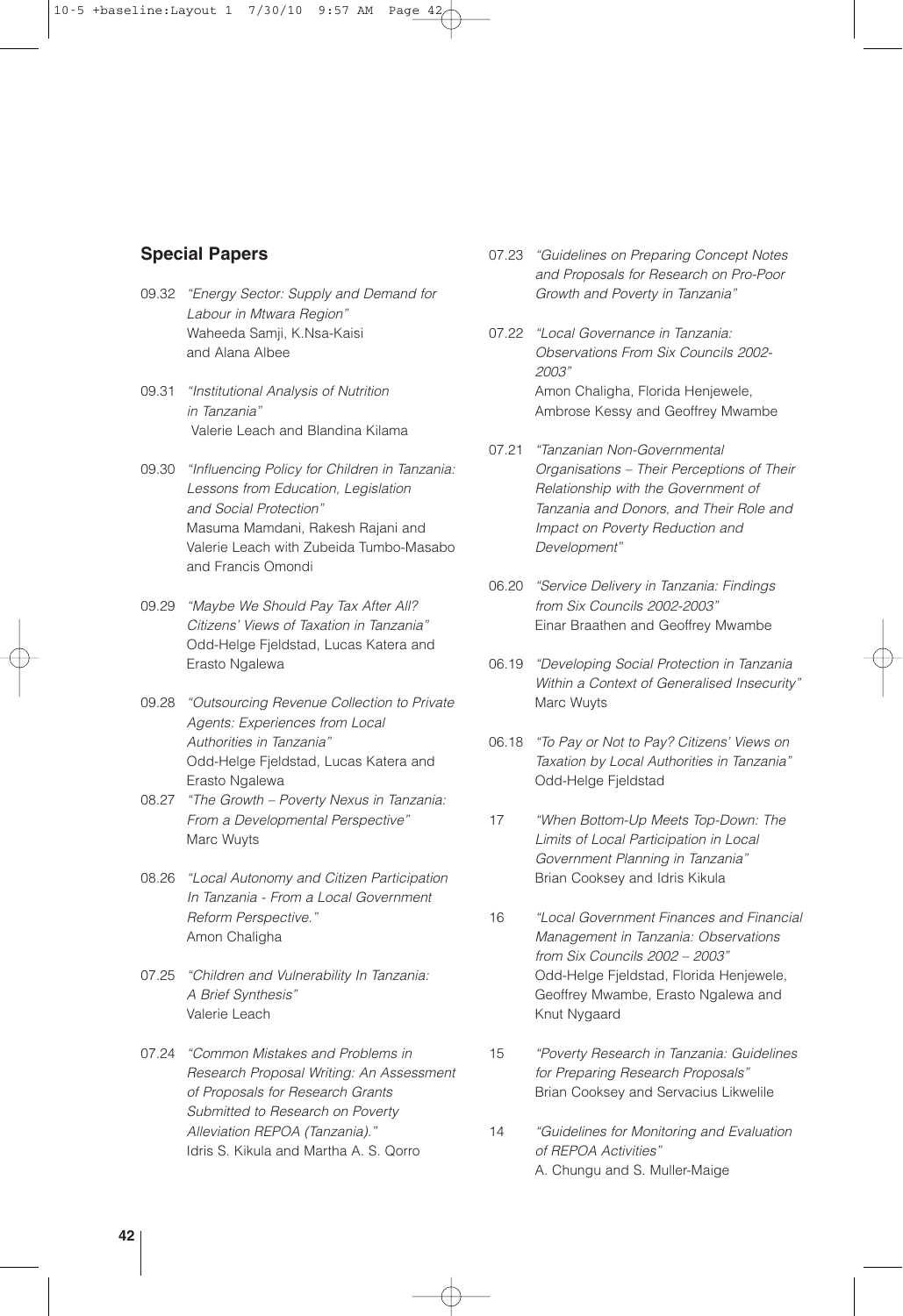## Special Papers

09.32 *"Energy Sector: Supply and Demand for Labour in Mtwara Region"*
Waheeda Samji, K.Nsa-Kaisi and Alana Albee

09.31 *"Institutional Analysis of Nutrition in Tanzania"*
Valerie Leach and Blandina Kilama

09.30 *"Influencing Policy for Children in Tanzania: Lessons from Education, Legislation and Social Protection"*
Masuma Mamdani, Rakesh Rajani and Valerie Leach with Zubeida Tumbo-Masabo and Francis Omondi

09.29 *"Maybe We Should Pay Tax After All? Citizens' Views of Taxation in Tanzania"*
Odd-Helge Fjeldstad, Lucas Katera and Erasto Ngalewa

09.28 *"Outsourcing Revenue Collection to Private Agents: Experiences from Local Authorities in Tanzania"*
Odd-Helge Fjeldstad, Lucas Katera and Erasto Ngalewa

08.27 *"The Growth – Poverty Nexus in Tanzania: From a Developmental Perspective"*
Marc Wuyts

08.26 *"Local Autonomy and Citizen Participation In Tanzania - From a Local Government Reform Perspective."*
Amon Chaligha

07.25 *"Children and Vulnerability In Tanzania: A Brief Synthesis"*
Valerie Leach

07.24 *"Common Mistakes and Problems in Research Proposal Writing: An Assessment of Proposals for Research Grants Submitted to Research on Poverty Alleviation REPOA (Tanzania)."*
Idris S. Kikula and Martha A. S. Qorro

07.23 *"Guidelines on Preparing Concept Notes and Proposals for Research on Pro-Poor Growth and Poverty in Tanzania"*

07.22 *"Local Governance in Tanzania: Observations From Six Councils 2002-2003"*
Amon Chaligha, Florida Henjewele, Ambrose Kessy and Geoffrey Mwambe

07.21 *"Tanzanian Non-Governmental Organisations – Their Perceptions of Their Relationship with the Government of Tanzania and Donors, and Their Role and Impact on Poverty Reduction and Development"*

06.20 *"Service Delivery in Tanzania: Findings from Six Councils 2002-2003"*
Einar Braathen and Geoffrey Mwambe

06.19 *"Developing Social Protection in Tanzania Within a Context of Generalised Insecurity"*
Marc Wuyts

06.18 *"To Pay or Not to Pay? Citizens' Views on Taxation by Local Authorities in Tanzania"*
Odd-Helge Fjeldstad

17 *"When Bottom-Up Meets Top-Down: The Limits of Local Participation in Local Government Planning in Tanzania"*
Brian Cooksey and Idris Kikula

16 *"Local Government Finances and Financial Management in Tanzania: Observations from Six Councils 2002 – 2003"*
Odd-Helge Fjeldstad, Florida Henjewele, Geoffrey Mwambe, Erasto Ngalewa and Knut Nygaard

15 *"Poverty Research in Tanzania: Guidelines for Preparing Research Proposals"*
Brian Cooksey and Servacius Likwelile

14 *"Guidelines for Monitoring and Evaluation of REPOA Activities"*
A. Chungu and S. Muller-Maige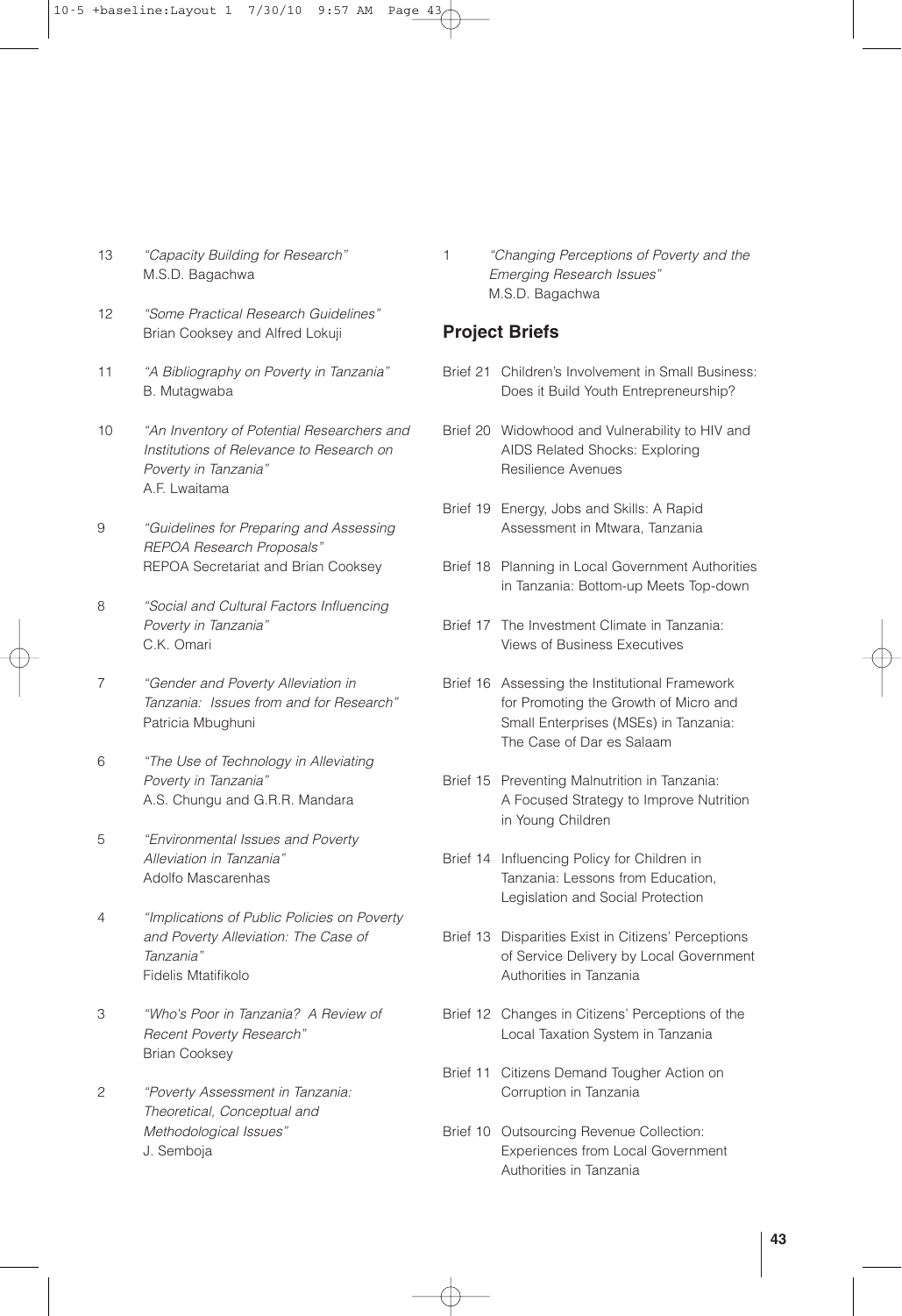13 *"Capacity Building for Research"*
M.S.D. Bagachwa

12 *"Some Practical Research Guidelines"*
Brian Cooksey and Alfred Lokuji

11 *"A Bibliography on Poverty in Tanzania"*
B. Mutagwaba

10 *"An Inventory of Potential Researchers and Institutions of Relevance to Research on Poverty in Tanzania"*
A.F. Lwaitama

9 *"Guidelines for Preparing and Assessing REPOA Research Proposals"*
REPOA Secretariat and Brian Cooksey

8 *"Social and Cultural Factors Influencing Poverty in Tanzania"*
C.K. Omari

7 *"Gender and Poverty Alleviation in Tanzania: Issues from and for Research"*
Patricia Mbughuni

6 *"The Use of Technology in Alleviating Poverty in Tanzania"*
A.S. Chungu and G.R.R. Mandara

5 *"Environmental Issues and Poverty Alleviation in Tanzania"*
Adolfo Mascarenhas

4 *"Implications of Public Policies on Poverty and Poverty Alleviation: The Case of Tanzania"*
Fidelis Mtatifikolo

3 *"Who's Poor in Tanzania? A Review of Recent Poverty Research"*
Brian Cooksey

2 *"Poverty Assessment in Tanzania: Theoretical, Conceptual and Methodological Issues"*
J. Semboja

1 *"Changing Perceptions of Poverty and the Emerging Research Issues"*
M.S.D. Bagachwa

## Project Briefs

Brief 21 Children's Involvement in Small Business: Does it Build Youth Entrepreneurship?

Brief 20 Widowhood and Vulnerability to HIV and AIDS Related Shocks: Exploring Resilience Avenues

Brief 19 Energy, Jobs and Skills: A Rapid Assessment in Mtwara, Tanzania

Brief 18 Planning in Local Government Authorities in Tanzania: Bottom-up Meets Top-down

Brief 17 The Investment Climate in Tanzania: Views of Business Executives

Brief 16 Assessing the Institutional Framework for Promoting the Growth of Micro and Small Enterprises (MSEs) in Tanzania: The Case of Dar es Salaam

Brief 15 Preventing Malnutrition in Tanzania: A Focused Strategy to Improve Nutrition in Young Children

Brief 14 Influencing Policy for Children in Tanzania: Lessons from Education, Legislation and Social Protection

Brief 13 Disparities Exist in Citizens' Perceptions of Service Delivery by Local Government Authorities in Tanzania

Brief 12 Changes in Citizens' Perceptions of the Local Taxation System in Tanzania

Brief 11 Citizens Demand Tougher Action on Corruption in Tanzania

Brief 10 Outsourcing Revenue Collection: Experiences from Local Government Authorities in Tanzania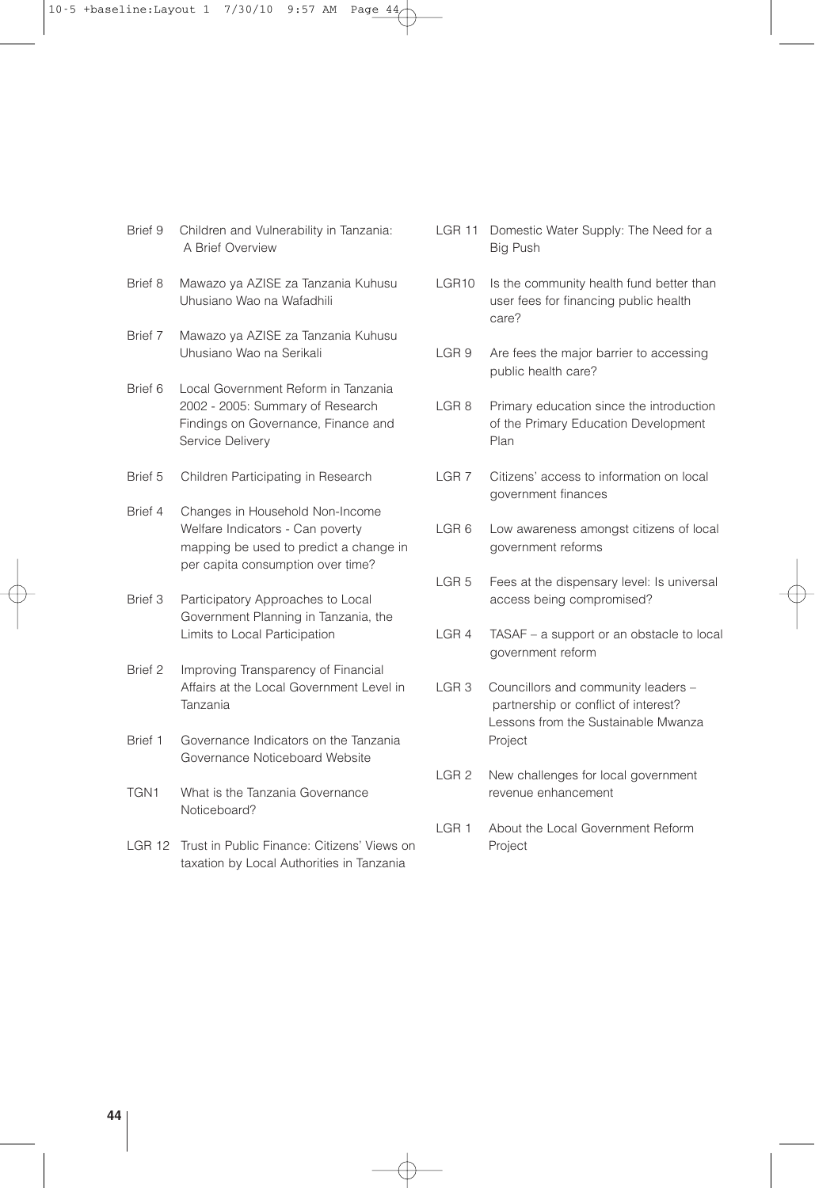Brief 9 Children and Vulnerability in Tanzania: A Brief Overview

Brief 8 Mawazo ya AZISE za Tanzania Kuhusu Uhusiano Wao na Wafadhili

Brief 7 Mawazo ya AZISE za Tanzania Kuhusu Uhusiano Wao na Serikali

Brief 6 Local Government Reform in Tanzania 2002 - 2005: Summary of Research Findings on Governance, Finance and Service Delivery

Brief 5 Children Participating in Research

Brief 4 Changes in Household Non-Income Welfare Indicators - Can poverty mapping be used to predict a change in per capita consumption over time?

Brief 3 Participatory Approaches to Local Government Planning in Tanzania, the Limits to Local Participation

Brief 2 Improving Transparency of Financial Affairs at the Local Government Level in Tanzania

Brief 1 Governance Indicators on the Tanzania Governance Noticeboard Website

TGN1 What is the Tanzania Governance Noticeboard?

LGR 12 Trust in Public Finance: Citizens' Views on taxation by Local Authorities in Tanzania

LGR 11 Domestic Water Supply: The Need for a Big Push

LGR10 Is the community health fund better than user fees for financing public health care?

LGR 9 Are fees the major barrier to accessing public health care?

LGR 8 Primary education since the introduction of the Primary Education Development Plan

LGR 7 Citizens' access to information on local government finances

LGR 6 Low awareness amongst citizens of local government reforms

LGR 5 Fees at the dispensary level: Is universal access being compromised?

LGR 4 TASAF – a support or an obstacle to local government reform

LGR 3 Councillors and community leaders – partnership or conflict of interest? Lessons from the Sustainable Mwanza Project

LGR 2 New challenges for local government revenue enhancement

LGR 1 About the Local Government Reform Project